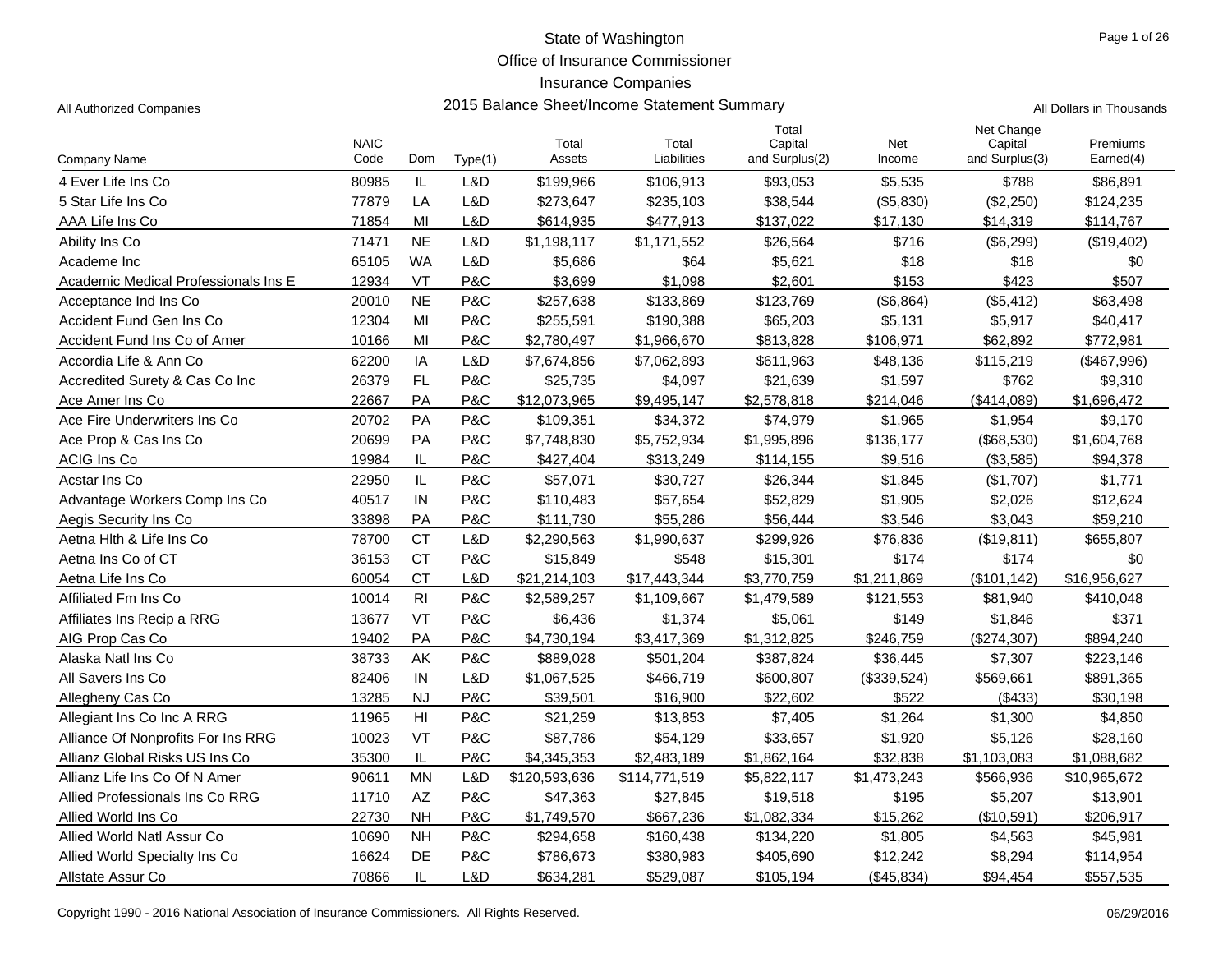# State of Washington
## Office of Insurance Commissioner
## Insurance Companies
### 2015 Balance Sheet/Income Statement Summary

All Authorized Companies

All Dollars in Thousands

| Company Name | NAIC Code | Dom | Type(1) | Total Assets | Total Liabilities | Total Capital and Surplus(2) | Net Income | Net Change Capital and Surplus(3) | Premiums Earned(4) |
|---|---|---|---|---|---|---|---|---|---|
| 4 Ever Life Ins Co | 80985 | IL | L&D | $199,966 | $106,913 | $93,053 | $5,535 | $788 | $86,891 |
| 5 Star Life Ins Co | 77879 | LA | L&D | $273,647 | $235,103 | $38,544 | ($5,830) | ($2,250) | $124,235 |
| AAA Life Ins Co | 71854 | MI | L&D | $614,935 | $477,913 | $137,022 | $17,130 | $14,319 | $114,767 |
| Ability Ins Co | 71471 | NE | L&D | $1,198,117 | $1,171,552 | $26,564 | $716 | ($6,299) | ($19,402) |
| Academe Inc | 65105 | WA | L&D | $5,686 | $64 | $5,621 | $18 | $18 | $0 |
| Academic Medical Professionals Ins E | 12934 | VT | P&C | $3,699 | $1,098 | $2,601 | $153 | $423 | $507 |
| Acceptance Ind Ins Co | 20010 | NE | P&C | $257,638 | $133,869 | $123,769 | ($6,864) | ($5,412) | $63,498 |
| Accident Fund Gen Ins Co | 12304 | MI | P&C | $255,591 | $190,388 | $65,203 | $5,131 | $5,917 | $40,417 |
| Accident Fund Ins Co of Amer | 10166 | MI | P&C | $2,780,497 | $1,966,670 | $813,828 | $106,971 | $62,892 | $772,981 |
| Accordia Life & Ann Co | 62200 | IA | L&D | $7,674,856 | $7,062,893 | $611,963 | $48,136 | $115,219 | ($467,996) |
| Accredited Surety & Cas Co Inc | 26379 | FL | P&C | $25,735 | $4,097 | $21,639 | $1,597 | $762 | $9,310 |
| Ace Amer Ins Co | 22667 | PA | P&C | $12,073,965 | $9,495,147 | $2,578,818 | $214,046 | ($414,089) | $1,696,472 |
| Ace Fire Underwriters Ins Co | 20702 | PA | P&C | $109,351 | $34,372 | $74,979 | $1,965 | $1,954 | $9,170 |
| Ace Prop & Cas Ins Co | 20699 | PA | P&C | $7,748,830 | $5,752,934 | $1,995,896 | $136,177 | ($68,530) | $1,604,768 |
| ACIG Ins Co | 19984 | IL | P&C | $427,404 | $313,249 | $114,155 | $9,516 | ($3,585) | $94,378 |
| Acstar Ins Co | 22950 | IL | P&C | $57,071 | $30,727 | $26,344 | $1,845 | ($1,707) | $1,771 |
| Advantage Workers Comp Ins Co | 40517 | IN | P&C | $110,483 | $57,654 | $52,829 | $1,905 | $2,026 | $12,624 |
| Aegis Security Ins Co | 33898 | PA | P&C | $111,730 | $55,286 | $56,444 | $3,546 | $3,043 | $59,210 |
| Aetna Hlth & Life Ins Co | 78700 | CT | L&D | $2,290,563 | $1,990,637 | $299,926 | $76,836 | ($19,811) | $655,807 |
| Aetna Ins Co of CT | 36153 | CT | P&C | $15,849 | $548 | $15,301 | $174 | $174 | $0 |
| Aetna Life Ins Co | 60054 | CT | L&D | $21,214,103 | $17,443,344 | $3,770,759 | $1,211,869 | ($101,142) | $16,956,627 |
| Affiliated Fm Ins Co | 10014 | RI | P&C | $2,589,257 | $1,109,667 | $1,479,589 | $121,553 | $81,940 | $410,048 |
| Affiliates Ins Recip a RRG | 13677 | VT | P&C | $6,436 | $1,374 | $5,061 | $149 | $1,846 | $371 |
| AIG Prop Cas Co | 19402 | PA | P&C | $4,730,194 | $3,417,369 | $1,312,825 | $246,759 | ($274,307) | $894,240 |
| Alaska Natl Ins Co | 38733 | AK | P&C | $889,028 | $501,204 | $387,824 | $36,445 | $7,307 | $223,146 |
| All Savers Ins Co | 82406 | IN | L&D | $1,067,525 | $466,719 | $600,807 | ($339,524) | $569,661 | $891,365 |
| Allegheny Cas Co | 13285 | NJ | P&C | $39,501 | $16,900 | $22,602 | $522 | ($433) | $30,198 |
| Allegiant Ins Co Inc A RRG | 11965 | HI | P&C | $21,259 | $13,853 | $7,405 | $1,264 | $1,300 | $4,850 |
| Alliance Of Nonprofits For Ins RRG | 10023 | VT | P&C | $87,786 | $54,129 | $33,657 | $1,920 | $5,126 | $28,160 |
| Allianz Global Risks US Ins Co | 35300 | IL | P&C | $4,345,353 | $2,483,189 | $1,862,164 | $32,838 | $1,103,083 | $1,088,682 |
| Allianz Life Ins Co Of N Amer | 90611 | MN | L&D | $120,593,636 | $114,771,519 | $5,822,117 | $1,473,243 | $566,936 | $10,965,672 |
| Allied Professionals Ins Co RRG | 11710 | AZ | P&C | $47,363 | $27,845 | $19,518 | $195 | $5,207 | $13,901 |
| Allied World Ins Co | 22730 | NH | P&C | $1,749,570 | $667,236 | $1,082,334 | $15,262 | ($10,591) | $206,917 |
| Allied World Natl Assur Co | 10690 | NH | P&C | $294,658 | $160,438 | $134,220 | $1,805 | $4,563 | $45,981 |
| Allied World Specialty Ins Co | 16624 | DE | P&C | $786,673 | $380,983 | $405,690 | $12,242 | $8,294 | $114,954 |
| Allstate Assur Co | 70866 | IL | L&D | $634,281 | $529,087 | $105,194 | ($45,834) | $94,454 | $557,535 |

Copyright 1990 - 2016 National Association of Insurance Commissioners. All Rights Reserved.

06/29/2016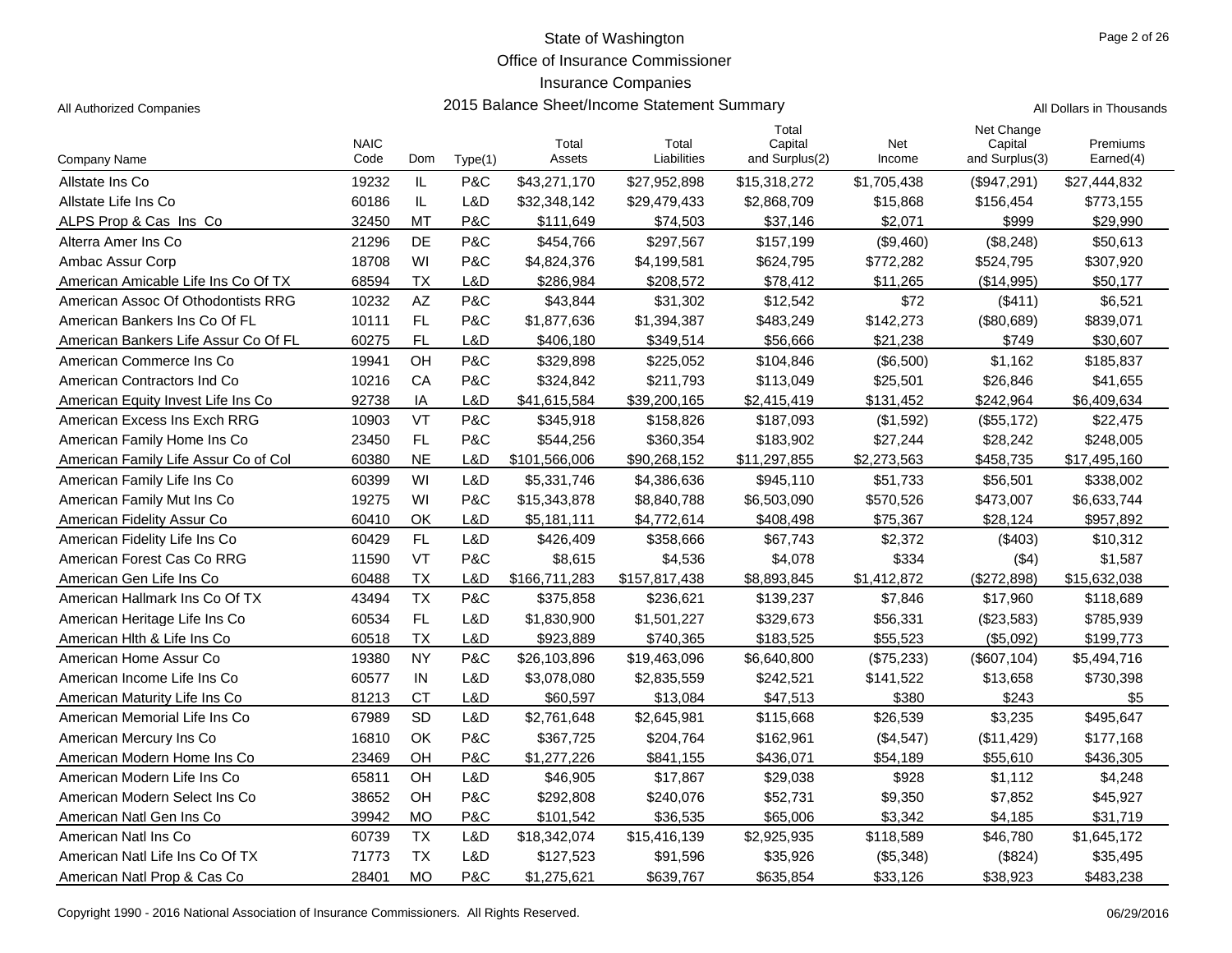# State of Washington
## Office of Insurance Commissioner
## Insurance Companies
### 2015 Balance Sheet/Income Statement Summary

All Authorized Companies

All Dollars in Thousands

| Company Name | NAIC Code | Dom | Type(1) | Total Assets | Total Liabilities | Total Capital and Surplus(2) | Net Income | Net Change Capital and Surplus(3) | Premiums Earned(4) |
|---|---|---|---|---|---|---|---|---|---|
| Allstate Ins Co | 19232 | IL | P&C | $43,271,170 | $27,952,898 | $15,318,272 | $1,705,438 | ($947,291) | $27,444,832 |
| Allstate Life Ins Co | 60186 | IL | L&D | $32,348,142 | $29,479,433 | $2,868,709 | $15,868 | $156,454 | $773,155 |
| ALPS Prop & Cas Ins Co | 32450 | MT | P&C | $111,649 | $74,503 | $37,146 | $2,071 | $999 | $29,990 |
| Alterra Amer Ins Co | 21296 | DE | P&C | $454,766 | $297,567 | $157,199 | ($9,460) | ($8,248) | $50,613 |
| Ambac Assur Corp | 18708 | WI | P&C | $4,824,376 | $4,199,581 | $624,795 | $772,282 | $524,795 | $307,920 |
| American Amicable Life Ins Co Of TX | 68594 | TX | L&D | $286,984 | $208,572 | $78,412 | $11,265 | ($14,995) | $50,177 |
| American Assoc Of Othodontists RRG | 10232 | AZ | P&C | $43,844 | $31,302 | $12,542 | $72 | ($411) | $6,521 |
| American Bankers Ins Co Of FL | 10111 | FL | P&C | $1,877,636 | $1,394,387 | $483,249 | $142,273 | ($80,689) | $839,071 |
| American Bankers Life Assur Co Of FL | 60275 | FL | L&D | $406,180 | $349,514 | $56,666 | $21,238 | $749 | $30,607 |
| American Commerce Ins Co | 19941 | OH | P&C | $329,898 | $225,052 | $104,846 | ($6,500) | $1,162 | $185,837 |
| American Contractors Ind Co | 10216 | CA | P&C | $324,842 | $211,793 | $113,049 | $25,501 | $26,846 | $41,655 |
| American Equity Invest Life Ins Co | 92738 | IA | L&D | $41,615,584 | $39,200,165 | $2,415,419 | $131,452 | $242,964 | $6,409,634 |
| American Excess Ins Exch RRG | 10903 | VT | P&C | $345,918 | $158,826 | $187,093 | ($1,592) | ($55,172) | $22,475 |
| American Family Home Ins Co | 23450 | FL | P&C | $544,256 | $360,354 | $183,902 | $27,244 | $28,242 | $248,005 |
| American Family Life Assur Co of Col | 60380 | NE | L&D | $101,566,006 | $90,268,152 | $11,297,855 | $2,273,563 | $458,735 | $17,495,160 |
| American Family Life Ins Co | 60399 | WI | L&D | $5,331,746 | $4,386,636 | $945,110 | $51,733 | $56,501 | $338,002 |
| American Family Mut Ins Co | 19275 | WI | P&C | $15,343,878 | $8,840,788 | $6,503,090 | $570,526 | $473,007 | $6,633,744 |
| American Fidelity Assur Co | 60410 | OK | L&D | $5,181,111 | $4,772,614 | $408,498 | $75,367 | $28,124 | $957,892 |
| American Fidelity Life Ins Co | 60429 | FL | L&D | $426,409 | $358,666 | $67,743 | $2,372 | ($403) | $10,312 |
| American Forest Cas Co RRG | 11590 | VT | P&C | $8,615 | $4,536 | $4,078 | $334 | ($4) | $1,587 |
| American Gen Life Ins Co | 60488 | TX | L&D | $166,711,283 | $157,817,438 | $8,893,845 | $1,412,872 | ($272,898) | $15,632,038 |
| American Hallmark Ins Co Of TX | 43494 | TX | P&C | $375,858 | $236,621 | $139,237 | $7,846 | $17,960 | $118,689 |
| American Heritage Life Ins Co | 60534 | FL | L&D | $1,830,900 | $1,501,227 | $329,673 | $56,331 | ($23,583) | $785,939 |
| American Hlth & Life Ins Co | 60518 | TX | L&D | $923,889 | $740,365 | $183,525 | $55,523 | ($5,092) | $199,773 |
| American Home Assur Co | 19380 | NY | P&C | $26,103,896 | $19,463,096 | $6,640,800 | ($75,233) | ($607,104) | $5,494,716 |
| American Income Life Ins Co | 60577 | IN | L&D | $3,078,080 | $2,835,559 | $242,521 | $141,522 | $13,658 | $730,398 |
| American Maturity Life Ins Co | 81213 | CT | L&D | $60,597 | $13,084 | $47,513 | $380 | $243 | $5 |
| American Memorial Life Ins Co | 67989 | SD | L&D | $2,761,648 | $2,645,981 | $115,668 | $26,539 | $3,235 | $495,647 |
| American Mercury Ins Co | 16810 | OK | P&C | $367,725 | $204,764 | $162,961 | ($4,547) | ($11,429) | $177,168 |
| American Modern Home Ins Co | 23469 | OH | P&C | $1,277,226 | $841,155 | $436,071 | $54,189 | $55,610 | $436,305 |
| American Modern Life Ins Co | 65811 | OH | L&D | $46,905 | $17,867 | $29,038 | $928 | $1,112 | $4,248 |
| American Modern Select Ins Co | 38652 | OH | P&C | $292,808 | $240,076 | $52,731 | $9,350 | $7,852 | $45,927 |
| American Natl Gen Ins Co | 39942 | MO | P&C | $101,542 | $36,535 | $65,006 | $3,342 | $4,185 | $31,719 |
| American Natl Ins Co | 60739 | TX | L&D | $18,342,074 | $15,416,139 | $2,925,935 | $118,589 | $46,780 | $1,645,172 |
| American Natl Life Ins Co Of TX | 71773 | TX | L&D | $127,523 | $91,596 | $35,926 | ($5,348) | ($824) | $35,495 |
| American Natl Prop & Cas Co | 28401 | MO | P&C | $1,275,621 | $639,767 | $635,854 | $33,126 | $38,923 | $483,238 |

Copyright 1990 - 2016 National Association of Insurance Commissioners. All Rights Reserved.

06/29/2016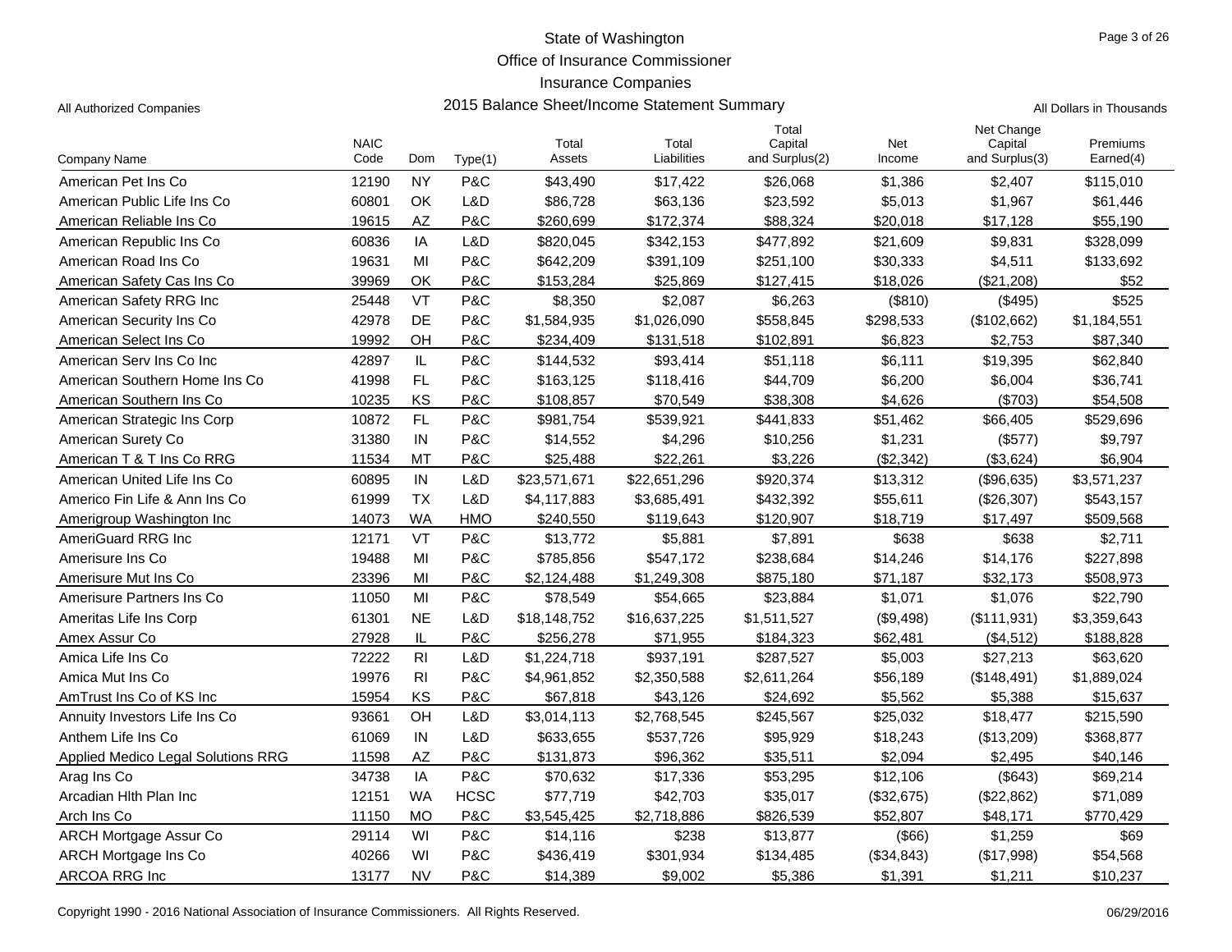# State of Washington
## Office of Insurance Commissioner
## Insurance Companies
## 2015 Balance Sheet/Income Statement Summary

All Authorized Companies

All Dollars in Thousands

| Company Name | NAIC Code | Dom | Type(1) | Total Assets | Total Liabilities | Total Capital and Surplus(2) | Net Income | Net Change Capital and Surplus(3) | Premiums Earned(4) |
|---|---|---|---|---|---|---|---|---|---|
| American Pet Ins Co | 12190 | NY | P&C | $43,490 | $17,422 | $26,068 | $1,386 | $2,407 | $115,010 |
| American Public Life Ins Co | 60801 | OK | L&D | $86,728 | $63,136 | $23,592 | $5,013 | $1,967 | $61,446 |
| American Reliable Ins Co | 19615 | AZ | P&C | $260,699 | $172,374 | $88,324 | $20,018 | $17,128 | $55,190 |
| American Republic Ins Co | 60836 | IA | L&D | $820,045 | $342,153 | $477,892 | $21,609 | $9,831 | $328,099 |
| American Road Ins Co | 19631 | MI | P&C | $642,209 | $391,109 | $251,100 | $30,333 | $4,511 | $133,692 |
| American Safety Cas Ins Co | 39969 | OK | P&C | $153,284 | $25,869 | $127,415 | $18,026 | ($21,208) | $52 |
| American Safety RRG Inc | 25448 | VT | P&C | $8,350 | $2,087 | $6,263 | ($810) | ($495) | $525 |
| American Security Ins Co | 42978 | DE | P&C | $1,584,935 | $1,026,090 | $558,845 | $298,533 | ($102,662) | $1,184,551 |
| American Select Ins Co | 19992 | OH | P&C | $234,409 | $131,518 | $102,891 | $6,823 | $2,753 | $87,340 |
| American Serv Ins Co Inc | 42897 | IL | P&C | $144,532 | $93,414 | $51,118 | $6,111 | $19,395 | $62,840 |
| American Southern Home Ins Co | 41998 | FL | P&C | $163,125 | $118,416 | $44,709 | $6,200 | $6,004 | $36,741 |
| American Southern Ins Co | 10235 | KS | P&C | $108,857 | $70,549 | $38,308 | $4,626 | ($703) | $54,508 |
| American Strategic Ins Corp | 10872 | FL | P&C | $981,754 | $539,921 | $441,833 | $51,462 | $66,405 | $529,696 |
| American Surety Co | 31380 | IN | P&C | $14,552 | $4,296 | $10,256 | $1,231 | ($577) | $9,797 |
| American T & T Ins Co RRG | 11534 | MT | P&C | $25,488 | $22,261 | $3,226 | ($2,342) | ($3,624) | $6,904 |
| American United Life Ins Co | 60895 | IN | L&D | $23,571,671 | $22,651,296 | $920,374 | $13,312 | ($96,635) | $3,571,237 |
| Americo Fin Life & Ann Ins Co | 61999 | TX | L&D | $4,117,883 | $3,685,491 | $432,392 | $55,611 | ($26,307) | $543,157 |
| Amerigroup Washington Inc | 14073 | WA | HMO | $240,550 | $119,643 | $120,907 | $18,719 | $17,497 | $509,568 |
| AmeriGuard RRG Inc | 12171 | VT | P&C | $13,772 | $5,881 | $7,891 | $638 | $638 | $2,711 |
| Amerisure Ins Co | 19488 | MI | P&C | $785,856 | $547,172 | $238,684 | $14,246 | $14,176 | $227,898 |
| Amerisure Mut Ins Co | 23396 | MI | P&C | $2,124,488 | $1,249,308 | $875,180 | $71,187 | $32,173 | $508,973 |
| Amerisure Partners Ins Co | 11050 | MI | P&C | $78,549 | $54,665 | $23,884 | $1,071 | $1,076 | $22,790 |
| Ameritas Life Ins Corp | 61301 | NE | L&D | $18,148,752 | $16,637,225 | $1,511,527 | ($9,498) | ($111,931) | $3,359,643 |
| Amex Assur Co | 27928 | IL | P&C | $256,278 | $71,955 | $184,323 | $62,481 | ($4,512) | $188,828 |
| Amica Life Ins Co | 72222 | RI | L&D | $1,224,718 | $937,191 | $287,527 | $5,003 | $27,213 | $63,620 |
| Amica Mut Ins Co | 19976 | RI | P&C | $4,961,852 | $2,350,588 | $2,611,264 | $56,189 | ($148,491) | $1,889,024 |
| AmTrust Ins Co of KS Inc | 15954 | KS | P&C | $67,818 | $43,126 | $24,692 | $5,562 | $5,388 | $15,637 |
| Annuity Investors Life Ins Co | 93661 | OH | L&D | $3,014,113 | $2,768,545 | $245,567 | $25,032 | $18,477 | $215,590 |
| Anthem Life Ins Co | 61069 | IN | L&D | $633,655 | $537,726 | $95,929 | $18,243 | ($13,209) | $368,877 |
| Applied Medico Legal Solutions RRG | 11598 | AZ | P&C | $131,873 | $96,362 | $35,511 | $2,094 | $2,495 | $40,146 |
| Arag Ins Co | 34738 | IA | P&C | $70,632 | $17,336 | $53,295 | $12,106 | ($643) | $69,214 |
| Arcadian Hlth Plan Inc | 12151 | WA | HCSC | $77,719 | $42,703 | $35,017 | ($32,675) | ($22,862) | $71,089 |
| Arch Ins Co | 11150 | MO | P&C | $3,545,425 | $2,718,886 | $826,539 | $52,807 | $48,171 | $770,429 |
| ARCH Mortgage Assur Co | 29114 | WI | P&C | $14,116 | $238 | $13,877 | ($66) | $1,259 | $69 |
| ARCH Mortgage Ins Co | 40266 | WI | P&C | $436,419 | $301,934 | $134,485 | ($34,843) | ($17,998) | $54,568 |
| ARCOA RRG Inc | 13177 | NV | P&C | $14,389 | $9,002 | $5,386 | $1,391 | $1,211 | $10,237 |

Copyright 1990 - 2016 National Association of Insurance Commissioners. All Rights Reserved.

06/29/2016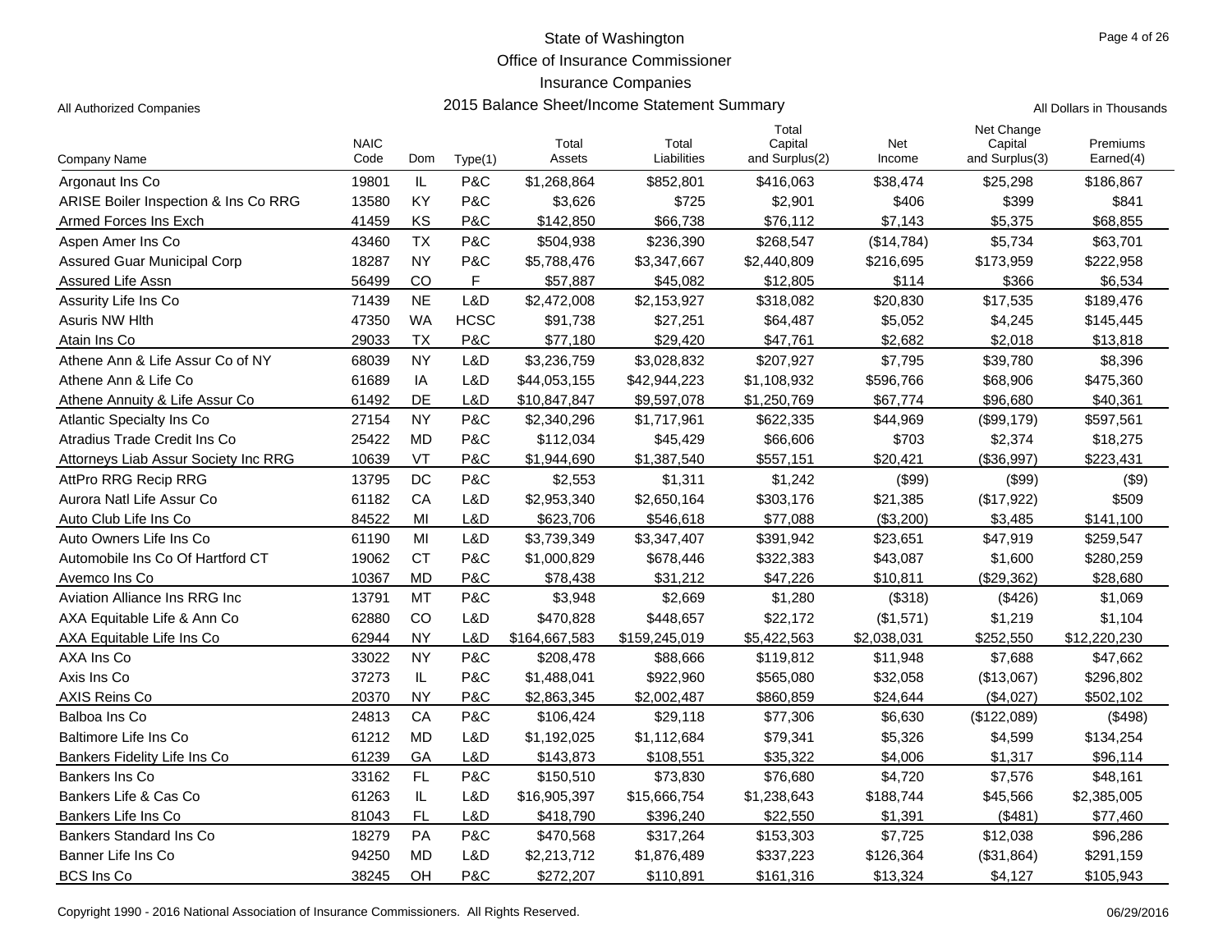# State of Washington
## Office of Insurance Commissioner
## Insurance Companies
## 2015 Balance Sheet/Income Statement Summary

All Authorized Companies

All Dollars in Thousands

| Company Name | NAIC Code | Dom | Type(1) | Total Assets | Total Liabilities | Total Capital and Surplus(2) | Net Income | Net Change Capital and Surplus(3) | Premiums Earned(4) |
|---|---|---|---|---|---|---|---|---|---|
| Argonaut Ins Co | 19801 | IL | P&C | $1,268,864 | $852,801 | $416,063 | $38,474 | $25,298 | $186,867 |
| ARISE Boiler Inspection & Ins Co RRG | 13580 | KY | P&C | $3,626 | $725 | $2,901 | $406 | $399 | $841 |
| Armed Forces Ins Exch | 41459 | KS | P&C | $142,850 | $66,738 | $76,112 | $7,143 | $5,375 | $68,855 |
| Aspen Amer Ins Co | 43460 | TX | P&C | $504,938 | $236,390 | $268,547 | ($14,784) | $5,734 | $63,701 |
| Assured Guar Municipal Corp | 18287 | NY | P&C | $5,788,476 | $3,347,667 | $2,440,809 | $216,695 | $173,959 | $222,958 |
| Assured Life Assn | 56499 | CO | F | $57,887 | $45,082 | $12,805 | $114 | $366 | $6,534 |
| Assurity Life Ins Co | 71439 | NE | L&D | $2,472,008 | $2,153,927 | $318,082 | $20,830 | $17,535 | $189,476 |
| Asuris NW Hlth | 47350 | WA | HCSC | $91,738 | $27,251 | $64,487 | $5,052 | $4,245 | $145,445 |
| Atain Ins Co | 29033 | TX | P&C | $77,180 | $29,420 | $47,761 | $2,682 | $2,018 | $13,818 |
| Athene Ann & Life Assur Co of NY | 68039 | NY | L&D | $3,236,759 | $3,028,832 | $207,927 | $7,795 | $39,780 | $8,396 |
| Athene Ann & Life Co | 61689 | IA | L&D | $44,053,155 | $42,944,223 | $1,108,932 | $596,766 | $68,906 | $475,360 |
| Athene Annuity & Life Assur Co | 61492 | DE | L&D | $10,847,847 | $9,597,078 | $1,250,769 | $67,774 | $96,680 | $40,361 |
| Atlantic Specialty Ins Co | 27154 | NY | P&C | $2,340,296 | $1,717,961 | $622,335 | $44,969 | ($99,179) | $597,561 |
| Atradius Trade Credit Ins Co | 25422 | MD | P&C | $112,034 | $45,429 | $66,606 | $703 | $2,374 | $18,275 |
| Attorneys Liab Assur Society Inc RRG | 10639 | VT | P&C | $1,944,690 | $1,387,540 | $557,151 | $20,421 | ($36,997) | $223,431 |
| AttPro RRG Recip RRG | 13795 | DC | P&C | $2,553 | $1,311 | $1,242 | ($99) | ($99) | ($9) |
| Aurora Natl Life Assur Co | 61182 | CA | L&D | $2,953,340 | $2,650,164 | $303,176 | $21,385 | ($17,922) | $509 |
| Auto Club Life Ins Co | 84522 | MI | L&D | $623,706 | $546,618 | $77,088 | ($3,200) | $3,485 | $141,100 |
| Auto Owners Life Ins Co | 61190 | MI | L&D | $3,739,349 | $3,347,407 | $391,942 | $23,651 | $47,919 | $259,547 |
| Automobile Ins Co Of Hartford CT | 19062 | CT | P&C | $1,000,829 | $678,446 | $322,383 | $43,087 | $1,600 | $280,259 |
| Avemco Ins Co | 10367 | MD | P&C | $78,438 | $31,212 | $47,226 | $10,811 | ($29,362) | $28,680 |
| Aviation Alliance Ins RRG Inc | 13791 | MT | P&C | $3,948 | $2,669 | $1,280 | ($318) | ($426) | $1,069 |
| AXA Equitable Life & Ann Co | 62880 | CO | L&D | $470,828 | $448,657 | $22,172 | ($1,571) | $1,219 | $1,104 |
| AXA Equitable Life Ins Co | 62944 | NY | L&D | $164,667,583 | $159,245,019 | $5,422,563 | $2,038,031 | $252,550 | $12,220,230 |
| AXA Ins Co | 33022 | NY | P&C | $208,478 | $88,666 | $119,812 | $11,948 | $7,688 | $47,662 |
| Axis Ins Co | 37273 | IL | P&C | $1,488,041 | $922,960 | $565,080 | $32,058 | ($13,067) | $296,802 |
| AXIS Reins Co | 20370 | NY | P&C | $2,863,345 | $2,002,487 | $860,859 | $24,644 | ($4,027) | $502,102 |
| Balboa Ins Co | 24813 | CA | P&C | $106,424 | $29,118 | $77,306 | $6,630 | ($122,089) | ($498) |
| Baltimore Life Ins Co | 61212 | MD | L&D | $1,192,025 | $1,112,684 | $79,341 | $5,326 | $4,599 | $134,254 |
| Bankers Fidelity Life Ins Co | 61239 | GA | L&D | $143,873 | $108,551 | $35,322 | $4,006 | $1,317 | $96,114 |
| Bankers Ins Co | 33162 | FL | P&C | $150,510 | $73,830 | $76,680 | $4,720 | $7,576 | $48,161 |
| Bankers Life & Cas Co | 61263 | IL | L&D | $16,905,397 | $15,666,754 | $1,238,643 | $188,744 | $45,566 | $2,385,005 |
| Bankers Life Ins Co | 81043 | FL | L&D | $418,790 | $396,240 | $22,550 | $1,391 | ($481) | $77,460 |
| Bankers Standard Ins Co | 18279 | PA | P&C | $470,568 | $317,264 | $153,303 | $7,725 | $12,038 | $96,286 |
| Banner Life Ins Co | 94250 | MD | L&D | $2,213,712 | $1,876,489 | $337,223 | $126,364 | ($31,864) | $291,159 |
| BCS Ins Co | 38245 | OH | P&C | $272,207 | $110,891 | $161,316 | $13,324 | $4,127 | $105,943 |

Copyright 1990 - 2016 National Association of Insurance Commissioners. All Rights Reserved.

06/29/2016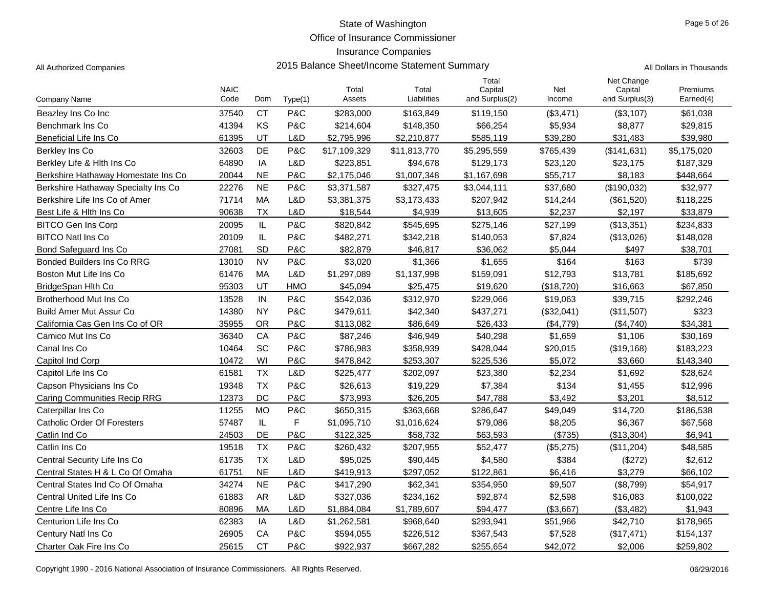State of Washington

Office of Insurance Commissioner

Insurance Companies

All Authorized Companies — 2015 Balance Sheet/Income Statement Summary — All Dollars in Thousands

| Company Name | NAIC Code | Dom | Type(1) | Total Assets | Total Liabilities | Total Capital and Surplus(2) | Net Income | Net Change Capital and Surplus(3) | Premiums Earned(4) |
|---|---|---|---|---|---|---|---|---|---|
| Beazley Ins Co Inc | 37540 | CT | P&C | $283,000 | $163,849 | $119,150 | ($3,471) | ($3,107) | $61,038 |
| Benchmark Ins Co | 41394 | KS | P&C | $214,604 | $148,350 | $66,254 | $5,934 | $8,877 | $29,815 |
| Beneficial Life Ins Co | 61395 | UT | L&D | $2,795,996 | $2,210,877 | $585,119 | $39,280 | $31,483 | $39,980 |
| Berkley Ins Co | 32603 | DE | P&C | $17,109,329 | $11,813,770 | $5,295,559 | $765,439 | ($141,631) | $5,175,020 |
| Berkley Life & Hlth Ins Co | 64890 | IA | L&D | $223,851 | $94,678 | $129,173 | $23,120 | $23,175 | $187,329 |
| Berkshire Hathaway Homestate Ins Co | 20044 | NE | P&C | $2,175,046 | $1,007,348 | $1,167,698 | $55,717 | $8,183 | $448,664 |
| Berkshire Hathaway Specialty Ins Co | 22276 | NE | P&C | $3,371,587 | $327,475 | $3,044,111 | $37,680 | ($190,032) | $32,977 |
| Berkshire Life Ins Co of Amer | 71714 | MA | L&D | $3,381,375 | $3,173,433 | $207,942 | $14,244 | ($61,520) | $118,225 |
| Best Life & Hlth Ins Co | 90638 | TX | L&D | $18,544 | $4,939 | $13,605 | $2,237 | $2,197 | $33,879 |
| BITCO Gen Ins Corp | 20095 | IL | P&C | $820,842 | $545,695 | $275,146 | $27,199 | ($13,351) | $234,833 |
| BITCO Natl Ins Co | 20109 | IL | P&C | $482,271 | $342,218 | $140,053 | $7,824 | ($13,026) | $148,028 |
| Bond Safeguard Ins Co | 27081 | SD | P&C | $82,879 | $46,817 | $36,062 | $5,044 | $497 | $38,701 |
| Bonded Builders Ins Co RRG | 13010 | NV | P&C | $3,020 | $1,366 | $1,655 | $164 | $163 | $739 |
| Boston Mut Life Ins Co | 61476 | MA | L&D | $1,297,089 | $1,137,998 | $159,091 | $12,793 | $13,781 | $185,692 |
| BridgeSpan Hlth Co | 95303 | UT | HMO | $45,094 | $25,475 | $19,620 | ($18,720) | $16,663 | $67,850 |
| Brotherhood Mut Ins Co | 13528 | IN | P&C | $542,036 | $312,970 | $229,066 | $19,063 | $39,715 | $292,246 |
| Build Amer Mut Assur Co | 14380 | NY | P&C | $479,611 | $42,340 | $437,271 | ($32,041) | ($11,507) | $323 |
| California Cas Gen Ins Co of OR | 35955 | OR | P&C | $113,082 | $86,649 | $26,433 | ($4,779) | ($4,740) | $34,381 |
| Camico Mut Ins Co | 36340 | CA | P&C | $87,246 | $46,949 | $40,298 | $1,659 | $1,106 | $30,169 |
| Canal Ins Co | 10464 | SC | P&C | $786,983 | $358,939 | $428,044 | $20,015 | ($19,168) | $183,223 |
| Capitol Ind Corp | 10472 | WI | P&C | $478,842 | $253,307 | $225,536 | $5,072 | $3,660 | $143,340 |
| Capitol Life Ins Co | 61581 | TX | L&D | $225,477 | $202,097 | $23,380 | $2,234 | $1,692 | $28,624 |
| Capson Physicians Ins Co | 19348 | TX | P&C | $26,613 | $19,229 | $7,384 | $134 | $1,455 | $12,996 |
| Caring Communities Recip RRG | 12373 | DC | P&C | $73,993 | $26,205 | $47,788 | $3,492 | $3,201 | $8,512 |
| Caterpillar Ins Co | 11255 | MO | P&C | $650,315 | $363,668 | $286,647 | $49,049 | $14,720 | $186,538 |
| Catholic Order Of Foresters | 57487 | IL | F | $1,095,710 | $1,016,624 | $79,086 | $8,205 | $6,367 | $67,568 |
| Catlin Ind Co | 24503 | DE | P&C | $122,325 | $58,732 | $63,593 | ($735) | ($13,304) | $6,941 |
| Catlin Ins Co | 19518 | TX | P&C | $260,432 | $207,955 | $52,477 | ($5,275) | ($11,204) | $48,585 |
| Central Security Life Ins Co | 61735 | TX | L&D | $95,025 | $90,445 | $4,580 | $384 | ($272) | $2,612 |
| Central States H & L Co Of Omaha | 61751 | NE | L&D | $419,913 | $297,052 | $122,861 | $6,416 | $3,279 | $66,102 |
| Central States Ind Co Of Omaha | 34274 | NE | P&C | $417,290 | $62,341 | $354,950 | $9,507 | ($8,799) | $54,917 |
| Central United Life Ins Co | 61883 | AR | L&D | $327,036 | $234,162 | $92,874 | $2,598 | $16,083 | $100,022 |
| Centre Life Ins Co | 80896 | MA | L&D | $1,884,084 | $1,789,607 | $94,477 | ($3,667) | ($3,482) | $1,943 |
| Centurion Life Ins Co | 62383 | IA | L&D | $1,262,581 | $968,640 | $293,941 | $51,966 | $42,710 | $178,965 |
| Century Natl Ins Co | 26905 | CA | P&C | $594,055 | $226,512 | $367,543 | $7,528 | ($17,471) | $154,137 |
| Charter Oak Fire Ins Co | 25615 | CT | P&C | $922,937 | $667,282 | $255,654 | $42,072 | $2,006 | $259,802 |

Copyright 1990 - 2016 National Association of Insurance Commissioners. All Rights Reserved.

06/29/2016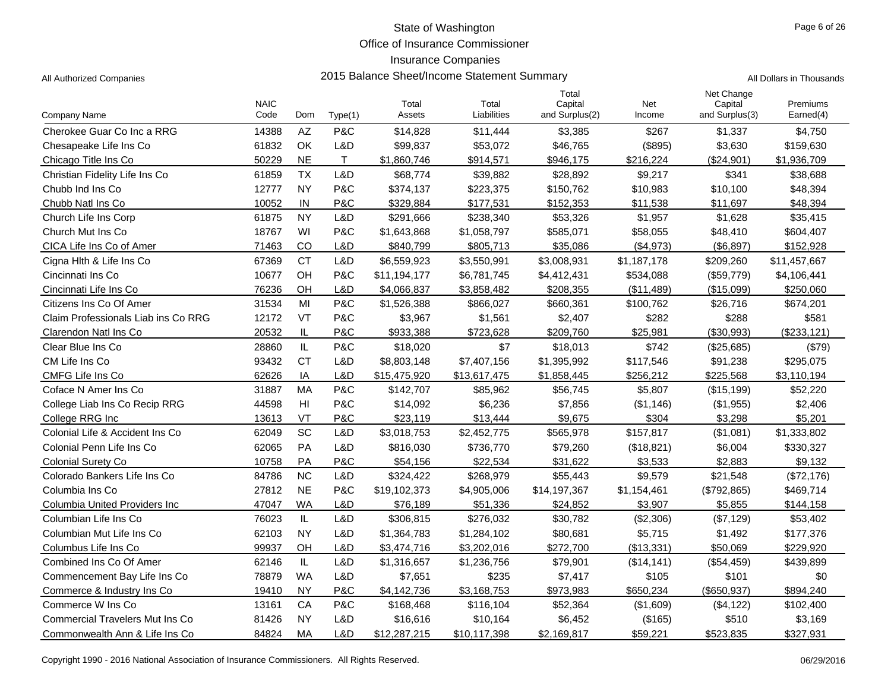State of Washington
Office of Insurance Commissioner
Insurance Companies
2015 Balance Sheet/Income Statement Summary

All Authorized Companies | All Dollars in Thousands

| Company Name | NAIC Code | Dom | Type(1) | Total Assets | Total Liabilities | Total Capital and Surplus(2) | Net Income | Net Change Capital and Surplus(3) | Premiums Earned(4) |
|---|---|---|---|---|---|---|---|---|---|
| Cherokee Guar Co Inc a RRG | 14388 | AZ | P&C | $14,828 | $11,444 | $3,385 | $267 | $1,337 | $4,750 |
| Chesapeake Life Ins Co | 61832 | OK | L&D | $99,837 | $53,072 | $46,765 | ($895) | $3,630 | $159,630 |
| Chicago Title Ins Co | 50229 | NE | T | $1,860,746 | $914,571 | $946,175 | $216,224 | ($24,901) | $1,936,709 |
| Christian Fidelity Life Ins Co | 61859 | TX | L&D | $68,774 | $39,882 | $28,892 | $9,217 | $341 | $38,688 |
| Chubb Ind Ins Co | 12777 | NY | P&C | $374,137 | $223,375 | $150,762 | $10,983 | $10,100 | $48,394 |
| Chubb Natl Ins Co | 10052 | IN | P&C | $329,884 | $177,531 | $152,353 | $11,538 | $11,697 | $48,394 |
| Church Life Ins Corp | 61875 | NY | L&D | $291,666 | $238,340 | $53,326 | $1,957 | $1,628 | $35,415 |
| Church Mut Ins Co | 18767 | WI | P&C | $1,643,868 | $1,058,797 | $585,071 | $58,055 | $48,410 | $604,407 |
| CICA Life Ins Co of Amer | 71463 | CO | L&D | $840,799 | $805,713 | $35,086 | ($4,973) | ($6,897) | $152,928 |
| Cigna Hlth & Life Ins Co | 67369 | CT | L&D | $6,559,923 | $3,550,991 | $3,008,931 | $1,187,178 | $209,260 | $11,457,667 |
| Cincinnati Ins Co | 10677 | OH | P&C | $11,194,177 | $6,781,745 | $4,412,431 | $534,088 | ($59,779) | $4,106,441 |
| Cincinnati Life Ins Co | 76236 | OH | L&D | $4,066,837 | $3,858,482 | $208,355 | ($11,489) | ($15,099) | $250,060 |
| Citizens Ins Co Of Amer | 31534 | MI | P&C | $1,526,388 | $866,027 | $660,361 | $100,762 | $26,716 | $674,201 |
| Claim Professionals Liab ins Co RRG | 12172 | VT | P&C | $3,967 | $1,561 | $2,407 | $282 | $288 | $581 |
| Clarendon Natl Ins Co | 20532 | IL | P&C | $933,388 | $723,628 | $209,760 | $25,981 | ($30,993) | ($233,121) |
| Clear Blue Ins Co | 28860 | IL | P&C | $18,020 | $7 | $18,013 | $742 | ($25,685) | ($79) |
| CM Life Ins Co | 93432 | CT | L&D | $8,803,148 | $7,407,156 | $1,395,992 | $117,546 | $91,238 | $295,075 |
| CMFG Life Ins Co | 62626 | IA | L&D | $15,475,920 | $13,617,475 | $1,858,445 | $256,212 | $225,568 | $3,110,194 |
| Coface N Amer Ins Co | 31887 | MA | P&C | $142,707 | $85,962 | $56,745 | $5,807 | ($15,199) | $52,220 |
| College Liab Ins Co Recip RRG | 44598 | HI | P&C | $14,092 | $6,236 | $7,856 | ($1,146) | ($1,955) | $2,406 |
| College RRG Inc | 13613 | VT | P&C | $23,119 | $13,444 | $9,675 | $304 | $3,298 | $5,201 |
| Colonial Life & Accident Ins Co | 62049 | SC | L&D | $3,018,753 | $2,452,775 | $565,978 | $157,817 | ($1,081) | $1,333,802 |
| Colonial Penn Life Ins Co | 62065 | PA | L&D | $816,030 | $736,770 | $79,260 | ($18,821) | $6,004 | $330,327 |
| Colonial Surety Co | 10758 | PA | P&C | $54,156 | $22,534 | $31,622 | $3,533 | $2,883 | $9,132 |
| Colorado Bankers Life Ins Co | 84786 | NC | L&D | $324,422 | $268,979 | $55,443 | $9,579 | $21,548 | ($72,176) |
| Columbia Ins Co | 27812 | NE | P&C | $19,102,373 | $4,905,006 | $14,197,367 | $1,154,461 | ($792,865) | $469,714 |
| Columbia United Providers Inc | 47047 | WA | L&D | $76,189 | $51,336 | $24,852 | $3,907 | $5,855 | $144,158 |
| Columbian Life Ins Co | 76023 | IL | L&D | $306,815 | $276,032 | $30,782 | ($2,306) | ($7,129) | $53,402 |
| Columbian Mut Life Ins Co | 62103 | NY | L&D | $1,364,783 | $1,284,102 | $80,681 | $5,715 | $1,492 | $177,376 |
| Columbus Life Ins Co | 99937 | OH | L&D | $3,474,716 | $3,202,016 | $272,700 | ($13,331) | $50,069 | $229,920 |
| Combined Ins Co Of Amer | 62146 | IL | L&D | $1,316,657 | $1,236,756 | $79,901 | ($14,141) | ($54,459) | $439,899 |
| Commencement Bay Life Ins Co | 78879 | WA | L&D | $7,651 | $235 | $7,417 | $105 | $101 | $0 |
| Commerce & Industry Ins Co | 19410 | NY | P&C | $4,142,736 | $3,168,753 | $973,983 | $650,234 | ($650,937) | $894,240 |
| Commerce W Ins Co | 13161 | CA | P&C | $168,468 | $116,104 | $52,364 | ($1,609) | ($4,122) | $102,400 |
| Commercial Travelers Mut Ins Co | 81426 | NY | L&D | $16,616 | $10,164 | $6,452 | ($165) | $510 | $3,169 |
| Commonwealth Ann & Life Ins Co | 84824 | MA | L&D | $12,287,215 | $10,117,398 | $2,169,817 | $59,221 | $523,835 | $327,931 |

Copyright 1990 - 2016 National Association of Insurance Commissioners. All Rights Reserved. 06/29/2016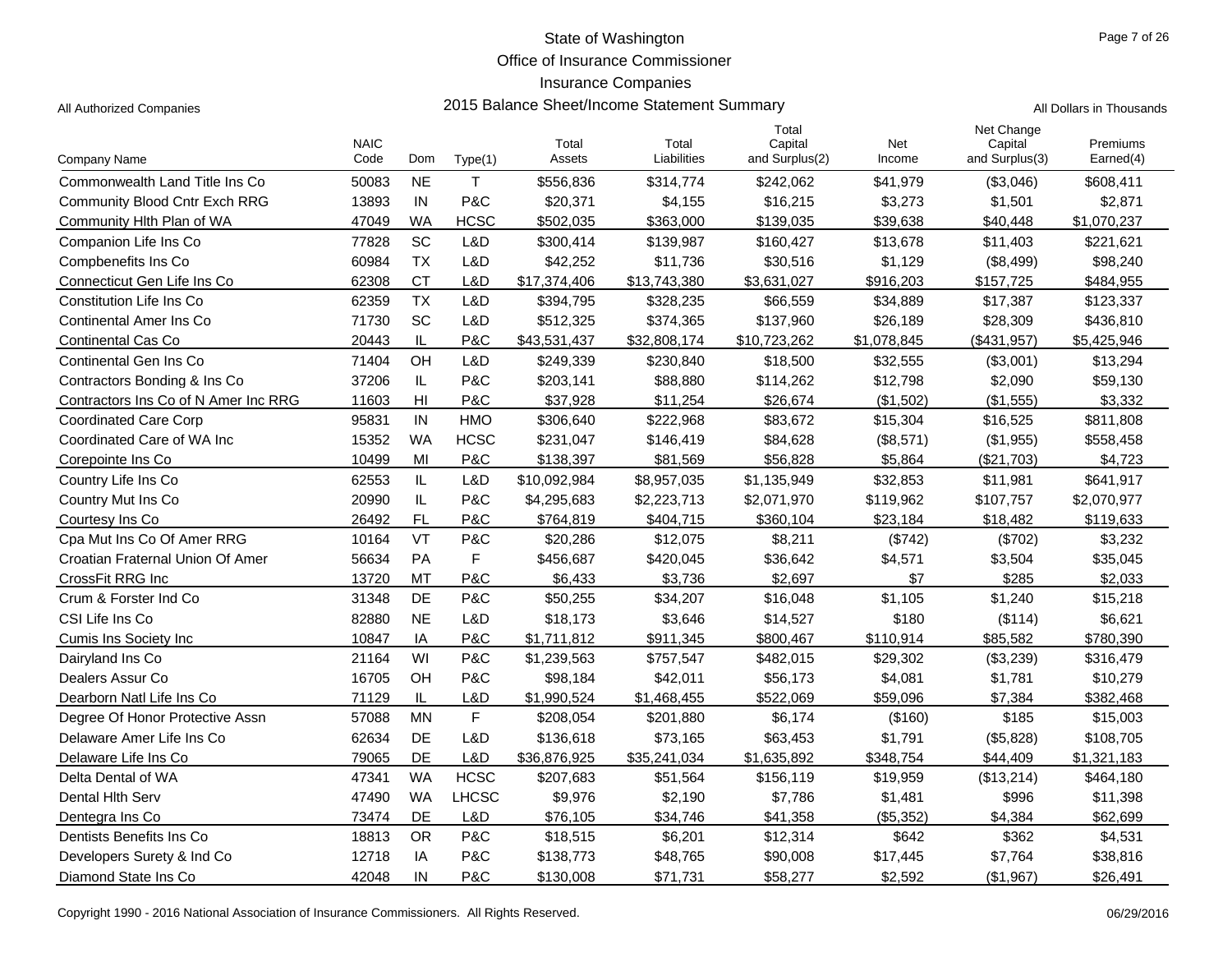State of Washington

Office of Insurance Commissioner

Insurance Companies

All Authorized Companies

2015 Balance Sheet/Income Statement Summary

All Dollars in Thousands

| Company Name | NAIC Code | Dom | Type(1) | Total Assets | Total Liabilities | Total Capital and Surplus(2) | Net Income | Net Change Capital and Surplus(3) | Premiums Earned(4) |
|---|---|---|---|---|---|---|---|---|---|
| Commonwealth Land Title Ins Co | 50083 | NE | T | $556,836 | $314,774 | $242,062 | $41,979 | ($3,046) | $608,411 |
| Community Blood Cntr Exch RRG | 13893 | IN | P&C | $20,371 | $4,155 | $16,215 | $3,273 | $1,501 | $2,871 |
| Community Hlth Plan of WA | 47049 | WA | HCSC | $502,035 | $363,000 | $139,035 | $39,638 | $40,448 | $1,070,237 |
| Companion Life Ins Co | 77828 | SC | L&D | $300,414 | $139,987 | $160,427 | $13,678 | $11,403 | $221,621 |
| Compbenefits Ins Co | 60984 | TX | L&D | $42,252 | $11,736 | $30,516 | $1,129 | ($8,499) | $98,240 |
| Connecticut Gen Life Ins Co | 62308 | CT | L&D | $17,374,406 | $13,743,380 | $3,631,027 | $916,203 | $157,725 | $484,955 |
| Constitution Life Ins Co | 62359 | TX | L&D | $394,795 | $328,235 | $66,559 | $34,889 | $17,387 | $123,337 |
| Continental Amer Ins Co | 71730 | SC | L&D | $512,325 | $374,365 | $137,960 | $26,189 | $28,309 | $436,810 |
| Continental Cas Co | 20443 | IL | P&C | $43,531,437 | $32,808,174 | $10,723,262 | $1,078,845 | ($431,957) | $5,425,946 |
| Continental Gen Ins Co | 71404 | OH | L&D | $249,339 | $230,840 | $18,500 | $32,555 | ($3,001) | $13,294 |
| Contractors Bonding & Ins Co | 37206 | IL | P&C | $203,141 | $88,880 | $114,262 | $12,798 | $2,090 | $59,130 |
| Contractors Ins Co of N Amer Inc RRG | 11603 | HI | P&C | $37,928 | $11,254 | $26,674 | ($1,502) | ($1,555) | $3,332 |
| Coordinated Care Corp | 95831 | IN | HMO | $306,640 | $222,968 | $83,672 | $15,304 | $16,525 | $811,808 |
| Coordinated Care of WA Inc | 15352 | WA | HCSC | $231,047 | $146,419 | $84,628 | ($8,571) | ($1,955) | $558,458 |
| Corepointe Ins Co | 10499 | MI | P&C | $138,397 | $81,569 | $56,828 | $5,864 | ($21,703) | $4,723 |
| Country Life Ins Co | 62553 | IL | L&D | $10,092,984 | $8,957,035 | $1,135,949 | $32,853 | $11,981 | $641,917 |
| Country Mut Ins Co | 20990 | IL | P&C | $4,295,683 | $2,223,713 | $2,071,970 | $119,962 | $107,757 | $2,070,977 |
| Courtesy Ins Co | 26492 | FL | P&C | $764,819 | $404,715 | $360,104 | $23,184 | $18,482 | $119,633 |
| Cpa Mut Ins Co Of Amer RRG | 10164 | VT | P&C | $20,286 | $12,075 | $8,211 | ($742) | ($702) | $3,232 |
| Croatian Fraternal Union Of Amer | 56634 | PA | F | $456,687 | $420,045 | $36,642 | $4,571 | $3,504 | $35,045 |
| CrossFit RRG Inc | 13720 | MT | P&C | $6,433 | $3,736 | $2,697 | $7 | $285 | $2,033 |
| Crum & Forster Ind Co | 31348 | DE | P&C | $50,255 | $34,207 | $16,048 | $1,105 | $1,240 | $15,218 |
| CSI Life Ins Co | 82880 | NE | L&D | $18,173 | $3,646 | $14,527 | $180 | ($114) | $6,621 |
| Cumis Ins Society Inc | 10847 | IA | P&C | $1,711,812 | $911,345 | $800,467 | $110,914 | $85,582 | $780,390 |
| Dairyland Ins Co | 21164 | WI | P&C | $1,239,563 | $757,547 | $482,015 | $29,302 | ($3,239) | $316,479 |
| Dealers Assur Co | 16705 | OH | P&C | $98,184 | $42,011 | $56,173 | $4,081 | $1,781 | $10,279 |
| Dearborn Natl Life Ins Co | 71129 | IL | L&D | $1,990,524 | $1,468,455 | $522,069 | $59,096 | $7,384 | $382,468 |
| Degree Of Honor Protective Assn | 57088 | MN | F | $208,054 | $201,880 | $6,174 | ($160) | $185 | $15,003 |
| Delaware Amer Life Ins Co | 62634 | DE | L&D | $136,618 | $73,165 | $63,453 | $1,791 | ($5,828) | $108,705 |
| Delaware Life Ins Co | 79065 | DE | L&D | $36,876,925 | $35,241,034 | $1,635,892 | $348,754 | $44,409 | $1,321,183 |
| Delta Dental of WA | 47341 | WA | HCSC | $207,683 | $51,564 | $156,119 | $19,959 | ($13,214) | $464,180 |
| Dental Hlth Serv | 47490 | WA | LHCSC | $9,976 | $2,190 | $7,786 | $1,481 | $996 | $11,398 |
| Dentegra Ins Co | 73474 | DE | L&D | $76,105 | $34,746 | $41,358 | ($5,352) | $4,384 | $62,699 |
| Dentists Benefits Ins Co | 18813 | OR | P&C | $18,515 | $6,201 | $12,314 | $642 | $362 | $4,531 |
| Developers Surety & Ind Co | 12718 | IA | P&C | $138,773 | $48,765 | $90,008 | $17,445 | $7,764 | $38,816 |
| Diamond State Ins Co | 42048 | IN | P&C | $130,008 | $71,731 | $58,277 | $2,592 | ($1,967) | $26,491 |

Copyright 1990 - 2016 National Association of Insurance Commissioners. All Rights Reserved.

06/29/2016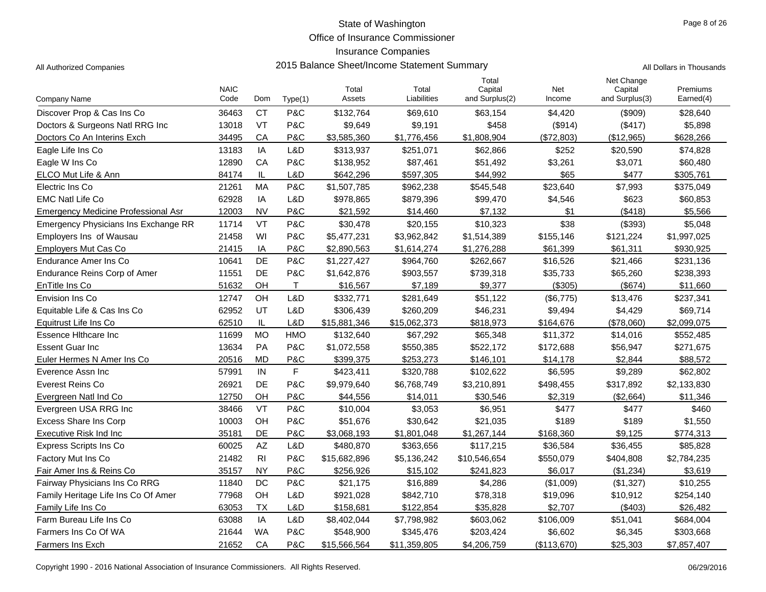# State of Washington
## Office of Insurance Commissioner
## Insurance Companies
## 2015 Balance Sheet/Income Statement Summary

All Authorized Companies

All Dollars in Thousands

| Company Name | NAIC Code | Dom | Type(1) | Total Assets | Total Liabilities | Total Capital and Surplus(2) | Net Income | Net Change Capital and Surplus(3) | Premiums Earned(4) |
|---|---|---|---|---|---|---|---|---|---|
| Discover Prop & Cas Ins Co | 36463 | CT | P&C | $132,764 | $69,610 | $63,154 | $4,420 | ($909) | $28,640 |
| Doctors & Surgeons Natl RRG Inc | 13018 | VT | P&C | $9,649 | $9,191 | $458 | ($914) | ($417) | $5,898 |
| Doctors Co An Interins Exch | 34495 | CA | P&C | $3,585,360 | $1,776,456 | $1,808,904 | ($72,803) | ($12,965) | $628,266 |
| Eagle Life Ins Co | 13183 | IA | L&D | $313,937 | $251,071 | $62,866 | $252 | $20,590 | $74,828 |
| Eagle W Ins Co | 12890 | CA | P&C | $138,952 | $87,461 | $51,492 | $3,261 | $3,071 | $60,480 |
| ELCO Mut Life & Ann | 84174 | IL | L&D | $642,296 | $597,305 | $44,992 | $65 | $477 | $305,761 |
| Electric Ins Co | 21261 | MA | P&C | $1,507,785 | $962,238 | $545,548 | $23,640 | $7,993 | $375,049 |
| EMC Natl Life Co | 62928 | IA | L&D | $978,865 | $879,396 | $99,470 | $4,546 | $623 | $60,853 |
| Emergency Medicine Professional Asr | 12003 | NV | P&C | $21,592 | $14,460 | $7,132 | $1 | ($418) | $5,566 |
| Emergency Physicians Ins Exchange RR | 11714 | VT | P&C | $30,478 | $20,155 | $10,323 | $38 | ($393) | $5,048 |
| Employers Ins of Wausau | 21458 | WI | P&C | $5,477,231 | $3,962,842 | $1,514,389 | $155,146 | $121,224 | $1,997,025 |
| Employers Mut Cas Co | 21415 | IA | P&C | $2,890,563 | $1,614,274 | $1,276,288 | $61,399 | $61,311 | $930,925 |
| Endurance Amer Ins Co | 10641 | DE | P&C | $1,227,427 | $964,760 | $262,667 | $16,526 | $21,466 | $231,136 |
| Endurance Reins Corp of Amer | 11551 | DE | P&C | $1,642,876 | $903,557 | $739,318 | $35,733 | $65,260 | $238,393 |
| EnTitle Ins Co | 51632 | OH | T | $16,567 | $7,189 | $9,377 | ($305) | ($674) | $11,660 |
| Envision Ins Co | 12747 | OH | L&D | $332,771 | $281,649 | $51,122 | ($6,775) | $13,476 | $237,341 |
| Equitable Life & Cas Ins Co | 62952 | UT | L&D | $306,439 | $260,209 | $46,231 | $9,494 | $4,429 | $69,714 |
| Equitrust Life Ins Co | 62510 | IL | L&D | $15,881,346 | $15,062,373 | $818,973 | $164,676 | ($78,060) | $2,099,075 |
| Essence Hlthcare Inc | 11699 | MO | HMO | $132,640 | $67,292 | $65,348 | $11,372 | $14,016 | $552,485 |
| Essent Guar Inc | 13634 | PA | P&C | $1,072,558 | $550,385 | $522,172 | $172,688 | $56,947 | $271,675 |
| Euler Hermes N Amer Ins Co | 20516 | MD | P&C | $399,375 | $253,273 | $146,101 | $14,178 | $2,844 | $88,572 |
| Everence Assn Inc | 57991 | IN | F | $423,411 | $320,788 | $102,622 | $6,595 | $9,289 | $62,802 |
| Everest Reins Co | 26921 | DE | P&C | $9,979,640 | $6,768,749 | $3,210,891 | $498,455 | $317,892 | $2,133,830 |
| Evergreen Natl Ind Co | 12750 | OH | P&C | $44,556 | $14,011 | $30,546 | $2,319 | ($2,664) | $11,346 |
| Evergreen USA RRG Inc | 38466 | VT | P&C | $10,004 | $3,053 | $6,951 | $477 | $477 | $460 |
| Excess Share Ins Corp | 10003 | OH | P&C | $51,676 | $30,642 | $21,035 | $189 | $189 | $1,550 |
| Executive Risk Ind Inc | 35181 | DE | P&C | $3,068,193 | $1,801,048 | $1,267,144 | $168,360 | $9,125 | $774,313 |
| Express Scripts Ins Co | 60025 | AZ | L&D | $480,870 | $363,656 | $117,215 | $36,584 | $36,455 | $85,828 |
| Factory Mut Ins Co | 21482 | RI | P&C | $15,682,896 | $5,136,242 | $10,546,654 | $550,079 | $404,808 | $2,784,235 |
| Fair Amer Ins & Reins Co | 35157 | NY | P&C | $256,926 | $15,102 | $241,823 | $6,017 | ($1,234) | $3,619 |
| Fairway Physicians Ins Co RRG | 11840 | DC | P&C | $21,175 | $16,889 | $4,286 | ($1,009) | ($1,327) | $10,255 |
| Family Heritage Life Ins Co Of Amer | 77968 | OH | L&D | $921,028 | $842,710 | $78,318 | $19,096 | $10,912 | $254,140 |
| Family Life Ins Co | 63053 | TX | L&D | $158,681 | $122,854 | $35,828 | $2,707 | ($403) | $26,482 |
| Farm Bureau Life Ins Co | 63088 | IA | L&D | $8,402,044 | $7,798,982 | $603,062 | $106,009 | $51,041 | $684,004 |
| Farmers Ins Co Of WA | 21644 | WA | P&C | $548,900 | $345,476 | $203,424 | $6,602 | $6,345 | $303,668 |
| Farmers Ins Exch | 21652 | CA | P&C | $15,566,564 | $11,359,805 | $4,206,759 | ($113,670) | $25,303 | $7,857,407 |

Copyright 1990 - 2016 National Association of Insurance Commissioners. All Rights Reserved.

06/29/2016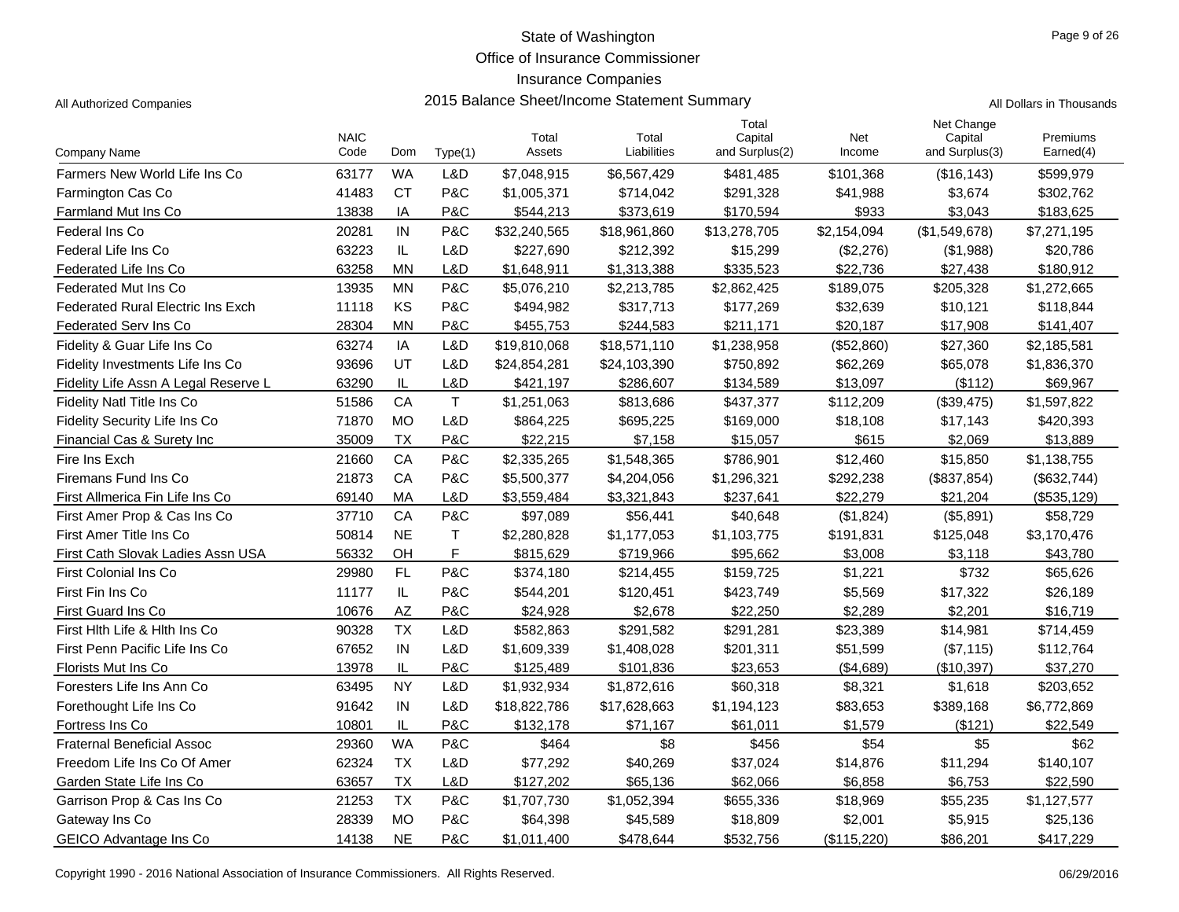# State of Washington
## Office of Insurance Commissioner
## Insurance Companies
## 2015 Balance Sheet/Income Statement Summary

All Authorized Companies

All Dollars in Thousands

| Company Name | NAIC Code | Dom | Type(1) | Total Assets | Total Liabilities | Total Capital and Surplus(2) | Net Income | Net Change Capital and Surplus(3) | Premiums Earned(4) |
|---|---|---|---|---|---|---|---|---|---|
| Farmers New World Life Ins Co | 63177 | WA | L&D | $7,048,915 | $6,567,429 | $481,485 | $101,368 | ($16,143) | $599,979 |
| Farmington Cas Co | 41483 | CT | P&C | $1,005,371 | $714,042 | $291,328 | $41,988 | $3,674 | $302,762 |
| Farmland Mut Ins Co | 13838 | IA | P&C | $544,213 | $373,619 | $170,594 | $933 | $3,043 | $183,625 |
| Federal Ins Co | 20281 | IN | P&C | $32,240,565 | $18,961,860 | $13,278,705 | $2,154,094 | ($1,549,678) | $7,271,195 |
| Federal Life Ins Co | 63223 | IL | L&D | $227,690 | $212,392 | $15,299 | ($2,276) | ($1,988) | $20,786 |
| Federated Life Ins Co | 63258 | MN | L&D | $1,648,911 | $1,313,388 | $335,523 | $22,736 | $27,438 | $180,912 |
| Federated Mut Ins Co | 13935 | MN | P&C | $5,076,210 | $2,213,785 | $2,862,425 | $189,075 | $205,328 | $1,272,665 |
| Federated Rural Electric Ins Exch | 11118 | KS | P&C | $494,982 | $317,713 | $177,269 | $32,639 | $10,121 | $118,844 |
| Federated Serv Ins Co | 28304 | MN | P&C | $455,753 | $244,583 | $211,171 | $20,187 | $17,908 | $141,407 |
| Fidelity & Guar Life Ins Co | 63274 | IA | L&D | $19,810,068 | $18,571,110 | $1,238,958 | ($52,860) | $27,360 | $2,185,581 |
| Fidelity Investments Life Ins Co | 93696 | UT | L&D | $24,854,281 | $24,103,390 | $750,892 | $62,269 | $65,078 | $1,836,370 |
| Fidelity Life Assn A Legal Reserve L | 63290 | IL | L&D | $421,197 | $286,607 | $134,589 | $13,097 | ($112) | $69,967 |
| Fidelity Natl Title Ins Co | 51586 | CA | T | $1,251,063 | $813,686 | $437,377 | $112,209 | ($39,475) | $1,597,822 |
| Fidelity Security Life Ins Co | 71870 | MO | L&D | $864,225 | $695,225 | $169,000 | $18,108 | $17,143 | $420,393 |
| Financial Cas & Surety Inc | 35009 | TX | P&C | $22,215 | $7,158 | $15,057 | $615 | $2,069 | $13,889 |
| Fire Ins Exch | 21660 | CA | P&C | $2,335,265 | $1,548,365 | $786,901 | $12,460 | $15,850 | $1,138,755 |
| Firemans Fund Ins Co | 21873 | CA | P&C | $5,500,377 | $4,204,056 | $1,296,321 | $292,238 | ($837,854) | ($632,744) |
| First Allmerica Fin Life Ins Co | 69140 | MA | L&D | $3,559,484 | $3,321,843 | $237,641 | $22,279 | $21,204 | ($535,129) |
| First Amer Prop & Cas Ins Co | 37710 | CA | P&C | $97,089 | $56,441 | $40,648 | ($1,824) | ($5,891) | $58,729 |
| First Amer Title Ins Co | 50814 | NE | T | $2,280,828 | $1,177,053 | $1,103,775 | $191,831 | $125,048 | $3,170,476 |
| First Cath Slovak Ladies Assn USA | 56332 | OH | F | $815,629 | $719,966 | $95,662 | $3,008 | $3,118 | $43,780 |
| First Colonial Ins Co | 29980 | FL | P&C | $374,180 | $214,455 | $159,725 | $1,221 | $732 | $65,626 |
| First Fin Ins Co | 11177 | IL | P&C | $544,201 | $120,451 | $423,749 | $5,569 | $17,322 | $26,189 |
| First Guard Ins Co | 10676 | AZ | P&C | $24,928 | $2,678 | $22,250 | $2,289 | $2,201 | $16,719 |
| First Hlth Life & Hlth Ins Co | 90328 | TX | L&D | $582,863 | $291,582 | $291,281 | $23,389 | $14,981 | $714,459 |
| First Penn Pacific Life Ins Co | 67652 | IN | L&D | $1,609,339 | $1,408,028 | $201,311 | $51,599 | ($7,115) | $112,764 |
| Florists Mut Ins Co | 13978 | IL | P&C | $125,489 | $101,836 | $23,653 | ($4,689) | ($10,397) | $37,270 |
| Foresters Life Ins Ann Co | 63495 | NY | L&D | $1,932,934 | $1,872,616 | $60,318 | $8,321 | $1,618 | $203,652 |
| Forethought Life Ins Co | 91642 | IN | L&D | $18,822,786 | $17,628,663 | $1,194,123 | $83,653 | $389,168 | $6,772,869 |
| Fortress Ins Co | 10801 | IL | P&C | $132,178 | $71,167 | $61,011 | $1,579 | ($121) | $22,549 |
| Fraternal Beneficial Assoc | 29360 | WA | P&C | $464 | $8 | $456 | $54 | $5 | $62 |
| Freedom Life Ins Co Of Amer | 62324 | TX | L&D | $77,292 | $40,269 | $37,024 | $14,876 | $11,294 | $140,107 |
| Garden State Life Ins Co | 63657 | TX | L&D | $127,202 | $65,136 | $62,066 | $6,858 | $6,753 | $22,590 |
| Garrison Prop & Cas Ins Co | 21253 | TX | P&C | $1,707,730 | $1,052,394 | $655,336 | $18,969 | $55,235 | $1,127,577 |
| Gateway Ins Co | 28339 | MO | P&C | $64,398 | $45,589 | $18,809 | $2,001 | $5,915 | $25,136 |
| GEICO Advantage Ins Co | 14138 | NE | P&C | $1,011,400 | $478,644 | $532,756 | ($115,220) | $86,201 | $417,229 |

Copyright 1990 - 2016 National Association of Insurance Commissioners. All Rights Reserved.

06/29/2016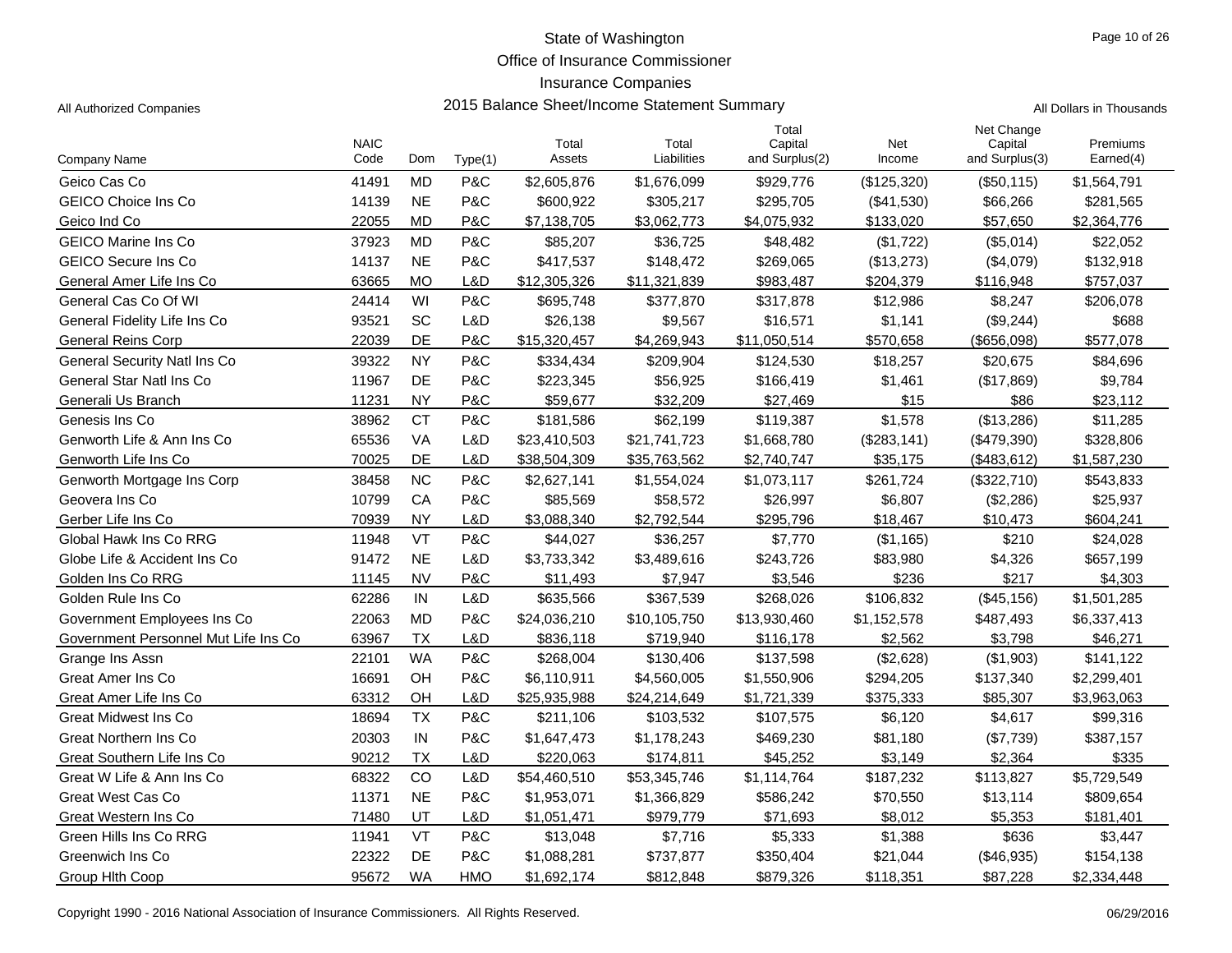# State of Washington
## Office of Insurance Commissioner
## Insurance Companies
## 2015 Balance Sheet/Income Statement Summary

All Authorized Companies

All Dollars in Thousands

| Company Name | NAIC Code | Dom | Type(1) | Total Assets | Total Liabilities | Total Capital and Surplus(2) | Net Income | Net Change Capital and Surplus(3) | Premiums Earned(4) |
|---|---|---|---|---|---|---|---|---|---|
| Geico Cas Co | 41491 | MD | P&C | $2,605,876 | $1,676,099 | $929,776 | ($125,320) | ($50,115) | $1,564,791 |
| GEICO Choice Ins Co | 14139 | NE | P&C | $600,922 | $305,217 | $295,705 | ($41,530) | $66,266 | $281,565 |
| Geico Ind Co | 22055 | MD | P&C | $7,138,705 | $3,062,773 | $4,075,932 | $133,020 | $57,650 | $2,364,776 |
| GEICO Marine Ins Co | 37923 | MD | P&C | $85,207 | $36,725 | $48,482 | ($1,722) | ($5,014) | $22,052 |
| GEICO Secure Ins Co | 14137 | NE | P&C | $417,537 | $148,472 | $269,065 | ($13,273) | ($4,079) | $132,918 |
| General Amer Life Ins Co | 63665 | MO | L&D | $12,305,326 | $11,321,839 | $983,487 | $204,379 | $116,948 | $757,037 |
| General Cas Co Of WI | 24414 | WI | P&C | $695,748 | $377,870 | $317,878 | $12,986 | $8,247 | $206,078 |
| General Fidelity Life Ins Co | 93521 | SC | L&D | $26,138 | $9,567 | $16,571 | $1,141 | ($9,244) | $688 |
| General Reins Corp | 22039 | DE | P&C | $15,320,457 | $4,269,943 | $11,050,514 | $570,658 | ($656,098) | $577,078 |
| General Security Natl Ins Co | 39322 | NY | P&C | $334,434 | $209,904 | $124,530 | $18,257 | $20,675 | $84,696 |
| General Star Natl Ins Co | 11967 | DE | P&C | $223,345 | $56,925 | $166,419 | $1,461 | ($17,869) | $9,784 |
| Generali Us Branch | 11231 | NY | P&C | $59,677 | $32,209 | $27,469 | $15 | $86 | $23,112 |
| Genesis Ins Co | 38962 | CT | P&C | $181,586 | $62,199 | $119,387 | $1,578 | ($13,286) | $11,285 |
| Genworth Life & Ann Ins Co | 65536 | VA | L&D | $23,410,503 | $21,741,723 | $1,668,780 | ($283,141) | ($479,390) | $328,806 |
| Genworth Life Ins Co | 70025 | DE | L&D | $38,504,309 | $35,763,562 | $2,740,747 | $35,175 | ($483,612) | $1,587,230 |
| Genworth Mortgage Ins Corp | 38458 | NC | P&C | $2,627,141 | $1,554,024 | $1,073,117 | $261,724 | ($322,710) | $543,833 |
| Geovera Ins Co | 10799 | CA | P&C | $85,569 | $58,572 | $26,997 | $6,807 | ($2,286) | $25,937 |
| Gerber Life Ins Co | 70939 | NY | L&D | $3,088,340 | $2,792,544 | $295,796 | $18,467 | $10,473 | $604,241 |
| Global Hawk Ins Co RRG | 11948 | VT | P&C | $44,027 | $36,257 | $7,770 | ($1,165) | $210 | $24,028 |
| Globe Life & Accident Ins Co | 91472 | NE | L&D | $3,733,342 | $3,489,616 | $243,726 | $83,980 | $4,326 | $657,199 |
| Golden Ins Co RRG | 11145 | NV | P&C | $11,493 | $7,947 | $3,546 | $236 | $217 | $4,303 |
| Golden Rule Ins Co | 62286 | IN | L&D | $635,566 | $367,539 | $268,026 | $106,832 | ($45,156) | $1,501,285 |
| Government Employees Ins Co | 22063 | MD | P&C | $24,036,210 | $10,105,750 | $13,930,460 | $1,152,578 | $487,493 | $6,337,413 |
| Government Personnel Mut Life Ins Co | 63967 | TX | L&D | $836,118 | $719,940 | $116,178 | $2,562 | $3,798 | $46,271 |
| Grange Ins Assn | 22101 | WA | P&C | $268,004 | $130,406 | $137,598 | ($2,628) | ($1,903) | $141,122 |
| Great Amer Ins Co | 16691 | OH | P&C | $6,110,911 | $4,560,005 | $1,550,906 | $294,205 | $137,340 | $2,299,401 |
| Great Amer Life Ins Co | 63312 | OH | L&D | $25,935,988 | $24,214,649 | $1,721,339 | $375,333 | $85,307 | $3,963,063 |
| Great Midwest Ins Co | 18694 | TX | P&C | $211,106 | $103,532 | $107,575 | $6,120 | $4,617 | $99,316 |
| Great Northern Ins Co | 20303 | IN | P&C | $1,647,473 | $1,178,243 | $469,230 | $81,180 | ($7,739) | $387,157 |
| Great Southern Life Ins Co | 90212 | TX | L&D | $220,063 | $174,811 | $45,252 | $3,149 | $2,364 | $335 |
| Great W Life & Ann Ins Co | 68322 | CO | L&D | $54,460,510 | $53,345,746 | $1,114,764 | $187,232 | $113,827 | $5,729,549 |
| Great West Cas Co | 11371 | NE | P&C | $1,953,071 | $1,366,829 | $586,242 | $70,550 | $13,114 | $809,654 |
| Great Western Ins Co | 71480 | UT | L&D | $1,051,471 | $979,779 | $71,693 | $8,012 | $5,353 | $181,401 |
| Green Hills Ins Co RRG | 11941 | VT | P&C | $13,048 | $7,716 | $5,333 | $1,388 | $636 | $3,447 |
| Greenwich Ins Co | 22322 | DE | P&C | $1,088,281 | $737,877 | $350,404 | $21,044 | ($46,935) | $154,138 |
| Group Hlth Coop | 95672 | WA | HMO | $1,692,174 | $812,848 | $879,326 | $118,351 | $87,228 | $2,334,448 |

Copyright 1990 - 2016 National Association of Insurance Commissioners. All Rights Reserved.

06/29/2016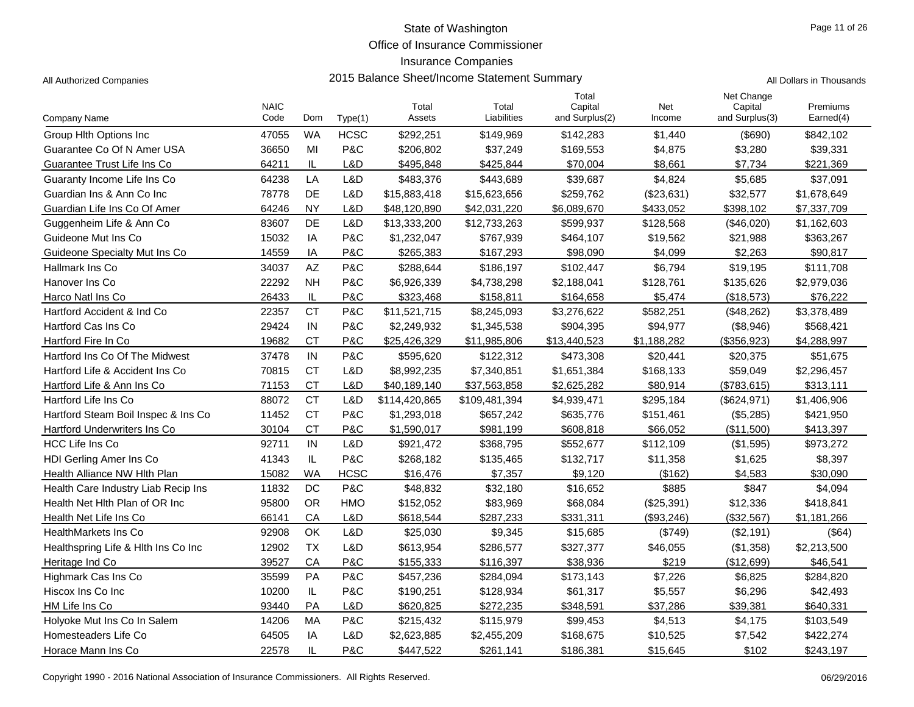State of Washington
Office of Insurance Commissioner
Insurance Companies

All Authorized Companies — 2015 Balance Sheet/Income Statement Summary — All Dollars in Thousands

| Company Name | NAIC Code | Dom | Type(1) | Total Assets | Total Liabilities | Total Capital and Surplus(2) | Net Income | Net Change Capital and Surplus(3) | Premiums Earned(4) |
|---|---|---|---|---|---|---|---|---|---|
| Group Hlth Options Inc | 47055 | WA | HCSC | $292,251 | $149,969 | $142,283 | $1,440 | ($690) | $842,102 |
| Guarantee Co Of N Amer USA | 36650 | MI | P&C | $206,802 | $37,249 | $169,553 | $4,875 | $3,280 | $39,331 |
| Guarantee Trust Life Ins Co | 64211 | IL | L&D | $495,848 | $425,844 | $70,004 | $8,661 | $7,734 | $221,369 |
| Guaranty Income Life Ins Co | 64238 | LA | L&D | $483,376 | $443,689 | $39,687 | $4,824 | $5,685 | $37,091 |
| Guardian Ins & Ann Co Inc | 78778 | DE | L&D | $15,883,418 | $15,623,656 | $259,762 | ($23,631) | $32,577 | $1,678,649 |
| Guardian Life Ins Co Of Amer | 64246 | NY | L&D | $48,120,890 | $42,031,220 | $6,089,670 | $433,052 | $398,102 | $7,337,709 |
| Guggenheim Life & Ann Co | 83607 | DE | L&D | $13,333,200 | $12,733,263 | $599,937 | $128,568 | ($46,020) | $1,162,603 |
| Guideone Mut Ins Co | 15032 | IA | P&C | $1,232,047 | $767,939 | $464,107 | $19,562 | $21,988 | $363,267 |
| Guideone Specialty Mut Ins Co | 14559 | IA | P&C | $265,383 | $167,293 | $98,090 | $4,099 | $2,263 | $90,817 |
| Hallmark Ins Co | 34037 | AZ | P&C | $288,644 | $186,197 | $102,447 | $6,794 | $19,195 | $111,708 |
| Hanover Ins Co | 22292 | NH | P&C | $6,926,339 | $4,738,298 | $2,188,041 | $128,761 | $135,626 | $2,979,036 |
| Harco Natl Ins Co | 26433 | IL | P&C | $323,468 | $158,811 | $164,658 | $5,474 | ($18,573) | $76,222 |
| Hartford Accident & Ind Co | 22357 | CT | P&C | $11,521,715 | $8,245,093 | $3,276,622 | $582,251 | ($48,262) | $3,378,489 |
| Hartford Cas Ins Co | 29424 | IN | P&C | $2,249,932 | $1,345,538 | $904,395 | $94,977 | ($8,946) | $568,421 |
| Hartford Fire In Co | 19682 | CT | P&C | $25,426,329 | $11,985,806 | $13,440,523 | $1,188,282 | ($356,923) | $4,288,997 |
| Hartford Ins Co Of The Midwest | 37478 | IN | P&C | $595,620 | $122,312 | $473,308 | $20,441 | $20,375 | $51,675 |
| Hartford Life & Accident Ins Co | 70815 | CT | L&D | $8,992,235 | $7,340,851 | $1,651,384 | $168,133 | $59,049 | $2,296,457 |
| Hartford Life & Ann Ins Co | 71153 | CT | L&D | $40,189,140 | $37,563,858 | $2,625,282 | $80,914 | ($783,615) | $313,111 |
| Hartford Life Ins Co | 88072 | CT | L&D | $114,420,865 | $109,481,394 | $4,939,471 | $295,184 | ($624,971) | $1,406,906 |
| Hartford Steam Boil Inspec & Ins Co | 11452 | CT | P&C | $1,293,018 | $657,242 | $635,776 | $151,461 | ($5,285) | $421,950 |
| Hartford Underwriters Ins Co | 30104 | CT | P&C | $1,590,017 | $981,199 | $608,818 | $66,052 | ($11,500) | $413,397 |
| HCC Life Ins Co | 92711 | IN | L&D | $921,472 | $368,795 | $552,677 | $112,109 | ($1,595) | $973,272 |
| HDI Gerling Amer Ins Co | 41343 | IL | P&C | $268,182 | $135,465 | $132,717 | $11,358 | $1,625 | $8,397 |
| Health Alliance NW Hlth Plan | 15082 | WA | HCSC | $16,476 | $7,357 | $9,120 | ($162) | $4,583 | $30,090 |
| Health Care Industry Liab Recip Ins | 11832 | DC | P&C | $48,832 | $32,180 | $16,652 | $885 | $847 | $4,094 |
| Health Net Hlth Plan of OR Inc | 95800 | OR | HMO | $152,052 | $83,969 | $68,084 | ($25,391) | $12,336 | $418,841 |
| Health Net Life Ins Co | 66141 | CA | L&D | $618,544 | $287,233 | $331,311 | ($93,246) | ($32,567) | $1,181,266 |
| HealthMarkets Ins Co | 92908 | OK | L&D | $25,030 | $9,345 | $15,685 | ($749) | ($2,191) | ($64) |
| Healthspring Life & Hlth Ins Co Inc | 12902 | TX | L&D | $613,954 | $286,577 | $327,377 | $46,055 | ($1,358) | $2,213,500 |
| Heritage Ind Co | 39527 | CA | P&C | $155,333 | $116,397 | $38,936 | $219 | ($12,699) | $46,541 |
| Highmark Cas Ins Co | 35599 | PA | P&C | $457,236 | $284,094 | $173,143 | $7,226 | $6,825 | $284,820 |
| Hiscox Ins Co Inc | 10200 | IL | P&C | $190,251 | $128,934 | $61,317 | $5,557 | $6,296 | $42,493 |
| HM Life Ins Co | 93440 | PA | L&D | $620,825 | $272,235 | $348,591 | $37,286 | $39,381 | $640,331 |
| Holyoke Mut Ins Co In Salem | 14206 | MA | P&C | $215,432 | $115,979 | $99,453 | $4,513 | $4,175 | $103,549 |
| Homesteaders Life Co | 64505 | IA | L&D | $2,623,885 | $2,455,209 | $168,675 | $10,525 | $7,542 | $422,274 |
| Horace Mann Ins Co | 22578 | IL | P&C | $447,522 | $261,141 | $186,381 | $15,645 | $102 | $243,197 |

Copyright 1990 - 2016 National Association of Insurance Commissioners. All Rights Reserved. 06/29/2016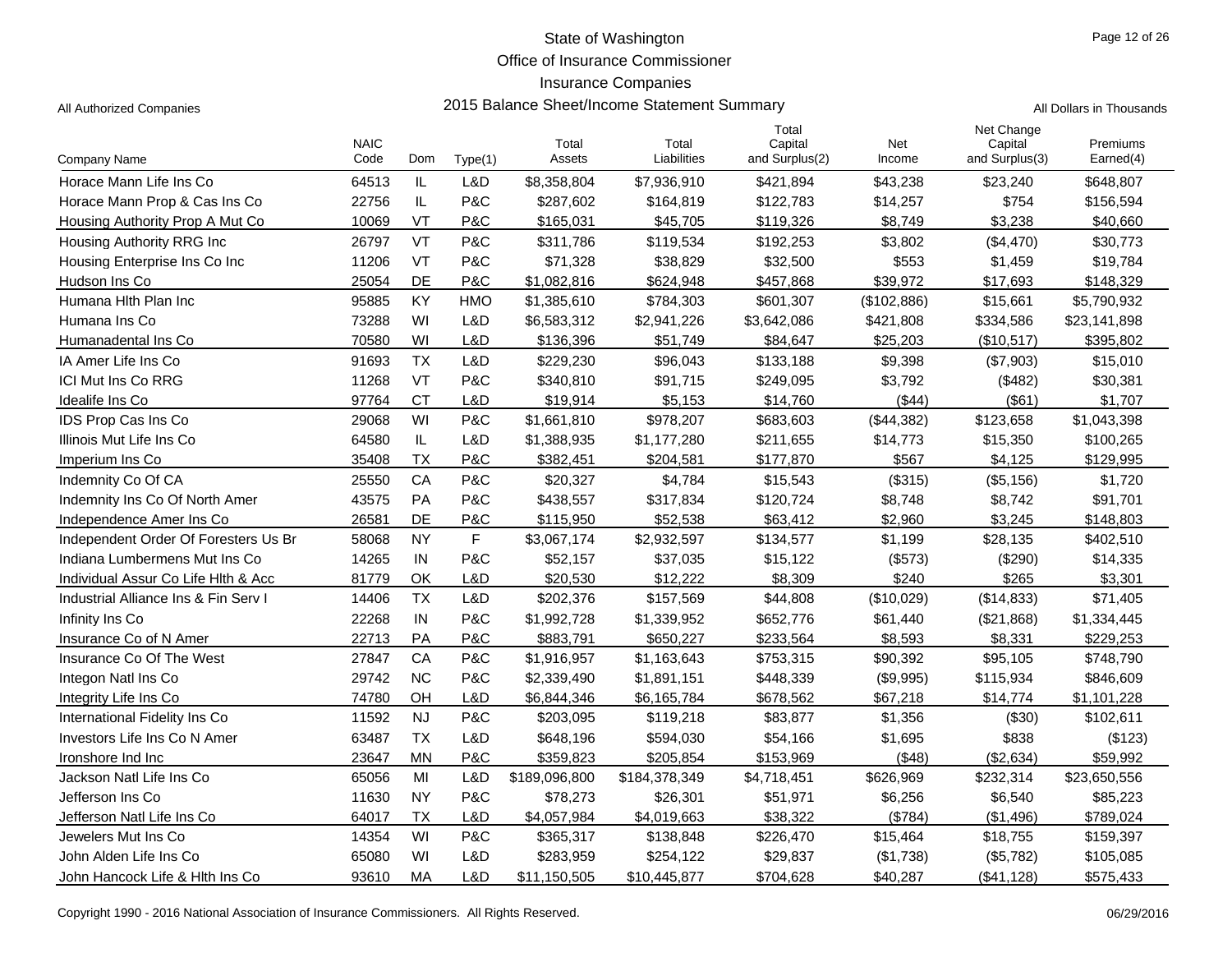# State of Washington
## Office of Insurance Commissioner
## Insurance Companies
## 2015 Balance Sheet/Income Statement Summary

All Authorized Companies

All Dollars in Thousands

| Company Name | NAIC Code | Dom | Type(1) | Total Assets | Total Liabilities | Total Capital and Surplus(2) | Net Income | Net Change Capital and Surplus(3) | Premiums Earned(4) |
|---|---|---|---|---|---|---|---|---|---|
| Horace Mann Life Ins Co | 64513 | IL | L&D | $8,358,804 | $7,936,910 | $421,894 | $43,238 | $23,240 | $648,807 |
| Horace Mann Prop & Cas Ins Co | 22756 | IL | P&C | $287,602 | $164,819 | $122,783 | $14,257 | $754 | $156,594 |
| Housing Authority Prop A Mut Co | 10069 | VT | P&C | $165,031 | $45,705 | $119,326 | $8,749 | $3,238 | $40,660 |
| Housing Authority RRG Inc | 26797 | VT | P&C | $311,786 | $119,534 | $192,253 | $3,802 | ($4,470) | $30,773 |
| Housing Enterprise Ins Co Inc | 11206 | VT | P&C | $71,328 | $38,829 | $32,500 | $553 | $1,459 | $19,784 |
| Hudson Ins Co | 25054 | DE | P&C | $1,082,816 | $624,948 | $457,868 | $39,972 | $17,693 | $148,329 |
| Humana Hlth Plan Inc | 95885 | KY | HMO | $1,385,610 | $784,303 | $601,307 | ($102,886) | $15,661 | $5,790,932 |
| Humana Ins Co | 73288 | WI | L&D | $6,583,312 | $2,941,226 | $3,642,086 | $421,808 | $334,586 | $23,141,898 |
| Humanadental Ins Co | 70580 | WI | L&D | $136,396 | $51,749 | $84,647 | $25,203 | ($10,517) | $395,802 |
| IA Amer Life Ins Co | 91693 | TX | L&D | $229,230 | $96,043 | $133,188 | $9,398 | ($7,903) | $15,010 |
| ICI Mut Ins Co RRG | 11268 | VT | P&C | $340,810 | $91,715 | $249,095 | $3,792 | ($482) | $30,381 |
| Idealife Ins Co | 97764 | CT | L&D | $19,914 | $5,153 | $14,760 | ($44) | ($61) | $1,707 |
| IDS Prop Cas Ins Co | 29068 | WI | P&C | $1,661,810 | $978,207 | $683,603 | ($44,382) | $123,658 | $1,043,398 |
| Illinois Mut Life Ins Co | 64580 | IL | L&D | $1,388,935 | $1,177,280 | $211,655 | $14,773 | $15,350 | $100,265 |
| Imperium Ins Co | 35408 | TX | P&C | $382,451 | $204,581 | $177,870 | $567 | $4,125 | $129,995 |
| Indemnity Co Of CA | 25550 | CA | P&C | $20,327 | $4,784 | $15,543 | ($315) | ($5,156) | $1,720 |
| Indemnity Ins Co Of North Amer | 43575 | PA | P&C | $438,557 | $317,834 | $120,724 | $8,748 | $8,742 | $91,701 |
| Independence Amer Ins Co | 26581 | DE | P&C | $115,950 | $52,538 | $63,412 | $2,960 | $3,245 | $148,803 |
| Independent Order Of Foresters Us Br | 58068 | NY | F | $3,067,174 | $2,932,597 | $134,577 | $1,199 | $28,135 | $402,510 |
| Indiana Lumbermens Mut Ins Co | 14265 | IN | P&C | $52,157 | $37,035 | $15,122 | ($573) | ($290) | $14,335 |
| Individual Assur Co Life Hlth & Acc | 81779 | OK | L&D | $20,530 | $12,222 | $8,309 | $240 | $265 | $3,301 |
| Industrial Alliance Ins & Fin Serv I | 14406 | TX | L&D | $202,376 | $157,569 | $44,808 | ($10,029) | ($14,833) | $71,405 |
| Infinity Ins Co | 22268 | IN | P&C | $1,992,728 | $1,339,952 | $652,776 | $61,440 | ($21,868) | $1,334,445 |
| Insurance Co of N Amer | 22713 | PA | P&C | $883,791 | $650,227 | $233,564 | $8,593 | $8,331 | $229,253 |
| Insurance Co Of The West | 27847 | CA | P&C | $1,916,957 | $1,163,643 | $753,315 | $90,392 | $95,105 | $748,790 |
| Integon Natl Ins Co | 29742 | NC | P&C | $2,339,490 | $1,891,151 | $448,339 | ($9,995) | $115,934 | $846,609 |
| Integrity Life Ins Co | 74780 | OH | L&D | $6,844,346 | $6,165,784 | $678,562 | $67,218 | $14,774 | $1,101,228 |
| International Fidelity Ins Co | 11592 | NJ | P&C | $203,095 | $119,218 | $83,877 | $1,356 | ($30) | $102,611 |
| Investors Life Ins Co N Amer | 63487 | TX | L&D | $648,196 | $594,030 | $54,166 | $1,695 | $838 | ($123) |
| Ironshore Ind Inc | 23647 | MN | P&C | $359,823 | $205,854 | $153,969 | ($48) | ($2,634) | $59,992 |
| Jackson Natl Life Ins Co | 65056 | MI | L&D | $189,096,800 | $184,378,349 | $4,718,451 | $626,969 | $232,314 | $23,650,556 |
| Jefferson Ins Co | 11630 | NY | P&C | $78,273 | $26,301 | $51,971 | $6,256 | $6,540 | $85,223 |
| Jefferson Natl Life Ins Co | 64017 | TX | L&D | $4,057,984 | $4,019,663 | $38,322 | ($784) | ($1,496) | $789,024 |
| Jewelers Mut Ins Co | 14354 | WI | P&C | $365,317 | $138,848 | $226,470 | $15,464 | $18,755 | $159,397 |
| John Alden Life Ins Co | 65080 | WI | L&D | $283,959 | $254,122 | $29,837 | ($1,738) | ($5,782) | $105,085 |
| John Hancock Life & Hlth Ins Co | 93610 | MA | L&D | $11,150,505 | $10,445,877 | $704,628 | $40,287 | ($41,128) | $575,433 |

Copyright 1990 - 2016 National Association of Insurance Commissioners. All Rights Reserved.

06/29/2016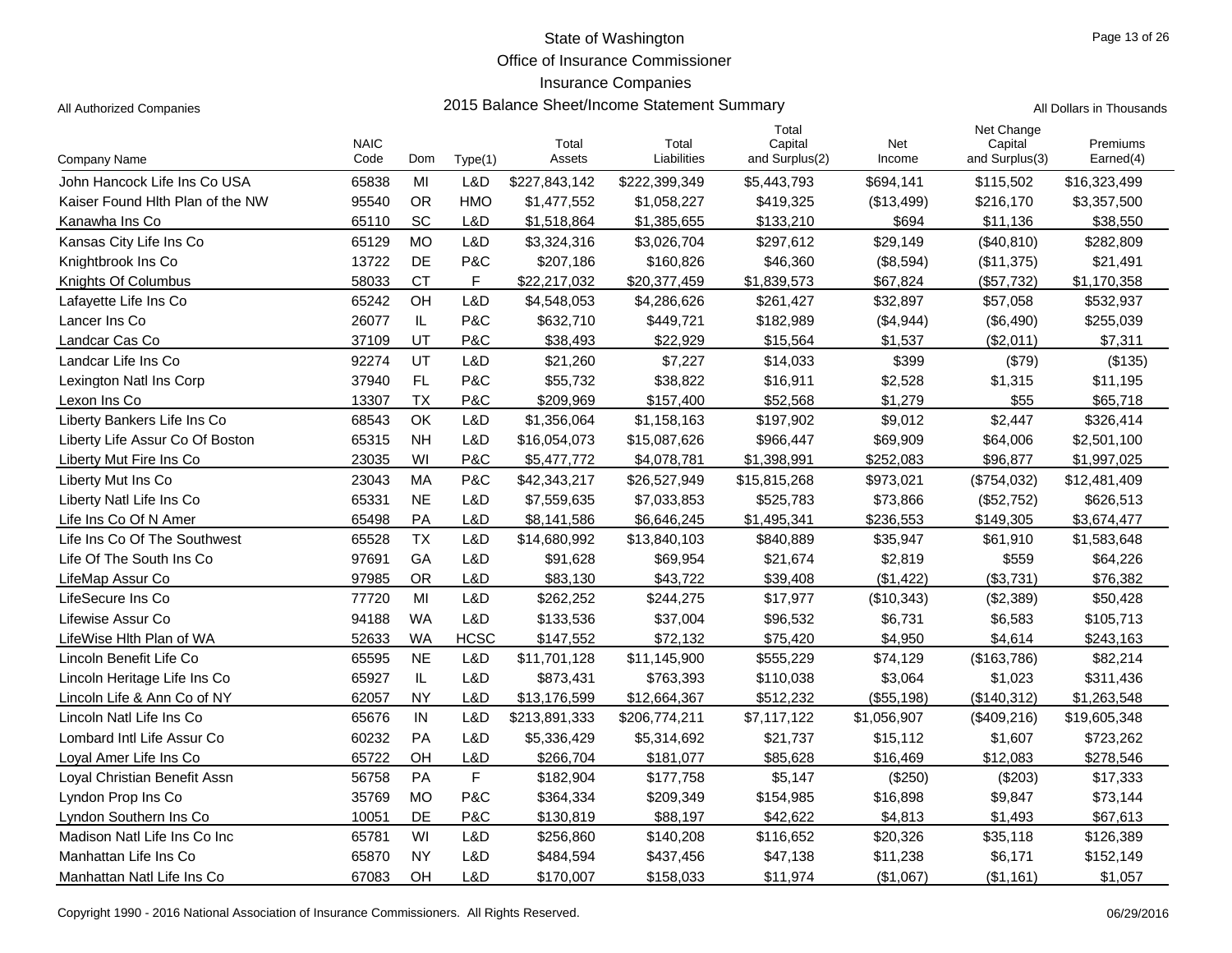# State of Washington
## Office of Insurance Commissioner
## Insurance Companies
## 2015 Balance Sheet/Income Statement Summary

All Authorized Companies

All Dollars in Thousands

| Company Name | NAIC Code | Dom | Type(1) | Total Assets | Total Liabilities | Total Capital and Surplus(2) | Net Income | Net Change Capital and Surplus(3) | Premiums Earned(4) |
|---|---|---|---|---|---|---|---|---|---|
| John Hancock Life Ins Co USA | 65838 | MI | L&D | $227,843,142 | $222,399,349 | $5,443,793 | $694,141 | $115,502 | $16,323,499 |
| Kaiser Found Hlth Plan of the NW | 95540 | OR | HMO | $1,477,552 | $1,058,227 | $419,325 | ($13,499) | $216,170 | $3,357,500 |
| Kanawha Ins Co | 65110 | SC | L&D | $1,518,864 | $1,385,655 | $133,210 | $694 | $11,136 | $38,550 |
| Kansas City Life Ins Co | 65129 | MO | L&D | $3,324,316 | $3,026,704 | $297,612 | $29,149 | ($40,810) | $282,809 |
| Knightbrook Ins Co | 13722 | DE | P&C | $207,186 | $160,826 | $46,360 | ($8,594) | ($11,375) | $21,491 |
| Knights Of Columbus | 58033 | CT | F | $22,217,032 | $20,377,459 | $1,839,573 | $67,824 | ($57,732) | $1,170,358 |
| Lafayette Life Ins Co | 65242 | OH | L&D | $4,548,053 | $4,286,626 | $261,427 | $32,897 | $57,058 | $532,937 |
| Lancer Ins Co | 26077 | IL | P&C | $632,710 | $449,721 | $182,989 | ($4,944) | ($6,490) | $255,039 |
| Landcar Cas Co | 37109 | UT | P&C | $38,493 | $22,929 | $15,564 | $1,537 | ($2,011) | $7,311 |
| Landcar Life Ins Co | 92274 | UT | L&D | $21,260 | $7,227 | $14,033 | $399 | ($79) | ($135) |
| Lexington Natl Ins Corp | 37940 | FL | P&C | $55,732 | $38,822 | $16,911 | $2,528 | $1,315 | $11,195 |
| Lexon Ins Co | 13307 | TX | P&C | $209,969 | $157,400 | $52,568 | $1,279 | $55 | $65,718 |
| Liberty Bankers Life Ins Co | 68543 | OK | L&D | $1,356,064 | $1,158,163 | $197,902 | $9,012 | $2,447 | $326,414 |
| Liberty Life Assur Co Of Boston | 65315 | NH | L&D | $16,054,073 | $15,087,626 | $966,447 | $69,909 | $64,006 | $2,501,100 |
| Liberty Mut Fire Ins Co | 23035 | WI | P&C | $5,477,772 | $4,078,781 | $1,398,991 | $252,083 | $96,877 | $1,997,025 |
| Liberty Mut Ins Co | 23043 | MA | P&C | $42,343,217 | $26,527,949 | $15,815,268 | $973,021 | ($754,032) | $12,481,409 |
| Liberty Natl Life Ins Co | 65331 | NE | L&D | $7,559,635 | $7,033,853 | $525,783 | $73,866 | ($52,752) | $626,513 |
| Life Ins Co Of N Amer | 65498 | PA | L&D | $8,141,586 | $6,646,245 | $1,495,341 | $236,553 | $149,305 | $3,674,477 |
| Life Ins Co Of The Southwest | 65528 | TX | L&D | $14,680,992 | $13,840,103 | $840,889 | $35,947 | $61,910 | $1,583,648 |
| Life Of The South Ins Co | 97691 | GA | L&D | $91,628 | $69,954 | $21,674 | $2,819 | $559 | $64,226 |
| LifeMap Assur Co | 97985 | OR | L&D | $83,130 | $43,722 | $39,408 | ($1,422) | ($3,731) | $76,382 |
| LifeSecure Ins Co | 77720 | MI | L&D | $262,252 | $244,275 | $17,977 | ($10,343) | ($2,389) | $50,428 |
| Lifewise Assur Co | 94188 | WA | L&D | $133,536 | $37,004 | $96,532 | $6,731 | $6,583 | $105,713 |
| LifeWise Hlth Plan of WA | 52633 | WA | HCSC | $147,552 | $72,132 | $75,420 | $4,950 | $4,614 | $243,163 |
| Lincoln Benefit Life Co | 65595 | NE | L&D | $11,701,128 | $11,145,900 | $555,229 | $74,129 | ($163,786) | $82,214 |
| Lincoln Heritage Life Ins Co | 65927 | IL | L&D | $873,431 | $763,393 | $110,038 | $3,064 | $1,023 | $311,436 |
| Lincoln Life & Ann Co of NY | 62057 | NY | L&D | $13,176,599 | $12,664,367 | $512,232 | ($55,198) | ($140,312) | $1,263,548 |
| Lincoln Natl Life Ins Co | 65676 | IN | L&D | $213,891,333 | $206,774,211 | $7,117,122 | $1,056,907 | ($409,216) | $19,605,348 |
| Lombard Intl Life Assur Co | 60232 | PA | L&D | $5,336,429 | $5,314,692 | $21,737 | $15,112 | $1,607 | $723,262 |
| Loyal Amer Life Ins Co | 65722 | OH | L&D | $266,704 | $181,077 | $85,628 | $16,469 | $12,083 | $278,546 |
| Loyal Christian Benefit Assn | 56758 | PA | F | $182,904 | $177,758 | $5,147 | ($250) | ($203) | $17,333 |
| Lyndon Prop Ins Co | 35769 | MO | P&C | $364,334 | $209,349 | $154,985 | $16,898 | $9,847 | $73,144 |
| Lyndon Southern Ins Co | 10051 | DE | P&C | $130,819 | $88,197 | $42,622 | $4,813 | $1,493 | $67,613 |
| Madison Natl Life Ins Co Inc | 65781 | WI | L&D | $256,860 | $140,208 | $116,652 | $20,326 | $35,118 | $126,389 |
| Manhattan Life Ins Co | 65870 | NY | L&D | $484,594 | $437,456 | $47,138 | $11,238 | $6,171 | $152,149 |
| Manhattan Natl Life Ins Co | 67083 | OH | L&D | $170,007 | $158,033 | $11,974 | ($1,067) | ($1,161) | $1,057 |

Copyright 1990 - 2016 National Association of Insurance Commissioners. All Rights Reserved.

06/29/2016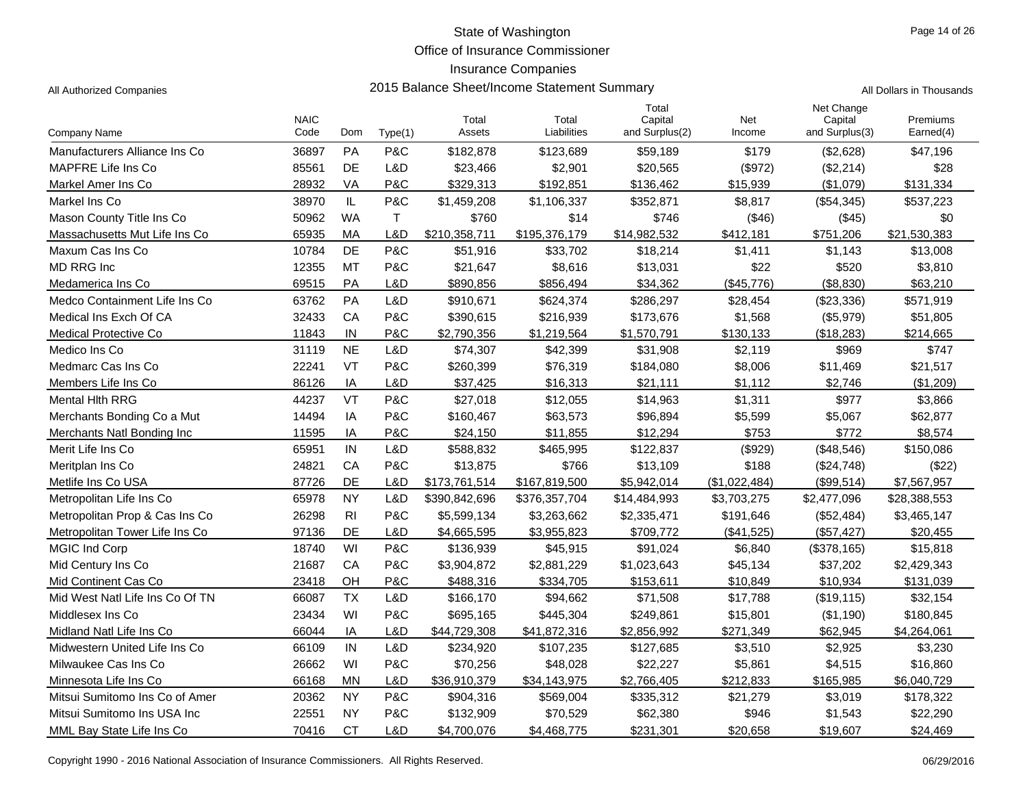State of Washington
Office of Insurance Commissioner
Insurance Companies

All Authorized Companies — 2015 Balance Sheet/Income Statement Summary — All Dollars in Thousands

| Company Name | NAIC Code | Dom | Type(1) | Total Assets | Total Liabilities | Total Capital and Surplus(2) | Net Income | Net Change Capital and Surplus(3) | Premiums Earned(4) |
|---|---|---|---|---|---|---|---|---|---|
| Manufacturers Alliance Ins Co | 36897 | PA | P&C | $182,878 | $123,689 | $59,189 | $179 | ($2,628) | $47,196 |
| MAPFRE Life Ins Co | 85561 | DE | L&D | $23,466 | $2,901 | $20,565 | ($972) | ($2,214) | $28 |
| Markel Amer Ins Co | 28932 | VA | P&C | $329,313 | $192,851 | $136,462 | $15,939 | ($1,079) | $131,334 |
| Markel Ins Co | 38970 | IL | P&C | $1,459,208 | $1,106,337 | $352,871 | $8,817 | ($54,345) | $537,223 |
| Mason County Title Ins Co | 50962 | WA | T | $760 | $14 | $746 | ($46) | ($45) | $0 |
| Massachusetts Mut Life Ins Co | 65935 | MA | L&D | $210,358,711 | $195,376,179 | $14,982,532 | $412,181 | $751,206 | $21,530,383 |
| Maxum Cas Ins Co | 10784 | DE | P&C | $51,916 | $33,702 | $18,214 | $1,411 | $1,143 | $13,008 |
| MD RRG Inc | 12355 | MT | P&C | $21,647 | $8,616 | $13,031 | $22 | $520 | $3,810 |
| Medamerica Ins Co | 69515 | PA | L&D | $890,856 | $856,494 | $34,362 | ($45,776) | ($8,830) | $63,210 |
| Medco Containment Life Ins Co | 63762 | PA | L&D | $910,671 | $624,374 | $286,297 | $28,454 | ($23,336) | $571,919 |
| Medical Ins Exch Of CA | 32433 | CA | P&C | $390,615 | $216,939 | $173,676 | $1,568 | ($5,979) | $51,805 |
| Medical Protective Co | 11843 | IN | P&C | $2,790,356 | $1,219,564 | $1,570,791 | $130,133 | ($18,283) | $214,665 |
| Medico Ins Co | 31119 | NE | L&D | $74,307 | $42,399 | $31,908 | $2,119 | $969 | $747 |
| Medmarc Cas Ins Co | 22241 | VT | P&C | $260,399 | $76,319 | $184,080 | $8,006 | $11,469 | $21,517 |
| Members Life Ins Co | 86126 | IA | L&D | $37,425 | $16,313 | $21,111 | $1,112 | $2,746 | ($1,209) |
| Mental Hlth RRG | 44237 | VT | P&C | $27,018 | $12,055 | $14,963 | $1,311 | $977 | $3,866 |
| Merchants Bonding Co a Mut | 14494 | IA | P&C | $160,467 | $63,573 | $96,894 | $5,599 | $5,067 | $62,877 |
| Merchants Natl Bonding Inc | 11595 | IA | P&C | $24,150 | $11,855 | $12,294 | $753 | $772 | $8,574 |
| Merit Life Ins Co | 65951 | IN | L&D | $588,832 | $465,995 | $122,837 | ($929) | ($48,546) | $150,086 |
| Meritplan Ins Co | 24821 | CA | P&C | $13,875 | $766 | $13,109 | $188 | ($24,748) | ($22) |
| Metlife Ins Co USA | 87726 | DE | L&D | $173,761,514 | $167,819,500 | $5,942,014 | ($1,022,484) | ($99,514) | $7,567,957 |
| Metropolitan Life Ins Co | 65978 | NY | L&D | $390,842,696 | $376,357,704 | $14,484,993 | $3,703,275 | $2,477,096 | $28,388,553 |
| Metropolitan Prop & Cas Ins Co | 26298 | RI | P&C | $5,599,134 | $3,263,662 | $2,335,471 | $191,646 | ($52,484) | $3,465,147 |
| Metropolitan Tower Life Ins Co | 97136 | DE | L&D | $4,665,595 | $3,955,823 | $709,772 | ($41,525) | ($57,427) | $20,455 |
| MGIC Ind Corp | 18740 | WI | P&C | $136,939 | $45,915 | $91,024 | $6,840 | ($378,165) | $15,818 |
| Mid Century Ins Co | 21687 | CA | P&C | $3,904,872 | $2,881,229 | $1,023,643 | $45,134 | $37,202 | $2,429,343 |
| Mid Continent Cas Co | 23418 | OH | P&C | $488,316 | $334,705 | $153,611 | $10,849 | $10,934 | $131,039 |
| Mid West Natl Life Ins Co Of TN | 66087 | TX | L&D | $166,170 | $94,662 | $71,508 | $17,788 | ($19,115) | $32,154 |
| Middlesex Ins Co | 23434 | WI | P&C | $695,165 | $445,304 | $249,861 | $15,801 | ($1,190) | $180,845 |
| Midland Natl Life Ins Co | 66044 | IA | L&D | $44,729,308 | $41,872,316 | $2,856,992 | $271,349 | $62,945 | $4,264,061 |
| Midwestern United Life Ins Co | 66109 | IN | L&D | $234,920 | $107,235 | $127,685 | $3,510 | $2,925 | $3,230 |
| Milwaukee Cas Ins Co | 26662 | WI | P&C | $70,256 | $48,028 | $22,227 | $5,861 | $4,515 | $16,860 |
| Minnesota Life Ins Co | 66168 | MN | L&D | $36,910,379 | $34,143,975 | $2,766,405 | $212,833 | $165,985 | $6,040,729 |
| Mitsui Sumitomo Ins Co of Amer | 20362 | NY | P&C | $904,316 | $569,004 | $335,312 | $21,279 | $3,019 | $178,322 |
| Mitsui Sumitomo Ins USA Inc | 22551 | NY | P&C | $132,909 | $70,529 | $62,380 | $946 | $1,543 | $22,290 |
| MML Bay State Life Ins Co | 70416 | CT | L&D | $4,700,076 | $4,468,775 | $231,301 | $20,658 | $19,607 | $24,469 |

Copyright 1990 - 2016 National Association of Insurance Commissioners. All Rights Reserved. 06/29/2016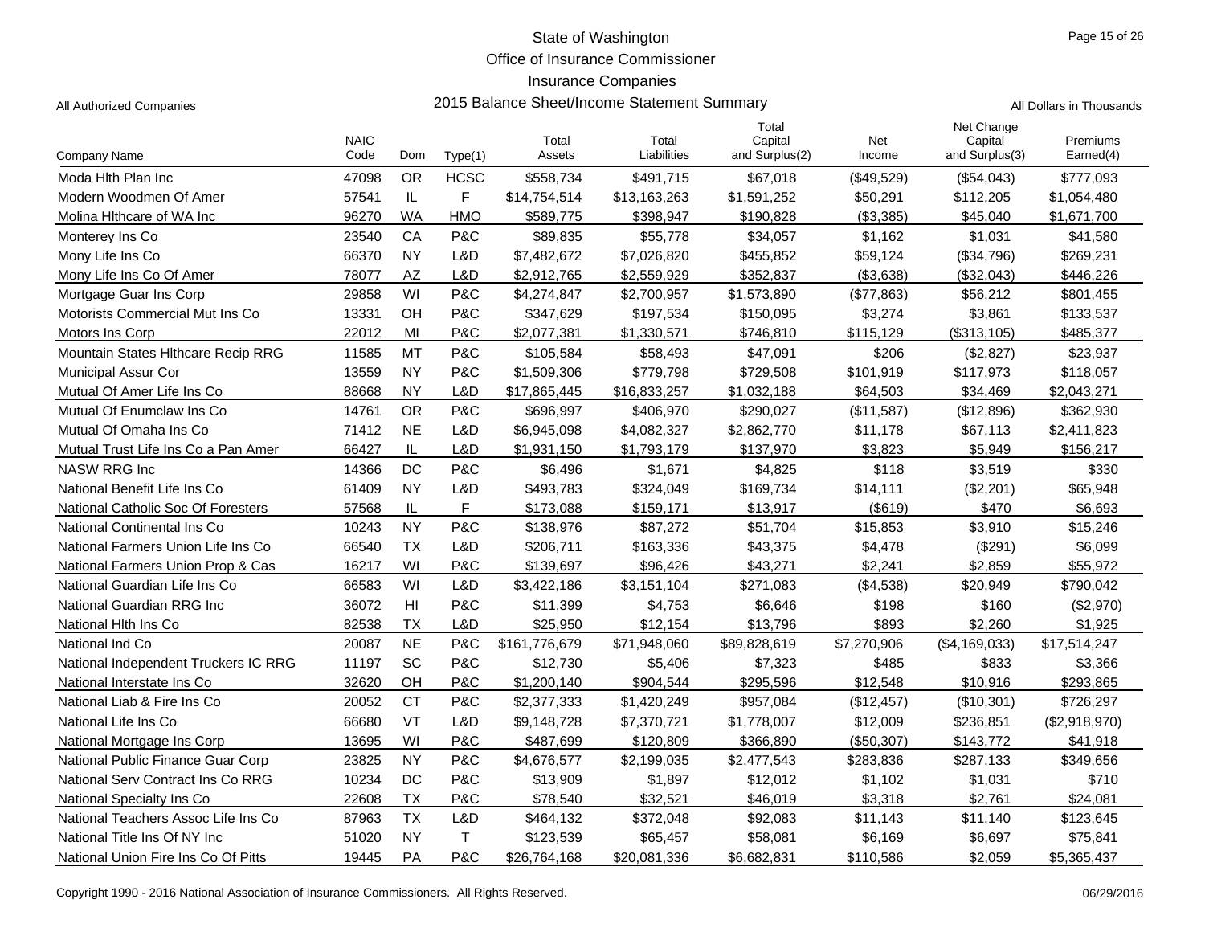# State of Washington
## Office of Insurance Commissioner
## Insurance Companies
## 2015 Balance Sheet/Income Statement Summary

All Authorized Companies

All Dollars in Thousands

| Company Name | NAIC Code | Dom | Type(1) | Total Assets | Total Liabilities | Total Capital and Surplus(2) | Net Income | Net Change Capital and Surplus(3) | Premiums Earned(4) |
|---|---|---|---|---|---|---|---|---|---|
| Moda Hlth Plan Inc | 47098 | OR | HCSC | $558,734 | $491,715 | $67,018 | ($49,529) | ($54,043) | $777,093 |
| Modern Woodmen Of Amer | 57541 | IL | F | $14,754,514 | $13,163,263 | $1,591,252 | $50,291 | $112,205 | $1,054,480 |
| Molina Hlthcare of WA Inc | 96270 | WA | HMO | $589,775 | $398,947 | $190,828 | ($3,385) | $45,040 | $1,671,700 |
| Monterey Ins Co | 23540 | CA | P&C | $89,835 | $55,778 | $34,057 | $1,162 | $1,031 | $41,580 |
| Mony Life Ins Co | 66370 | NY | L&D | $7,482,672 | $7,026,820 | $455,852 | $59,124 | ($34,796) | $269,231 |
| Mony Life Ins Co Of Amer | 78077 | AZ | L&D | $2,912,765 | $2,559,929 | $352,837 | ($3,638) | ($32,043) | $446,226 |
| Mortgage Guar Ins Corp | 29858 | WI | P&C | $4,274,847 | $2,700,957 | $1,573,890 | ($77,863) | $56,212 | $801,455 |
| Motorists Commercial Mut Ins Co | 13331 | OH | P&C | $347,629 | $197,534 | $150,095 | $3,274 | $3,861 | $133,537 |
| Motors Ins Corp | 22012 | MI | P&C | $2,077,381 | $1,330,571 | $746,810 | $115,129 | ($313,105) | $485,377 |
| Mountain States Hlthcare Recip RRG | 11585 | MT | P&C | $105,584 | $58,493 | $47,091 | $206 | ($2,827) | $23,937 |
| Municipal Assur Cor | 13559 | NY | P&C | $1,509,306 | $779,798 | $729,508 | $101,919 | $117,973 | $118,057 |
| Mutual Of Amer Life Ins Co | 88668 | NY | L&D | $17,865,445 | $16,833,257 | $1,032,188 | $64,503 | $34,469 | $2,043,271 |
| Mutual Of Enumclaw Ins Co | 14761 | OR | P&C | $696,997 | $406,970 | $290,027 | ($11,587) | ($12,896) | $362,930 |
| Mutual Of Omaha Ins Co | 71412 | NE | L&D | $6,945,098 | $4,082,327 | $2,862,770 | $11,178 | $67,113 | $2,411,823 |
| Mutual Trust Life Ins Co a Pan Amer | 66427 | IL | L&D | $1,931,150 | $1,793,179 | $137,970 | $3,823 | $5,949 | $156,217 |
| NASW RRG Inc | 14366 | DC | P&C | $6,496 | $1,671 | $4,825 | $118 | $3,519 | $330 |
| National Benefit Life Ins Co | 61409 | NY | L&D | $493,783 | $324,049 | $169,734 | $14,111 | ($2,201) | $65,948 |
| National Catholic Soc Of Foresters | 57568 | IL | F | $173,088 | $159,171 | $13,917 | ($619) | $470 | $6,693 |
| National Continental Ins Co | 10243 | NY | P&C | $138,976 | $87,272 | $51,704 | $15,853 | $3,910 | $15,246 |
| National Farmers Union Life Ins Co | 66540 | TX | L&D | $206,711 | $163,336 | $43,375 | $4,478 | ($291) | $6,099 |
| National Farmers Union Prop & Cas | 16217 | WI | P&C | $139,697 | $96,426 | $43,271 | $2,241 | $2,859 | $55,972 |
| National Guardian Life Ins Co | 66583 | WI | L&D | $3,422,186 | $3,151,104 | $271,083 | ($4,538) | $20,949 | $790,042 |
| National Guardian RRG Inc | 36072 | HI | P&C | $11,399 | $4,753 | $6,646 | $198 | $160 | ($2,970) |
| National Hlth Ins Co | 82538 | TX | L&D | $25,950 | $12,154 | $13,796 | $893 | $2,260 | $1,925 |
| National Ind Co | 20087 | NE | P&C | $161,776,679 | $71,948,060 | $89,828,619 | $7,270,906 | ($4,169,033) | $17,514,247 |
| National Independent Truckers IC RRG | 11197 | SC | P&C | $12,730 | $5,406 | $7,323 | $485 | $833 | $3,366 |
| National Interstate Ins Co | 32620 | OH | P&C | $1,200,140 | $904,544 | $295,596 | $12,548 | $10,916 | $293,865 |
| National Liab & Fire Ins Co | 20052 | CT | P&C | $2,377,333 | $1,420,249 | $957,084 | ($12,457) | ($10,301) | $726,297 |
| National Life Ins Co | 66680 | VT | L&D | $9,148,728 | $7,370,721 | $1,778,007 | $12,009 | $236,851 | ($2,918,970) |
| National Mortgage Ins Corp | 13695 | WI | P&C | $487,699 | $120,809 | $366,890 | ($50,307) | $143,772 | $41,918 |
| National Public Finance Guar Corp | 23825 | NY | P&C | $4,676,577 | $2,199,035 | $2,477,543 | $283,836 | $287,133 | $349,656 |
| National Serv Contract Ins Co RRG | 10234 | DC | P&C | $13,909 | $1,897 | $12,012 | $1,102 | $1,031 | $710 |
| National Specialty Ins Co | 22608 | TX | P&C | $78,540 | $32,521 | $46,019 | $3,318 | $2,761 | $24,081 |
| National Teachers Assoc Life Ins Co | 87963 | TX | L&D | $464,132 | $372,048 | $92,083 | $11,143 | $11,140 | $123,645 |
| National Title Ins Of NY Inc | 51020 | NY | T | $123,539 | $65,457 | $58,081 | $6,169 | $6,697 | $75,841 |
| National Union Fire Ins Co Of Pitts | 19445 | PA | P&C | $26,764,168 | $20,081,336 | $6,682,831 | $110,586 | $2,059 | $5,365,437 |

Copyright 1990 - 2016 National Association of Insurance Commissioners. All Rights Reserved.

06/29/2016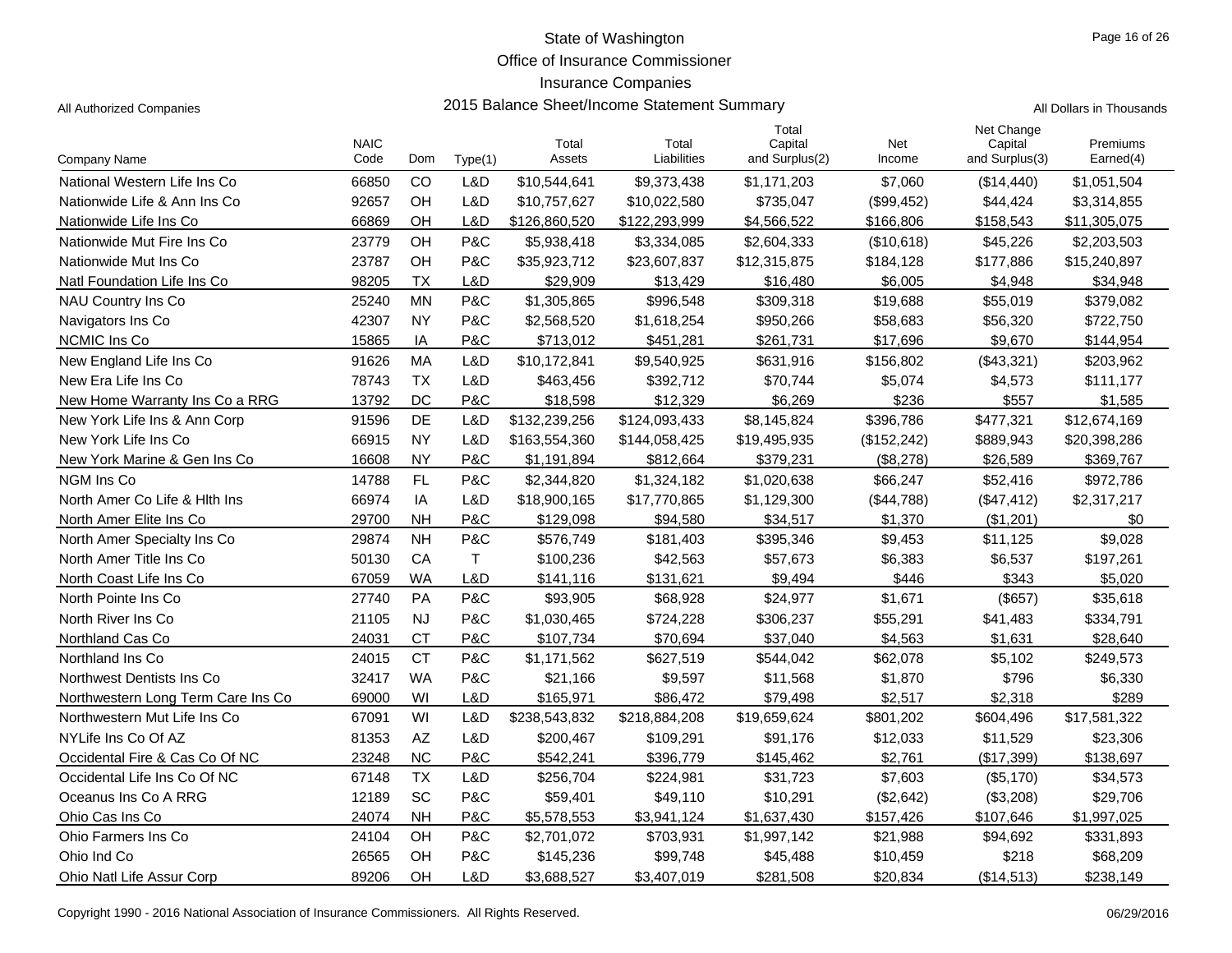# State of Washington
## Office of Insurance Commissioner
## Insurance Companies
## 2015 Balance Sheet/Income Statement Summary

All Authorized Companies

All Dollars in Thousands

| Company Name | NAIC Code | Dom | Type(1) | Total Assets | Total Liabilities | Total Capital and Surplus(2) | Net Income | Net Change Capital and Surplus(3) | Premiums Earned(4) |
|---|---|---|---|---|---|---|---|---|---|
| National Western Life Ins Co | 66850 | CO | L&D | $10,544,641 | $9,373,438 | $1,171,203 | $7,060 | ($14,440) | $1,051,504 |
| Nationwide Life & Ann Ins Co | 92657 | OH | L&D | $10,757,627 | $10,022,580 | $735,047 | ($99,452) | $44,424 | $3,314,855 |
| Nationwide Life Ins Co | 66869 | OH | L&D | $126,860,520 | $122,293,999 | $4,566,522 | $166,806 | $158,543 | $11,305,075 |
| Nationwide Mut Fire Ins Co | 23779 | OH | P&C | $5,938,418 | $3,334,085 | $2,604,333 | ($10,618) | $45,226 | $2,203,503 |
| Nationwide Mut Ins Co | 23787 | OH | P&C | $35,923,712 | $23,607,837 | $12,315,875 | $184,128 | $177,886 | $15,240,897 |
| Natl Foundation Life Ins Co | 98205 | TX | L&D | $29,909 | $13,429 | $16,480 | $6,005 | $4,948 | $34,948 |
| NAU Country Ins Co | 25240 | MN | P&C | $1,305,865 | $996,548 | $309,318 | $19,688 | $55,019 | $379,082 |
| Navigators Ins Co | 42307 | NY | P&C | $2,568,520 | $1,618,254 | $950,266 | $58,683 | $56,320 | $722,750 |
| NCMIC Ins Co | 15865 | IA | P&C | $713,012 | $451,281 | $261,731 | $17,696 | $9,670 | $144,954 |
| New England Life Ins Co | 91626 | MA | L&D | $10,172,841 | $9,540,925 | $631,916 | $156,802 | ($43,321) | $203,962 |
| New Era Life Ins Co | 78743 | TX | L&D | $463,456 | $392,712 | $70,744 | $5,074 | $4,573 | $111,177 |
| New Home Warranty Ins Co a RRG | 13792 | DC | P&C | $18,598 | $12,329 | $6,269 | $236 | $557 | $1,585 |
| New York Life Ins & Ann Corp | 91596 | DE | L&D | $132,239,256 | $124,093,433 | $8,145,824 | $396,786 | $477,321 | $12,674,169 |
| New York Life Ins Co | 66915 | NY | L&D | $163,554,360 | $144,058,425 | $19,495,935 | ($152,242) | $889,943 | $20,398,286 |
| New York Marine & Gen Ins Co | 16608 | NY | P&C | $1,191,894 | $812,664 | $379,231 | ($8,278) | $26,589 | $369,767 |
| NGM Ins Co | 14788 | FL | P&C | $2,344,820 | $1,324,182 | $1,020,638 | $66,247 | $52,416 | $972,786 |
| North Amer Co Life & Hlth Ins | 66974 | IA | L&D | $18,900,165 | $17,770,865 | $1,129,300 | ($44,788) | ($47,412) | $2,317,217 |
| North Amer Elite Ins Co | 29700 | NH | P&C | $129,098 | $94,580 | $34,517 | $1,370 | ($1,201) | $0 |
| North Amer Specialty Ins Co | 29874 | NH | P&C | $576,749 | $181,403 | $395,346 | $9,453 | $11,125 | $9,028 |
| North Amer Title Ins Co | 50130 | CA | T | $100,236 | $42,563 | $57,673 | $6,383 | $6,537 | $197,261 |
| North Coast Life Ins Co | 67059 | WA | L&D | $141,116 | $131,621 | $9,494 | $446 | $343 | $5,020 |
| North Pointe Ins Co | 27740 | PA | P&C | $93,905 | $68,928 | $24,977 | $1,671 | ($657) | $35,618 |
| North River Ins Co | 21105 | NJ | P&C | $1,030,465 | $724,228 | $306,237 | $55,291 | $41,483 | $334,791 |
| Northland Cas Co | 24031 | CT | P&C | $107,734 | $70,694 | $37,040 | $4,563 | $1,631 | $28,640 |
| Northland Ins Co | 24015 | CT | P&C | $1,171,562 | $627,519 | $544,042 | $62,078 | $5,102 | $249,573 |
| Northwest Dentists Ins Co | 32417 | WA | P&C | $21,166 | $9,597 | $11,568 | $1,870 | $796 | $6,330 |
| Northwestern Long Term Care Ins Co | 69000 | WI | L&D | $165,971 | $86,472 | $79,498 | $2,517 | $2,318 | $289 |
| Northwestern Mut Life Ins Co | 67091 | WI | L&D | $238,543,832 | $218,884,208 | $19,659,624 | $801,202 | $604,496 | $17,581,322 |
| NYLife Ins Co Of AZ | 81353 | AZ | L&D | $200,467 | $109,291 | $91,176 | $12,033 | $11,529 | $23,306 |
| Occidental Fire & Cas Co Of NC | 23248 | NC | P&C | $542,241 | $396,779 | $145,462 | $2,761 | ($17,399) | $138,697 |
| Occidental Life Ins Co Of NC | 67148 | TX | L&D | $256,704 | $224,981 | $31,723 | $7,603 | ($5,170) | $34,573 |
| Oceanus Ins Co A RRG | 12189 | SC | P&C | $59,401 | $49,110 | $10,291 | ($2,642) | ($3,208) | $29,706 |
| Ohio Cas Ins Co | 24074 | NH | P&C | $5,578,553 | $3,941,124 | $1,637,430 | $157,426 | $107,646 | $1,997,025 |
| Ohio Farmers Ins Co | 24104 | OH | P&C | $2,701,072 | $703,931 | $1,997,142 | $21,988 | $94,692 | $331,893 |
| Ohio Ind Co | 26565 | OH | P&C | $145,236 | $99,748 | $45,488 | $10,459 | $218 | $68,209 |
| Ohio Natl Life Assur Corp | 89206 | OH | L&D | $3,688,527 | $3,407,019 | $281,508 | $20,834 | ($14,513) | $238,149 |

Copyright 1990 - 2016 National Association of Insurance Commissioners. All Rights Reserved.

06/29/2016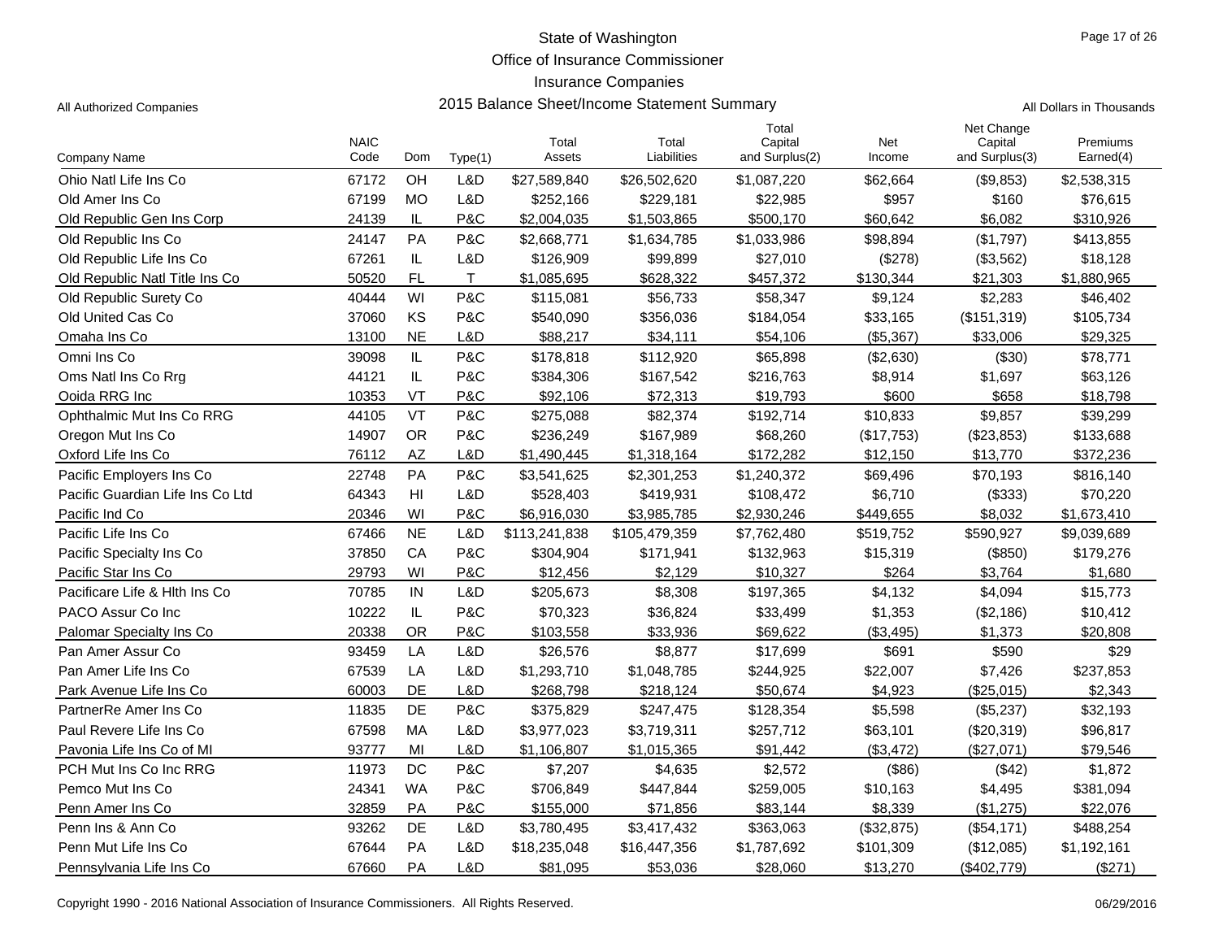State of Washington
Office of Insurance Commissioner
Insurance Companies

All Authorized Companies — 2015 Balance Sheet/Income Statement Summary — All Dollars in Thousands

| Company Name | NAIC Code | Dom | Type(1) | Total Assets | Total Liabilities | Total Capital and Surplus(2) | Net Income | Net Change Capital and Surplus(3) | Premiums Earned(4) |
|---|---|---|---|---|---|---|---|---|---|
| Ohio Natl Life Ins Co | 67172 | OH | L&D | $27,589,840 | $26,502,620 | $1,087,220 | $62,664 | ($9,853) | $2,538,315 |
| Old Amer Ins Co | 67199 | MO | L&D | $252,166 | $229,181 | $22,985 | $957 | $160 | $76,615 |
| Old Republic Gen Ins Corp | 24139 | IL | P&C | $2,004,035 | $1,503,865 | $500,170 | $60,642 | $6,082 | $310,926 |
| Old Republic Ins Co | 24147 | PA | P&C | $2,668,771 | $1,634,785 | $1,033,986 | $98,894 | ($1,797) | $413,855 |
| Old Republic Life Ins Co | 67261 | IL | L&D | $126,909 | $99,899 | $27,010 | ($278) | ($3,562) | $18,128 |
| Old Republic Natl Title Ins Co | 50520 | FL | T | $1,085,695 | $628,322 | $457,372 | $130,344 | $21,303 | $1,880,965 |
| Old Republic Surety Co | 40444 | WI | P&C | $115,081 | $56,733 | $58,347 | $9,124 | $2,283 | $46,402 |
| Old United Cas Co | 37060 | KS | P&C | $540,090 | $356,036 | $184,054 | $33,165 | ($151,319) | $105,734 |
| Omaha Ins Co | 13100 | NE | L&D | $88,217 | $34,111 | $54,106 | ($5,367) | $33,006 | $29,325 |
| Omni Ins Co | 39098 | IL | P&C | $178,818 | $112,920 | $65,898 | ($2,630) | ($30) | $78,771 |
| Oms Natl Ins Co Rrg | 44121 | IL | P&C | $384,306 | $167,542 | $216,763 | $8,914 | $1,697 | $63,126 |
| Ooida RRG Inc | 10353 | VT | P&C | $92,106 | $72,313 | $19,793 | $600 | $658 | $18,798 |
| Ophthalmic Mut Ins Co RRG | 44105 | VT | P&C | $275,088 | $82,374 | $192,714 | $10,833 | $9,857 | $39,299 |
| Oregon Mut Ins Co | 14907 | OR | P&C | $236,249 | $167,989 | $68,260 | ($17,753) | ($23,853) | $133,688 |
| Oxford Life Ins Co | 76112 | AZ | L&D | $1,490,445 | $1,318,164 | $172,282 | $12,150 | $13,770 | $372,236 |
| Pacific Employers Ins Co | 22748 | PA | P&C | $3,541,625 | $2,301,253 | $1,240,372 | $69,496 | $70,193 | $816,140 |
| Pacific Guardian Life Ins Co Ltd | 64343 | HI | L&D | $528,403 | $419,931 | $108,472 | $6,710 | ($333) | $70,220 |
| Pacific Ind Co | 20346 | WI | P&C | $6,916,030 | $3,985,785 | $2,930,246 | $449,655 | $8,032 | $1,673,410 |
| Pacific Life Ins Co | 67466 | NE | L&D | $113,241,838 | $105,479,359 | $7,762,480 | $519,752 | $590,927 | $9,039,689 |
| Pacific Specialty Ins Co | 37850 | CA | P&C | $304,904 | $171,941 | $132,963 | $15,319 | ($850) | $179,276 |
| Pacific Star Ins Co | 29793 | WI | P&C | $12,456 | $2,129 | $10,327 | $264 | $3,764 | $1,680 |
| Pacificare Life & Hlth Ins Co | 70785 | IN | L&D | $205,673 | $8,308 | $197,365 | $4,132 | $4,094 | $15,773 |
| PACO Assur Co Inc | 10222 | IL | P&C | $70,323 | $36,824 | $33,499 | $1,353 | ($2,186) | $10,412 |
| Palomar Specialty Ins Co | 20338 | OR | P&C | $103,558 | $33,936 | $69,622 | ($3,495) | $1,373 | $20,808 |
| Pan Amer Assur Co | 93459 | LA | L&D | $26,576 | $8,877 | $17,699 | $691 | $590 | $29 |
| Pan Amer Life Ins Co | 67539 | LA | L&D | $1,293,710 | $1,048,785 | $244,925 | $22,007 | $7,426 | $237,853 |
| Park Avenue Life Ins Co | 60003 | DE | L&D | $268,798 | $218,124 | $50,674 | $4,923 | ($25,015) | $2,343 |
| PartnerRe Amer Ins Co | 11835 | DE | P&C | $375,829 | $247,475 | $128,354 | $5,598 | ($5,237) | $32,193 |
| Paul Revere Life Ins Co | 67598 | MA | L&D | $3,977,023 | $3,719,311 | $257,712 | $63,101 | ($20,319) | $96,817 |
| Pavonia Life Ins Co of MI | 93777 | MI | L&D | $1,106,807 | $1,015,365 | $91,442 | ($3,472) | ($27,071) | $79,546 |
| PCH Mut Ins Co Inc RRG | 11973 | DC | P&C | $7,207 | $4,635 | $2,572 | ($86) | ($42) | $1,872 |
| Pemco Mut Ins Co | 24341 | WA | P&C | $706,849 | $447,844 | $259,005 | $10,163 | $4,495 | $381,094 |
| Penn Amer Ins Co | 32859 | PA | P&C | $155,000 | $71,856 | $83,144 | $8,339 | ($1,275) | $22,076 |
| Penn Ins & Ann Co | 93262 | DE | L&D | $3,780,495 | $3,417,432 | $363,063 | ($32,875) | ($54,171) | $488,254 |
| Penn Mut Life Ins Co | 67644 | PA | L&D | $18,235,048 | $16,447,356 | $1,787,692 | $101,309 | ($12,085) | $1,192,161 |
| Pennsylvania Life Ins Co | 67660 | PA | L&D | $81,095 | $53,036 | $28,060 | $13,270 | ($402,779) | ($271) |

Copyright 1990 - 2016 National Association of Insurance Commissioners. All Rights Reserved. 06/29/2016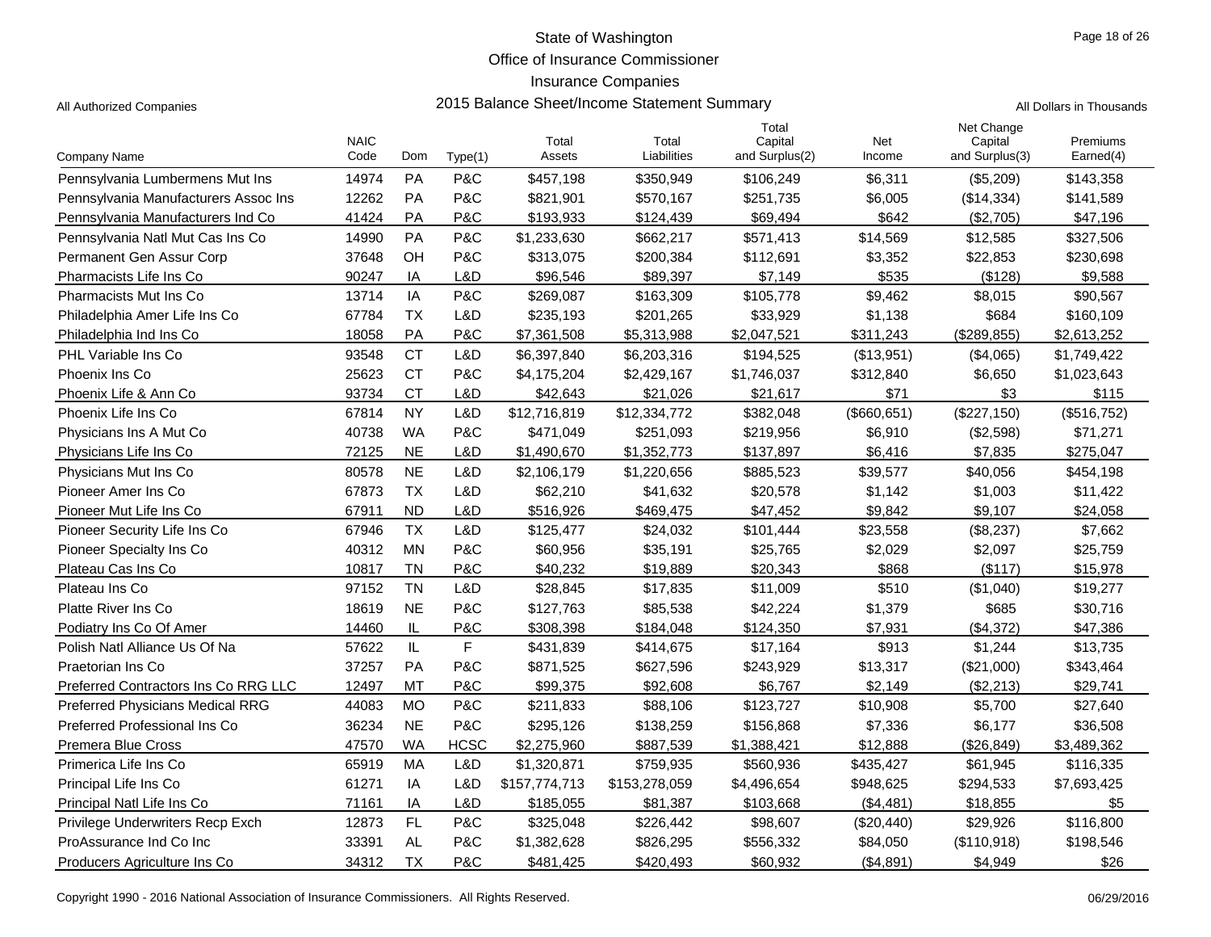# State of Washington
## Office of Insurance Commissioner
## Insurance Companies
## 2015 Balance Sheet/Income Statement Summary

All Authorized Companies

All Dollars in Thousands

| Company Name | NAIC Code | Dom | Type(1) | Total Assets | Total Liabilities | Total Capital and Surplus(2) | Net Income | Net Change Capital and Surplus(3) | Premiums Earned(4) |
|---|---|---|---|---|---|---|---|---|---|
| Pennsylvania Lumbermens Mut Ins | 14974 | PA | P&C | $457,198 | $350,949 | $106,249 | $6,311 | ($5,209) | $143,358 |
| Pennsylvania Manufacturers Assoc Ins | 12262 | PA | P&C | $821,901 | $570,167 | $251,735 | $6,005 | ($14,334) | $141,589 |
| Pennsylvania Manufacturers Ind Co | 41424 | PA | P&C | $193,933 | $124,439 | $69,494 | $642 | ($2,705) | $47,196 |
| Pennsylvania Natl Mut Cas Ins Co | 14990 | PA | P&C | $1,233,630 | $662,217 | $571,413 | $14,569 | $12,585 | $327,506 |
| Permanent Gen Assur Corp | 37648 | OH | P&C | $313,075 | $200,384 | $112,691 | $3,352 | $22,853 | $230,698 |
| Pharmacists Life Ins Co | 90247 | IA | L&D | $96,546 | $89,397 | $7,149 | $535 | ($128) | $9,588 |
| Pharmacists Mut Ins Co | 13714 | IA | P&C | $269,087 | $163,309 | $105,778 | $9,462 | $8,015 | $90,567 |
| Philadelphia Amer Life Ins Co | 67784 | TX | L&D | $235,193 | $201,265 | $33,929 | $1,138 | $684 | $160,109 |
| Philadelphia Ind Ins Co | 18058 | PA | P&C | $7,361,508 | $5,313,988 | $2,047,521 | $311,243 | ($289,855) | $2,613,252 |
| PHL Variable Ins Co | 93548 | CT | L&D | $6,397,840 | $6,203,316 | $194,525 | ($13,951) | ($4,065) | $1,749,422 |
| Phoenix Ins Co | 25623 | CT | P&C | $4,175,204 | $2,429,167 | $1,746,037 | $312,840 | $6,650 | $1,023,643 |
| Phoenix Life & Ann Co | 93734 | CT | L&D | $42,643 | $21,026 | $21,617 | $71 | $3 | $115 |
| Phoenix Life Ins Co | 67814 | NY | L&D | $12,716,819 | $12,334,772 | $382,048 | ($660,651) | ($227,150) | ($516,752) |
| Physicians Ins A Mut Co | 40738 | WA | P&C | $471,049 | $251,093 | $219,956 | $6,910 | ($2,598) | $71,271 |
| Physicians Life Ins Co | 72125 | NE | L&D | $1,490,670 | $1,352,773 | $137,897 | $6,416 | $7,835 | $275,047 |
| Physicians Mut Ins Co | 80578 | NE | L&D | $2,106,179 | $1,220,656 | $885,523 | $39,577 | $40,056 | $454,198 |
| Pioneer Amer Ins Co | 67873 | TX | L&D | $62,210 | $41,632 | $20,578 | $1,142 | $1,003 | $11,422 |
| Pioneer Mut Life Ins Co | 67911 | ND | L&D | $516,926 | $469,475 | $47,452 | $9,842 | $9,107 | $24,058 |
| Pioneer Security Life Ins Co | 67946 | TX | L&D | $125,477 | $24,032 | $101,444 | $23,558 | ($8,237) | $7,662 |
| Pioneer Specialty Ins Co | 40312 | MN | P&C | $60,956 | $35,191 | $25,765 | $2,029 | $2,097 | $25,759 |
| Plateau Cas Ins Co | 10817 | TN | P&C | $40,232 | $19,889 | $20,343 | $868 | ($117) | $15,978 |
| Plateau Ins Co | 97152 | TN | L&D | $28,845 | $17,835 | $11,009 | $510 | ($1,040) | $19,277 |
| Platte River Ins Co | 18619 | NE | P&C | $127,763 | $85,538 | $42,224 | $1,379 | $685 | $30,716 |
| Podiatry Ins Co Of Amer | 14460 | IL | P&C | $308,398 | $184,048 | $124,350 | $7,931 | ($4,372) | $47,386 |
| Polish Natl Alliance Us Of Na | 57622 | IL | F | $431,839 | $414,675 | $17,164 | $913 | $1,244 | $13,735 |
| Praetorian Ins Co | 37257 | PA | P&C | $871,525 | $627,596 | $243,929 | $13,317 | ($21,000) | $343,464 |
| Preferred Contractors Ins Co RRG LLC | 12497 | MT | P&C | $99,375 | $92,608 | $6,767 | $2,149 | ($2,213) | $29,741 |
| Preferred Physicians Medical RRG | 44083 | MO | P&C | $211,833 | $88,106 | $123,727 | $10,908 | $5,700 | $27,640 |
| Preferred Professional Ins Co | 36234 | NE | P&C | $295,126 | $138,259 | $156,868 | $7,336 | $6,177 | $36,508 |
| Premera Blue Cross | 47570 | WA | HCSC | $2,275,960 | $887,539 | $1,388,421 | $12,888 | ($26,849) | $3,489,362 |
| Primerica Life Ins Co | 65919 | MA | L&D | $1,320,871 | $759,935 | $560,936 | $435,427 | $61,945 | $116,335 |
| Principal Life Ins Co | 61271 | IA | L&D | $157,774,713 | $153,278,059 | $4,496,654 | $948,625 | $294,533 | $7,693,425 |
| Principal Natl Life Ins Co | 71161 | IA | L&D | $185,055 | $81,387 | $103,668 | ($4,481) | $18,855 | $5 |
| Privilege Underwriters Recp Exch | 12873 | FL | P&C | $325,048 | $226,442 | $98,607 | ($20,440) | $29,926 | $116,800 |
| ProAssurance Ind Co Inc | 33391 | AL | P&C | $1,382,628 | $826,295 | $556,332 | $84,050 | ($110,918) | $198,546 |
| Producers Agriculture Ins Co | 34312 | TX | P&C | $481,425 | $420,493 | $60,932 | ($4,891) | $4,949 | $26 |

Copyright 1990 - 2016 National Association of Insurance Commissioners. All Rights Reserved.

06/29/2016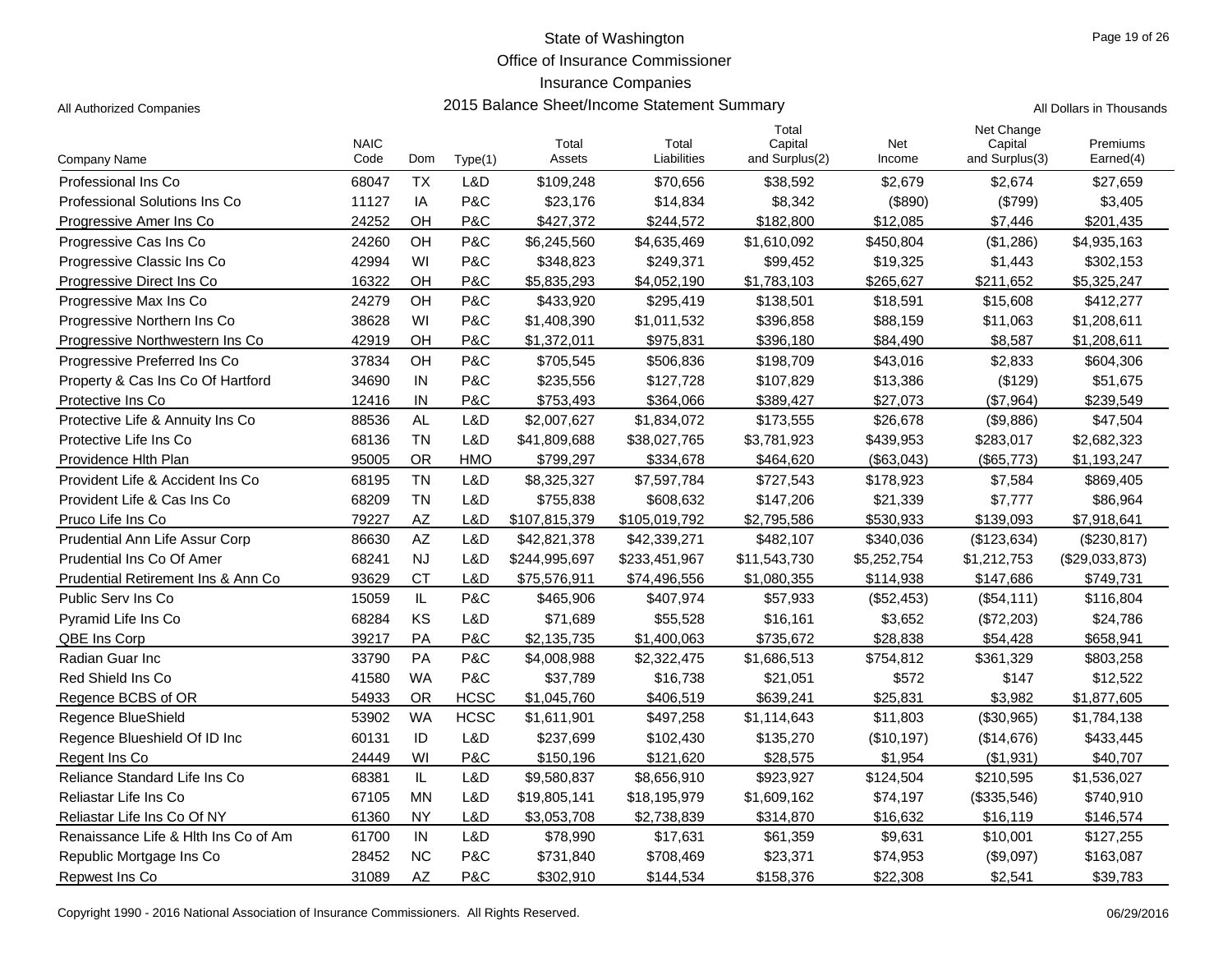# State of Washington
## Office of Insurance Commissioner
## Insurance Companies
## 2015 Balance Sheet/Income Statement Summary

All Authorized Companies

All Dollars in Thousands

| Company Name | NAIC Code | Dom | Type(1) | Total Assets | Total Liabilities | Total Capital and Surplus(2) | Net Income | Net Change Capital and Surplus(3) | Premiums Earned(4) |
|---|---|---|---|---|---|---|---|---|---|
| Professional Ins Co | 68047 | TX | L&D | $109,248 | $70,656 | $38,592 | $2,679 | $2,674 | $27,659 |
| Professional Solutions Ins Co | 11127 | IA | P&C | $23,176 | $14,834 | $8,342 | ($890) | ($799) | $3,405 |
| Progressive Amer Ins Co | 24252 | OH | P&C | $427,372 | $244,572 | $182,800 | $12,085 | $7,446 | $201,435 |
| Progressive Cas Ins Co | 24260 | OH | P&C | $6,245,560 | $4,635,469 | $1,610,092 | $450,804 | ($1,286) | $4,935,163 |
| Progressive Classic Ins Co | 42994 | WI | P&C | $348,823 | $249,371 | $99,452 | $19,325 | $1,443 | $302,153 |
| Progressive Direct Ins Co | 16322 | OH | P&C | $5,835,293 | $4,052,190 | $1,783,103 | $265,627 | $211,652 | $5,325,247 |
| Progressive Max Ins Co | 24279 | OH | P&C | $433,920 | $295,419 | $138,501 | $18,591 | $15,608 | $412,277 |
| Progressive Northern Ins Co | 38628 | WI | P&C | $1,408,390 | $1,011,532 | $396,858 | $88,159 | $11,063 | $1,208,611 |
| Progressive Northwestern Ins Co | 42919 | OH | P&C | $1,372,011 | $975,831 | $396,180 | $84,490 | $8,587 | $1,208,611 |
| Progressive Preferred Ins Co | 37834 | OH | P&C | $705,545 | $506,836 | $198,709 | $43,016 | $2,833 | $604,306 |
| Property & Cas Ins Co Of Hartford | 34690 | IN | P&C | $235,556 | $127,728 | $107,829 | $13,386 | ($129) | $51,675 |
| Protective Ins Co | 12416 | IN | P&C | $753,493 | $364,066 | $389,427 | $27,073 | ($7,964) | $239,549 |
| Protective Life & Annuity Ins Co | 88536 | AL | L&D | $2,007,627 | $1,834,072 | $173,555 | $26,678 | ($9,886) | $47,504 |
| Protective Life Ins Co | 68136 | TN | L&D | $41,809,688 | $38,027,765 | $3,781,923 | $439,953 | $283,017 | $2,682,323 |
| Providence Hlth Plan | 95005 | OR | HMO | $799,297 | $334,678 | $464,620 | ($63,043) | ($65,773) | $1,193,247 |
| Provident Life & Accident Ins Co | 68195 | TN | L&D | $8,325,327 | $7,597,784 | $727,543 | $178,923 | $7,584 | $869,405 |
| Provident Life & Cas Ins Co | 68209 | TN | L&D | $755,838 | $608,632 | $147,206 | $21,339 | $7,777 | $86,964 |
| Pruco Life Ins Co | 79227 | AZ | L&D | $107,815,379 | $105,019,792 | $2,795,586 | $530,933 | $139,093 | $7,918,641 |
| Prudential Ann Life Assur Corp | 86630 | AZ | L&D | $42,821,378 | $42,339,271 | $482,107 | $340,036 | ($123,634) | ($230,817) |
| Prudential Ins Co Of Amer | 68241 | NJ | L&D | $244,995,697 | $233,451,967 | $11,543,730 | $5,252,754 | $1,212,753 | ($29,033,873) |
| Prudential Retirement Ins & Ann Co | 93629 | CT | L&D | $75,576,911 | $74,496,556 | $1,080,355 | $114,938 | $147,686 | $749,731 |
| Public Serv Ins Co | 15059 | IL | P&C | $465,906 | $407,974 | $57,933 | ($52,453) | ($54,111) | $116,804 |
| Pyramid Life Ins Co | 68284 | KS | L&D | $71,689 | $55,528 | $16,161 | $3,652 | ($72,203) | $24,786 |
| QBE Ins Corp | 39217 | PA | P&C | $2,135,735 | $1,400,063 | $735,672 | $28,838 | $54,428 | $658,941 |
| Radian Guar Inc | 33790 | PA | P&C | $4,008,988 | $2,322,475 | $1,686,513 | $754,812 | $361,329 | $803,258 |
| Red Shield Ins Co | 41580 | WA | P&C | $37,789 | $16,738 | $21,051 | $572 | $147 | $12,522 |
| Regence BCBS of OR | 54933 | OR | HCSC | $1,045,760 | $406,519 | $639,241 | $25,831 | $3,982 | $1,877,605 |
| Regence BlueShield | 53902 | WA | HCSC | $1,611,901 | $497,258 | $1,114,643 | $11,803 | ($30,965) | $1,784,138 |
| Regence Blueshield Of ID Inc | 60131 | ID | L&D | $237,699 | $102,430 | $135,270 | ($10,197) | ($14,676) | $433,445 |
| Regent Ins Co | 24449 | WI | P&C | $150,196 | $121,620 | $28,575 | $1,954 | ($1,931) | $40,707 |
| Reliance Standard Life Ins Co | 68381 | IL | L&D | $9,580,837 | $8,656,910 | $923,927 | $124,504 | $210,595 | $1,536,027 |
| Reliastar Life Ins Co | 67105 | MN | L&D | $19,805,141 | $18,195,979 | $1,609,162 | $74,197 | ($335,546) | $740,910 |
| Reliastar Life Ins Co Of NY | 61360 | NY | L&D | $3,053,708 | $2,738,839 | $314,870 | $16,632 | $16,119 | $146,574 |
| Renaissance Life & Hlth Ins Co of Am | 61700 | IN | L&D | $78,990 | $17,631 | $61,359 | $9,631 | $10,001 | $127,255 |
| Republic Mortgage Ins Co | 28452 | NC | P&C | $731,840 | $708,469 | $23,371 | $74,953 | ($9,097) | $163,087 |
| Repwest Ins Co | 31089 | AZ | P&C | $302,910 | $144,534 | $158,376 | $22,308 | $2,541 | $39,783 |

Copyright 1990 - 2016 National Association of Insurance Commissioners. All Rights Reserved. 06/29/2016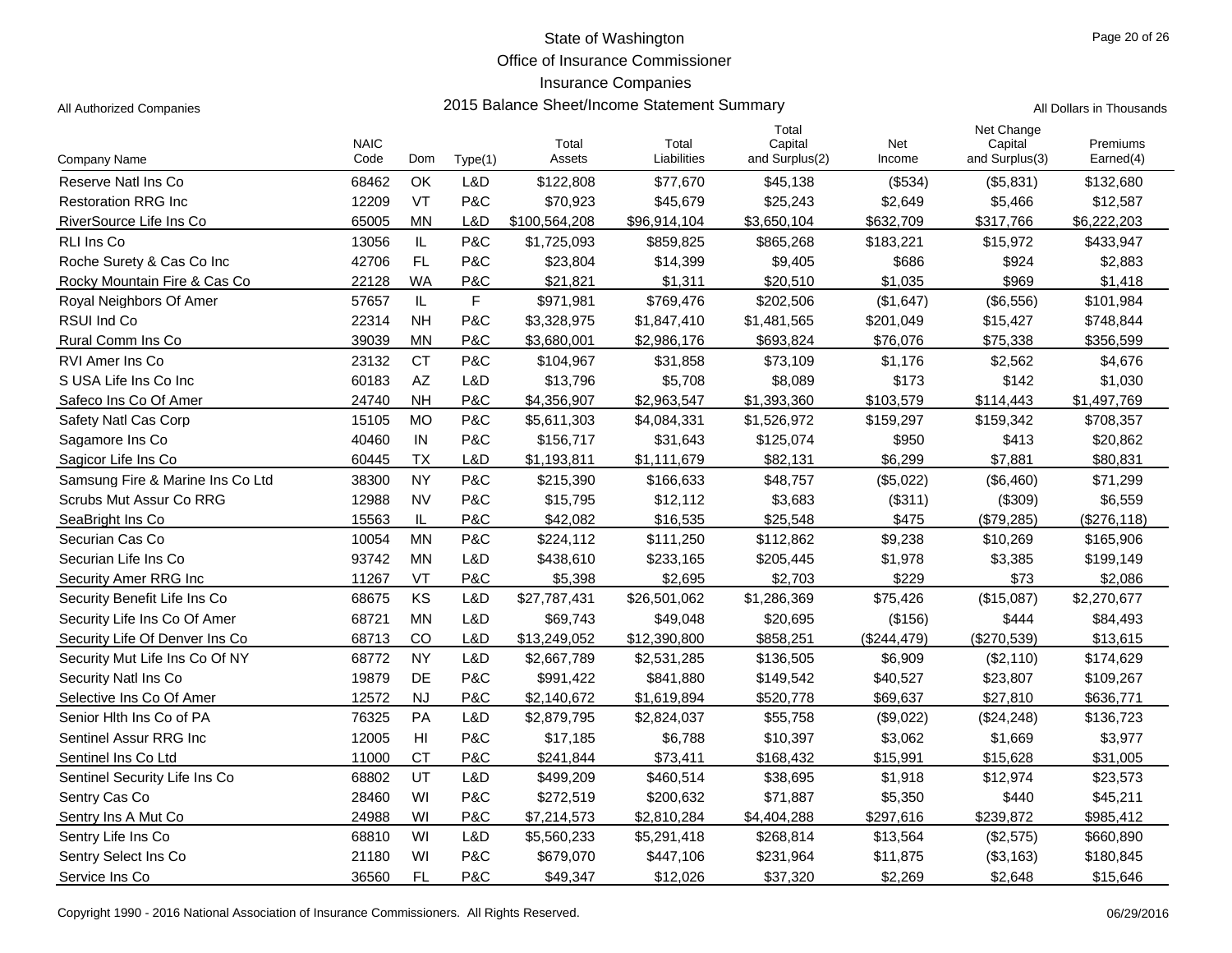State of Washington
Office of Insurance Commissioner
Insurance Companies
2015 Balance Sheet/Income Statement Summary

All Authorized Companies

All Dollars in Thousands

| Company Name | NAIC Code | Dom | Type(1) | Total Assets | Total Liabilities | Total Capital and Surplus(2) | Net Income | Net Change Capital and Surplus(3) | Premiums Earned(4) |
|---|---|---|---|---|---|---|---|---|---|
| Reserve Natl Ins Co | 68462 | OK | L&D | $122,808 | $77,670 | $45,138 | ($534) | ($5,831) | $132,680 |
| Restoration RRG Inc | 12209 | VT | P&C | $70,923 | $45,679 | $25,243 | $2,649 | $5,466 | $12,587 |
| RiverSource Life Ins Co | 65005 | MN | L&D | $100,564,208 | $96,914,104 | $3,650,104 | $632,709 | $317,766 | $6,222,203 |
| RLI Ins Co | 13056 | IL | P&C | $1,725,093 | $859,825 | $865,268 | $183,221 | $15,972 | $433,947 |
| Roche Surety & Cas Co Inc | 42706 | FL | P&C | $23,804 | $14,399 | $9,405 | $686 | $924 | $2,883 |
| Rocky Mountain Fire & Cas Co | 22128 | WA | P&C | $21,821 | $1,311 | $20,510 | $1,035 | $969 | $1,418 |
| Royal Neighbors Of Amer | 57657 | IL | F | $971,981 | $769,476 | $202,506 | ($1,647) | ($6,556) | $101,984 |
| RSUI Ind Co | 22314 | NH | P&C | $3,328,975 | $1,847,410 | $1,481,565 | $201,049 | $15,427 | $748,844 |
| Rural Comm Ins Co | 39039 | MN | P&C | $3,680,001 | $2,986,176 | $693,824 | $76,076 | $75,338 | $356,599 |
| RVI Amer Ins Co | 23132 | CT | P&C | $104,967 | $31,858 | $73,109 | $1,176 | $2,562 | $4,676 |
| S USA Life Ins Co Inc | 60183 | AZ | L&D | $13,796 | $5,708 | $8,089 | $173 | $142 | $1,030 |
| Safeco Ins Co Of Amer | 24740 | NH | P&C | $4,356,907 | $2,963,547 | $1,393,360 | $103,579 | $114,443 | $1,497,769 |
| Safety Natl Cas Corp | 15105 | MO | P&C | $5,611,303 | $4,084,331 | $1,526,972 | $159,297 | $159,342 | $708,357 |
| Sagamore Ins Co | 40460 | IN | P&C | $156,717 | $31,643 | $125,074 | $950 | $413 | $20,862 |
| Sagicor Life Ins Co | 60445 | TX | L&D | $1,193,811 | $1,111,679 | $82,131 | $6,299 | $7,881 | $80,831 |
| Samsung Fire & Marine Ins Co Ltd | 38300 | NY | P&C | $215,390 | $166,633 | $48,757 | ($5,022) | ($6,460) | $71,299 |
| Scrubs Mut Assur Co RRG | 12988 | NV | P&C | $15,795 | $12,112 | $3,683 | ($311) | ($309) | $6,559 |
| SeaBright Ins Co | 15563 | IL | P&C | $42,082 | $16,535 | $25,548 | $475 | ($79,285) | ($276,118) |
| Securian Cas Co | 10054 | MN | P&C | $224,112 | $111,250 | $112,862 | $9,238 | $10,269 | $165,906 |
| Securian Life Ins Co | 93742 | MN | L&D | $438,610 | $233,165 | $205,445 | $1,978 | $3,385 | $199,149 |
| Security Amer RRG Inc | 11267 | VT | P&C | $5,398 | $2,695 | $2,703 | $229 | $73 | $2,086 |
| Security Benefit Life Ins Co | 68675 | KS | L&D | $27,787,431 | $26,501,062 | $1,286,369 | $75,426 | ($15,087) | $2,270,677 |
| Security Life Ins Co Of Amer | 68721 | MN | L&D | $69,743 | $49,048 | $20,695 | ($156) | $444 | $84,493 |
| Security Life Of Denver Ins Co | 68713 | CO | L&D | $13,249,052 | $12,390,800 | $858,251 | ($244,479) | ($270,539) | $13,615 |
| Security Mut Life Ins Co Of NY | 68772 | NY | L&D | $2,667,789 | $2,531,285 | $136,505 | $6,909 | ($2,110) | $174,629 |
| Security Natl Ins Co | 19879 | DE | P&C | $991,422 | $841,880 | $149,542 | $40,527 | $23,807 | $109,267 |
| Selective Ins Co Of Amer | 12572 | NJ | P&C | $2,140,672 | $1,619,894 | $520,778 | $69,637 | $27,810 | $636,771 |
| Senior Hlth Ins Co of PA | 76325 | PA | L&D | $2,879,795 | $2,824,037 | $55,758 | ($9,022) | ($24,248) | $136,723 |
| Sentinel Assur RRG Inc | 12005 | HI | P&C | $17,185 | $6,788 | $10,397 | $3,062 | $1,669 | $3,977 |
| Sentinel Ins Co Ltd | 11000 | CT | P&C | $241,844 | $73,411 | $168,432 | $15,991 | $15,628 | $31,005 |
| Sentinel Security Life Ins Co | 68802 | UT | L&D | $499,209 | $460,514 | $38,695 | $1,918 | $12,974 | $23,573 |
| Sentry Cas Co | 28460 | WI | P&C | $272,519 | $200,632 | $71,887 | $5,350 | $440 | $45,211 |
| Sentry Ins A Mut Co | 24988 | WI | P&C | $7,214,573 | $2,810,284 | $4,404,288 | $297,616 | $239,872 | $985,412 |
| Sentry Life Ins Co | 68810 | WI | L&D | $5,560,233 | $5,291,418 | $268,814 | $13,564 | ($2,575) | $660,890 |
| Sentry Select Ins Co | 21180 | WI | P&C | $679,070 | $447,106 | $231,964 | $11,875 | ($3,163) | $180,845 |
| Service Ins Co | 36560 | FL | P&C | $49,347 | $12,026 | $37,320 | $2,269 | $2,648 | $15,646 |

Copyright 1990 - 2016 National Association of Insurance Commissioners. All Rights Reserved. 06/29/2016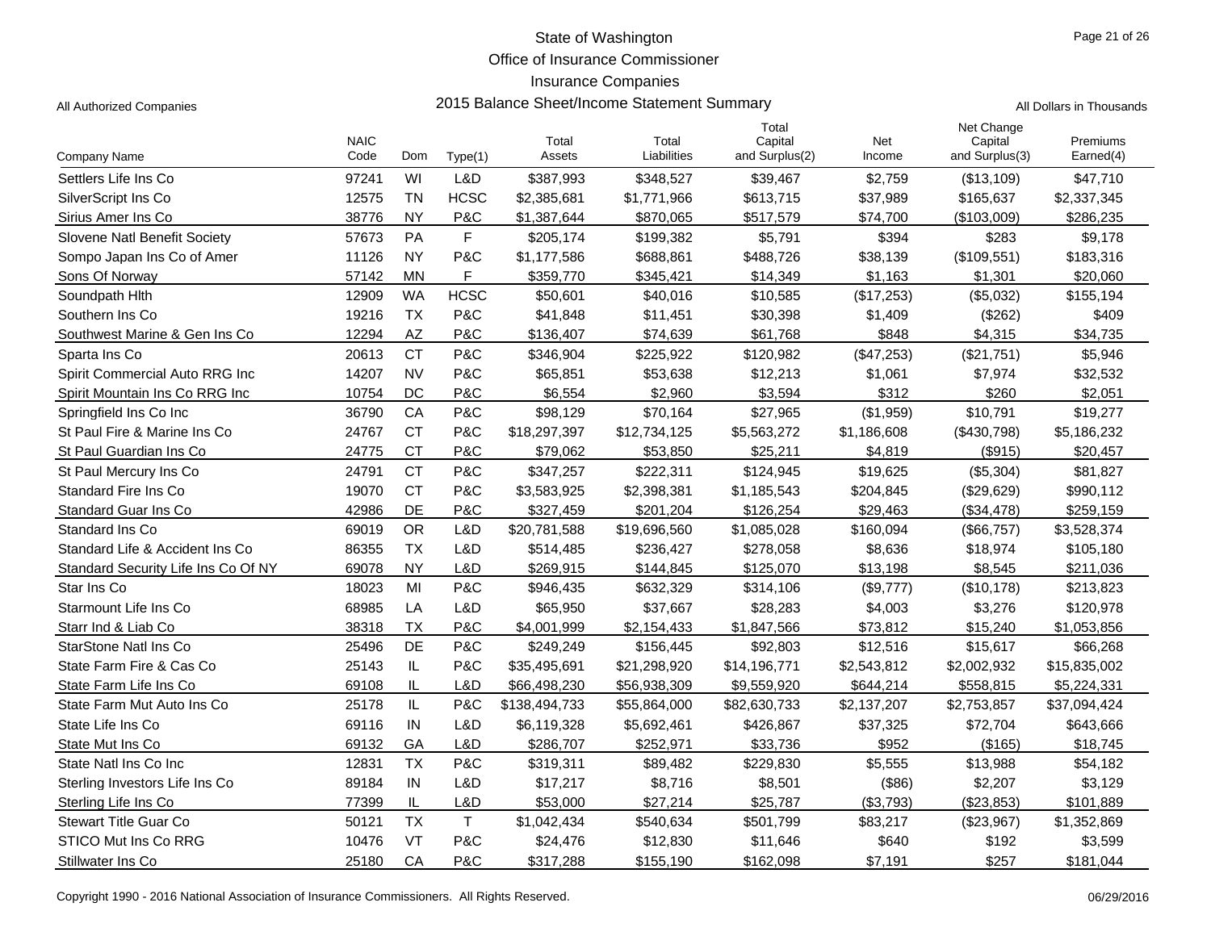State of Washington
Office of Insurance Commissioner
Insurance Companies

All Authorized Companies — 2015 Balance Sheet/Income Statement Summary — All Dollars in Thousands

| Company Name | NAIC Code | Dom | Type(1) | Total Assets | Total Liabilities | Total Capital and Surplus(2) | Net Income | Net Change Capital and Surplus(3) | Premiums Earned(4) |
|---|---|---|---|---|---|---|---|---|---|
| Settlers Life Ins Co | 97241 | WI | L&D | $387,993 | $348,527 | $39,467 | $2,759 | ($13,109) | $47,710 |
| SilverScript Ins Co | 12575 | TN | HCSC | $2,385,681 | $1,771,966 | $613,715 | $37,989 | $165,637 | $2,337,345 |
| Sirius Amer Ins Co | 38776 | NY | P&C | $1,387,644 | $870,065 | $517,579 | $74,700 | ($103,009) | $286,235 |
| Slovene Natl Benefit Society | 57673 | PA | F | $205,174 | $199,382 | $5,791 | $394 | $283 | $9,178 |
| Sompo Japan Ins Co of Amer | 11126 | NY | P&C | $1,177,586 | $688,861 | $488,726 | $38,139 | ($109,551) | $183,316 |
| Sons Of Norway | 57142 | MN | F | $359,770 | $345,421 | $14,349 | $1,163 | $1,301 | $20,060 |
| Soundpath Hlth | 12909 | WA | HCSC | $50,601 | $40,016 | $10,585 | ($17,253) | ($5,032) | $155,194 |
| Southern Ins Co | 19216 | TX | P&C | $41,848 | $11,451 | $30,398 | $1,409 | ($262) | $409 |
| Southwest Marine & Gen Ins Co | 12294 | AZ | P&C | $136,407 | $74,639 | $61,768 | $848 | $4,315 | $34,735 |
| Sparta Ins Co | 20613 | CT | P&C | $346,904 | $225,922 | $120,982 | ($47,253) | ($21,751) | $5,946 |
| Spirit Commercial Auto RRG Inc | 14207 | NV | P&C | $65,851 | $53,638 | $12,213 | $1,061 | $7,974 | $32,532 |
| Spirit Mountain Ins Co RRG Inc | 10754 | DC | P&C | $6,554 | $2,960 | $3,594 | $312 | $260 | $2,051 |
| Springfield Ins Co Inc | 36790 | CA | P&C | $98,129 | $70,164 | $27,965 | ($1,959) | $10,791 | $19,277 |
| St Paul Fire & Marine Ins Co | 24767 | CT | P&C | $18,297,397 | $12,734,125 | $5,563,272 | $1,186,608 | ($430,798) | $5,186,232 |
| St Paul Guardian Ins Co | 24775 | CT | P&C | $79,062 | $53,850 | $25,211 | $4,819 | ($915) | $20,457 |
| St Paul Mercury Ins Co | 24791 | CT | P&C | $347,257 | $222,311 | $124,945 | $19,625 | ($5,304) | $81,827 |
| Standard Fire Ins Co | 19070 | CT | P&C | $3,583,925 | $2,398,381 | $1,185,543 | $204,845 | ($29,629) | $990,112 |
| Standard Guar Ins Co | 42986 | DE | P&C | $327,459 | $201,204 | $126,254 | $29,463 | ($34,478) | $259,159 |
| Standard Ins Co | 69019 | OR | L&D | $20,781,588 | $19,696,560 | $1,085,028 | $160,094 | ($66,757) | $3,528,374 |
| Standard Life & Accident Ins Co | 86355 | TX | L&D | $514,485 | $236,427 | $278,058 | $8,636 | $18,974 | $105,180 |
| Standard Security Life Ins Co Of NY | 69078 | NY | L&D | $269,915 | $144,845 | $125,070 | $13,198 | $8,545 | $211,036 |
| Star Ins Co | 18023 | MI | P&C | $946,435 | $632,329 | $314,106 | ($9,777) | ($10,178) | $213,823 |
| Starmount Life Ins Co | 68985 | LA | L&D | $65,950 | $37,667 | $28,283 | $4,003 | $3,276 | $120,978 |
| Starr Ind & Liab Co | 38318 | TX | P&C | $4,001,999 | $2,154,433 | $1,847,566 | $73,812 | $15,240 | $1,053,856 |
| StarStone Natl Ins Co | 25496 | DE | P&C | $249,249 | $156,445 | $92,803 | $12,516 | $15,617 | $66,268 |
| State Farm Fire & Cas Co | 25143 | IL | P&C | $35,495,691 | $21,298,920 | $14,196,771 | $2,543,812 | $2,002,932 | $15,835,002 |
| State Farm Life Ins Co | 69108 | IL | L&D | $66,498,230 | $56,938,309 | $9,559,920 | $644,214 | $558,815 | $5,224,331 |
| State Farm Mut Auto Ins Co | 25178 | IL | P&C | $138,494,733 | $55,864,000 | $82,630,733 | $2,137,207 | $2,753,857 | $37,094,424 |
| State Life Ins Co | 69116 | IN | L&D | $6,119,328 | $5,692,461 | $426,867 | $37,325 | $72,704 | $643,666 |
| State Mut Ins Co | 69132 | GA | L&D | $286,707 | $252,971 | $33,736 | $952 | ($165) | $18,745 |
| State Natl Ins Co Inc | 12831 | TX | P&C | $319,311 | $89,482 | $229,830 | $5,555 | $13,988 | $54,182 |
| Sterling Investors Life Ins Co | 89184 | IN | L&D | $17,217 | $8,716 | $8,501 | ($86) | $2,207 | $3,129 |
| Sterling Life Ins Co | 77399 | IL | L&D | $53,000 | $27,214 | $25,787 | ($3,793) | ($23,853) | $101,889 |
| Stewart Title Guar Co | 50121 | TX | T | $1,042,434 | $540,634 | $501,799 | $83,217 | ($23,967) | $1,352,869 |
| STICO Mut Ins Co RRG | 10476 | VT | P&C | $24,476 | $12,830 | $11,646 | $640 | $192 | $3,599 |
| Stillwater Ins Co | 25180 | CA | P&C | $317,288 | $155,190 | $162,098 | $7,191 | $257 | $181,044 |

Copyright 1990 - 2016 National Association of Insurance Commissioners. All Rights Reserved. 06/29/2016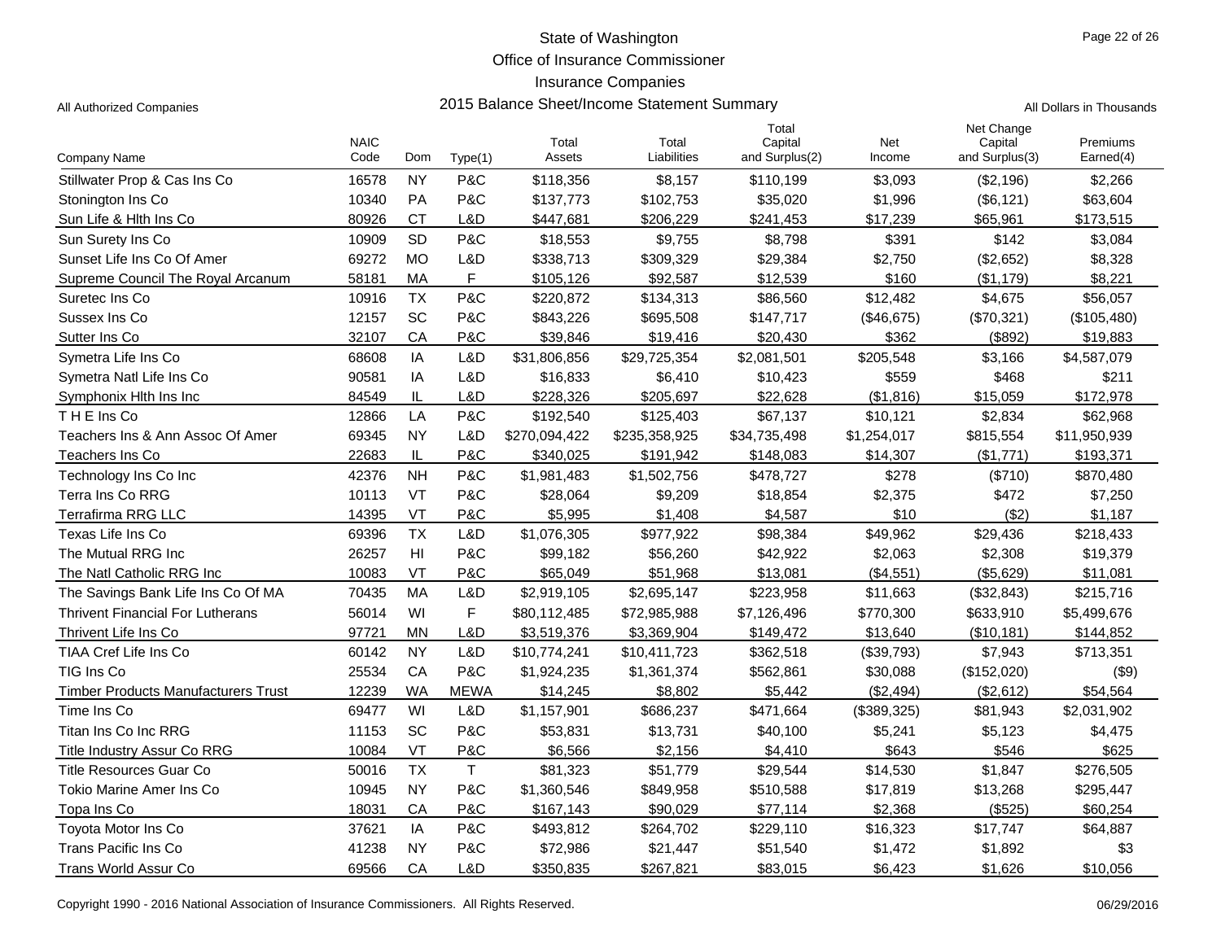State of Washington

Office of Insurance Commissioner

Insurance Companies

2015 Balance Sheet/Income Statement Summary

All Authorized Companies

All Dollars in Thousands

| Company Name | NAIC Code | Dom | Type(1) | Total Assets | Total Liabilities | Total Capital and Surplus(2) | Net Income | Net Change Capital and Surplus(3) | Premiums Earned(4) |
|---|---|---|---|---|---|---|---|---|---|
| Stillwater Prop & Cas Ins Co | 16578 | NY | P&C | $118,356 | $8,157 | $110,199 | $3,093 | ($2,196) | $2,266 |
| Stonington Ins Co | 10340 | PA | P&C | $137,773 | $102,753 | $35,020 | $1,996 | ($6,121) | $63,604 |
| Sun Life & Hlth Ins Co | 80926 | CT | L&D | $447,681 | $206,229 | $241,453 | $17,239 | $65,961 | $173,515 |
| Sun Surety Ins Co | 10909 | SD | P&C | $18,553 | $9,755 | $8,798 | $391 | $142 | $3,084 |
| Sunset Life Ins Co Of Amer | 69272 | MO | L&D | $338,713 | $309,329 | $29,384 | $2,750 | ($2,652) | $8,328 |
| Supreme Council The Royal Arcanum | 58181 | MA | F | $105,126 | $92,587 | $12,539 | $160 | ($1,179) | $8,221 |
| Suretec Ins Co | 10916 | TX | P&C | $220,872 | $134,313 | $86,560 | $12,482 | $4,675 | $56,057 |
| Sussex Ins Co | 12157 | SC | P&C | $843,226 | $695,508 | $147,717 | ($46,675) | ($70,321) | ($105,480) |
| Sutter Ins Co | 32107 | CA | P&C | $39,846 | $19,416 | $20,430 | $362 | ($892) | $19,883 |
| Symetra Life Ins Co | 68608 | IA | L&D | $31,806,856 | $29,725,354 | $2,081,501 | $205,548 | $3,166 | $4,587,079 |
| Symetra Natl Life Ins Co | 90581 | IA | L&D | $16,833 | $6,410 | $10,423 | $559 | $468 | $211 |
| Symphonix Hlth Ins Inc | 84549 | IL | L&D | $228,326 | $205,697 | $22,628 | ($1,816) | $15,059 | $172,978 |
| T H E Ins Co | 12866 | LA | P&C | $192,540 | $125,403 | $67,137 | $10,121 | $2,834 | $62,968 |
| Teachers Ins & Ann Assoc Of Amer | 69345 | NY | L&D | $270,094,422 | $235,358,925 | $34,735,498 | $1,254,017 | $815,554 | $11,950,939 |
| Teachers Ins Co | 22683 | IL | P&C | $340,025 | $191,942 | $148,083 | $14,307 | ($1,771) | $193,371 |
| Technology Ins Co Inc | 42376 | NH | P&C | $1,981,483 | $1,502,756 | $478,727 | $278 | ($710) | $870,480 |
| Terra Ins Co RRG | 10113 | VT | P&C | $28,064 | $9,209 | $18,854 | $2,375 | $472 | $7,250 |
| Terrafirma RRG LLC | 14395 | VT | P&C | $5,995 | $1,408 | $4,587 | $10 | ($2) | $1,187 |
| Texas Life Ins Co | 69396 | TX | L&D | $1,076,305 | $977,922 | $98,384 | $49,962 | $29,436 | $218,433 |
| The Mutual RRG Inc | 26257 | HI | P&C | $99,182 | $56,260 | $42,922 | $2,063 | $2,308 | $19,379 |
| The Natl Catholic RRG Inc | 10083 | VT | P&C | $65,049 | $51,968 | $13,081 | ($4,551) | ($5,629) | $11,081 |
| The Savings Bank Life Ins Co Of MA | 70435 | MA | L&D | $2,919,105 | $2,695,147 | $223,958 | $11,663 | ($32,843) | $215,716 |
| Thrivent Financial For Lutherans | 56014 | WI | F | $80,112,485 | $72,985,988 | $7,126,496 | $770,300 | $633,910 | $5,499,676 |
| Thrivent Life Ins Co | 97721 | MN | L&D | $3,519,376 | $3,369,904 | $149,472 | $13,640 | ($10,181) | $144,852 |
| TIAA Cref Life Ins Co | 60142 | NY | L&D | $10,774,241 | $10,411,723 | $362,518 | ($39,793) | $7,943 | $713,351 |
| TIG Ins Co | 25534 | CA | P&C | $1,924,235 | $1,361,374 | $562,861 | $30,088 | ($152,020) | ($9) |
| Timber Products Manufacturers Trust | 12239 | WA | MEWA | $14,245 | $8,802 | $5,442 | ($2,494) | ($2,612) | $54,564 |
| Time Ins Co | 69477 | WI | L&D | $1,157,901 | $686,237 | $471,664 | ($389,325) | $81,943 | $2,031,902 |
| Titan Ins Co Inc RRG | 11153 | SC | P&C | $53,831 | $13,731 | $40,100 | $5,241 | $5,123 | $4,475 |
| Title Industry Assur Co RRG | 10084 | VT | P&C | $6,566 | $2,156 | $4,410 | $643 | $546 | $625 |
| Title Resources Guar Co | 50016 | TX | T | $81,323 | $51,779 | $29,544 | $14,530 | $1,847 | $276,505 |
| Tokio Marine Amer Ins Co | 10945 | NY | P&C | $1,360,546 | $849,958 | $510,588 | $17,819 | $13,268 | $295,447 |
| Topa Ins Co | 18031 | CA | P&C | $167,143 | $90,029 | $77,114 | $2,368 | ($525) | $60,254 |
| Toyota Motor Ins Co | 37621 | IA | P&C | $493,812 | $264,702 | $229,110 | $16,323 | $17,747 | $64,887 |
| Trans Pacific Ins Co | 41238 | NY | P&C | $72,986 | $21,447 | $51,540 | $1,472 | $1,892 | $3 |
| Trans World Assur Co | 69566 | CA | L&D | $350,835 | $267,821 | $83,015 | $6,423 | $1,626 | $10,056 |

Copyright 1990 - 2016 National Association of Insurance Commissioners. All Rights Reserved.

06/29/2016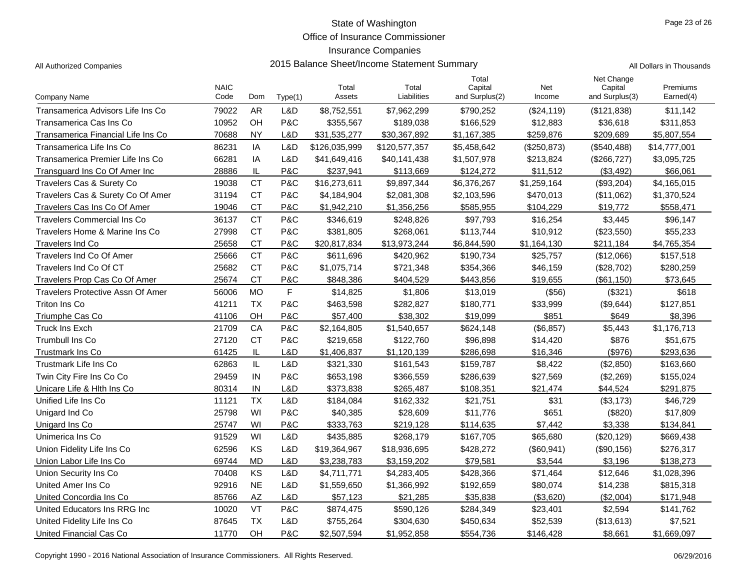# State of Washington
## Office of Insurance Commissioner
## Insurance Companies
## 2015 Balance Sheet/Income Statement Summary

All Authorized Companies

All Dollars in Thousands

| Company Name | NAIC Code | Dom | Type(1) | Total Assets | Total Liabilities | Total Capital and Surplus(2) | Net Income | Net Change Capital and Surplus(3) | Premiums Earned(4) |
|---|---|---|---|---|---|---|---|---|---|
| Transamerica Advisors Life Ins Co | 79022 | AR | L&D | $8,752,551 | $7,962,299 | $790,252 | ($24,119) | ($121,838) | $11,142 |
| Transamerica Cas Ins Co | 10952 | OH | P&C | $355,567 | $189,038 | $166,529 | $12,883 | $36,618 | $311,853 |
| Transamerica Financial Life Ins Co | 70688 | NY | L&D | $31,535,277 | $30,367,892 | $1,167,385 | $259,876 | $209,689 | $5,807,554 |
| Transamerica Life Ins Co | 86231 | IA | L&D | $126,035,999 | $120,577,357 | $5,458,642 | ($250,873) | ($540,488) | $14,777,001 |
| Transamerica Premier Life Ins Co | 66281 | IA | L&D | $41,649,416 | $40,141,438 | $1,507,978 | $213,824 | ($266,727) | $3,095,725 |
| Transguard Ins Co Of Amer Inc | 28886 | IL | P&C | $237,941 | $113,669 | $124,272 | $11,512 | ($3,492) | $66,061 |
| Travelers Cas & Surety Co | 19038 | CT | P&C | $16,273,611 | $9,897,344 | $6,376,267 | $1,259,164 | ($93,204) | $4,165,015 |
| Travelers Cas & Surety Co Of Amer | 31194 | CT | P&C | $4,184,904 | $2,081,308 | $2,103,596 | $470,013 | ($11,062) | $1,370,524 |
| Travelers Cas Ins Co Of Amer | 19046 | CT | P&C | $1,942,210 | $1,356,256 | $585,955 | $104,229 | $19,772 | $558,471 |
| Travelers Commercial Ins Co | 36137 | CT | P&C | $346,619 | $248,826 | $97,793 | $16,254 | $3,445 | $96,147 |
| Travelers Home & Marine Ins Co | 27998 | CT | P&C | $381,805 | $268,061 | $113,744 | $10,912 | ($23,550) | $55,233 |
| Travelers Ind Co | 25658 | CT | P&C | $20,817,834 | $13,973,244 | $6,844,590 | $1,164,130 | $211,184 | $4,765,354 |
| Travelers Ind Co Of Amer | 25666 | CT | P&C | $611,696 | $420,962 | $190,734 | $25,757 | ($12,066) | $157,518 |
| Travelers Ind Co Of CT | 25682 | CT | P&C | $1,075,714 | $721,348 | $354,366 | $46,159 | ($28,702) | $280,259 |
| Travelers Prop Cas Co Of Amer | 25674 | CT | P&C | $848,386 | $404,529 | $443,856 | $19,655 | ($61,150) | $73,645 |
| Travelers Protective Assn Of Amer | 56006 | MO | F | $14,825 | $1,806 | $13,019 | ($56) | ($321) | $618 |
| Triton Ins Co | 41211 | TX | P&C | $463,598 | $282,827 | $180,771 | $33,999 | ($9,644) | $127,851 |
| Triumphe Cas Co | 41106 | OH | P&C | $57,400 | $38,302 | $19,099 | $851 | $649 | $8,396 |
| Truck Ins Exch | 21709 | CA | P&C | $2,164,805 | $1,540,657 | $624,148 | ($6,857) | $5,443 | $1,176,713 |
| Trumbull Ins Co | 27120 | CT | P&C | $219,658 | $122,760 | $96,898 | $14,420 | $876 | $51,675 |
| Trustmark Ins Co | 61425 | IL | L&D | $1,406,837 | $1,120,139 | $286,698 | $16,346 | ($976) | $293,636 |
| Trustmark Life Ins Co | 62863 | IL | L&D | $321,330 | $161,543 | $159,787 | $8,422 | ($2,850) | $163,660 |
| Twin City Fire Ins Co Co | 29459 | IN | P&C | $653,198 | $366,559 | $286,639 | $27,569 | ($2,269) | $155,024 |
| Unicare Life & Hlth Ins Co | 80314 | IN | L&D | $373,838 | $265,487 | $108,351 | $21,474 | $44,524 | $291,875 |
| Unified Life Ins Co | 11121 | TX | L&D | $184,084 | $162,332 | $21,751 | $31 | ($3,173) | $46,729 |
| Unigard Ind Co | 25798 | WI | P&C | $40,385 | $28,609 | $11,776 | $651 | ($820) | $17,809 |
| Unigard Ins Co | 25747 | WI | P&C | $333,763 | $219,128 | $114,635 | $7,442 | $3,338 | $134,841 |
| Unimerica Ins Co | 91529 | WI | L&D | $435,885 | $268,179 | $167,705 | $65,680 | ($20,129) | $669,438 |
| Union Fidelity Life Ins Co | 62596 | KS | L&D | $19,364,967 | $18,936,695 | $428,272 | ($60,941) | ($90,156) | $276,317 |
| Union Labor Life Ins Co | 69744 | MD | L&D | $3,238,783 | $3,159,202 | $79,581 | $3,544 | $3,196 | $138,273 |
| Union Security Ins Co | 70408 | KS | L&D | $4,711,771 | $4,283,405 | $428,366 | $71,464 | $12,646 | $1,028,396 |
| United Amer Ins Co | 92916 | NE | L&D | $1,559,650 | $1,366,992 | $192,659 | $80,074 | $14,238 | $815,318 |
| United Concordia Ins Co | 85766 | AZ | L&D | $57,123 | $21,285 | $35,838 | ($3,620) | ($2,004) | $171,948 |
| United Educators Ins RRG Inc | 10020 | VT | P&C | $874,475 | $590,126 | $284,349 | $23,401 | $2,594 | $141,762 |
| United Fidelity Life Ins Co | 87645 | TX | L&D | $755,264 | $304,630 | $450,634 | $52,539 | ($13,613) | $7,521 |
| United Financial Cas Co | 11770 | OH | P&C | $2,507,594 | $1,952,858 | $554,736 | $146,428 | $8,661 | $1,669,097 |

Copyright 1990 - 2016 National Association of Insurance Commissioners. All Rights Reserved. 06/29/2016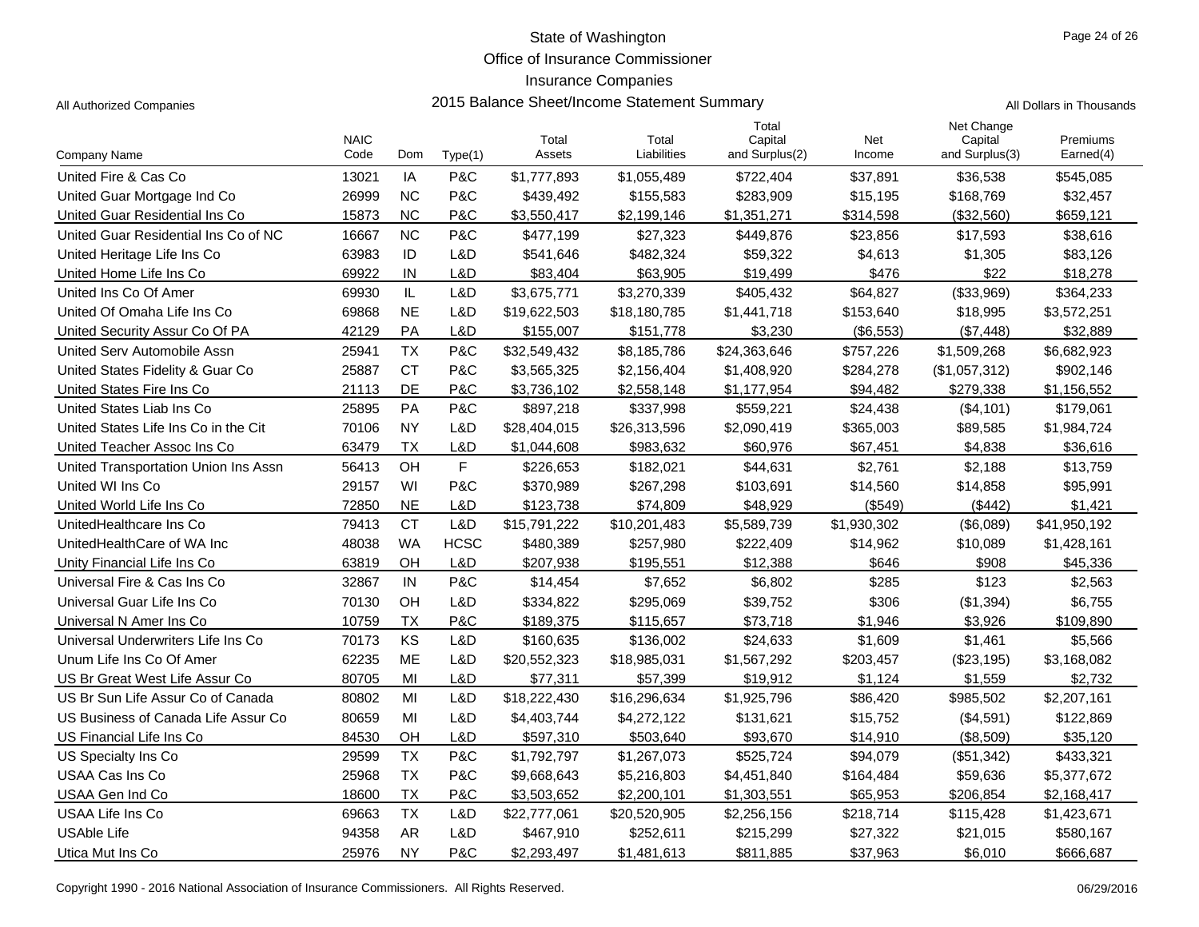# State of Washington
## Office of Insurance Commissioner
## Insurance Companies
## 2015 Balance Sheet/Income Statement Summary

All Authorized Companies

All Dollars in Thousands

| Company Name | NAIC Code | Dom | Type(1) | Total Assets | Total Liabilities | Total Capital and Surplus(2) | Net Income | Net Change Capital and Surplus(3) | Premiums Earned(4) |
|---|---|---|---|---|---|---|---|---|---|
| United Fire & Cas Co | 13021 | IA | P&C | $1,777,893 | $1,055,489 | $722,404 | $37,891 | $36,538 | $545,085 |
| United Guar Mortgage Ind Co | 26999 | NC | P&C | $439,492 | $155,583 | $283,909 | $15,195 | $168,769 | $32,457 |
| United Guar Residential Ins Co | 15873 | NC | P&C | $3,550,417 | $2,199,146 | $1,351,271 | $314,598 | ($32,560) | $659,121 |
| United Guar Residential Ins Co of NC | 16667 | NC | P&C | $477,199 | $27,323 | $449,876 | $23,856 | $17,593 | $38,616 |
| United Heritage Life Ins Co | 63983 | ID | L&D | $541,646 | $482,324 | $59,322 | $4,613 | $1,305 | $83,126 |
| United Home Life Ins Co | 69922 | IN | L&D | $83,404 | $63,905 | $19,499 | $476 | $22 | $18,278 |
| United Ins Co Of Amer | 69930 | IL | L&D | $3,675,771 | $3,270,339 | $405,432 | $64,827 | ($33,969) | $364,233 |
| United Of Omaha Life Ins Co | 69868 | NE | L&D | $19,622,503 | $18,180,785 | $1,441,718 | $153,640 | $18,995 | $3,572,251 |
| United Security Assur Co Of PA | 42129 | PA | L&D | $155,007 | $151,778 | $3,230 | ($6,553) | ($7,448) | $32,889 |
| United Serv Automobile Assn | 25941 | TX | P&C | $32,549,432 | $8,185,786 | $24,363,646 | $757,226 | $1,509,268 | $6,682,923 |
| United States Fidelity & Guar Co | 25887 | CT | P&C | $3,565,325 | $2,156,404 | $1,408,920 | $284,278 | ($1,057,312) | $902,146 |
| United States Fire Ins Co | 21113 | DE | P&C | $3,736,102 | $2,558,148 | $1,177,954 | $94,482 | $279,338 | $1,156,552 |
| United States Liab Ins Co | 25895 | PA | P&C | $897,218 | $337,998 | $559,221 | $24,438 | ($4,101) | $179,061 |
| United States Life Ins Co in the Cit | 70106 | NY | L&D | $28,404,015 | $26,313,596 | $2,090,419 | $365,003 | $89,585 | $1,984,724 |
| United Teacher Assoc Ins Co | 63479 | TX | L&D | $1,044,608 | $983,632 | $60,976 | $67,451 | $4,838 | $36,616 |
| United Transportation Union Ins Assn | 56413 | OH | F | $226,653 | $182,021 | $44,631 | $2,761 | $2,188 | $13,759 |
| United WI Ins Co | 29157 | WI | P&C | $370,989 | $267,298 | $103,691 | $14,560 | $14,858 | $95,991 |
| United World Life Ins Co | 72850 | NE | L&D | $123,738 | $74,809 | $48,929 | ($549) | ($442) | $1,421 |
| UnitedHealthcare Ins Co | 79413 | CT | L&D | $15,791,222 | $10,201,483 | $5,589,739 | $1,930,302 | ($6,089) | $41,950,192 |
| UnitedHealthCare of WA Inc | 48038 | WA | HCSC | $480,389 | $257,980 | $222,409 | $14,962 | $10,089 | $1,428,161 |
| Unity Financial Life Ins Co | 63819 | OH | L&D | $207,938 | $195,551 | $12,388 | $646 | $908 | $45,336 |
| Universal Fire & Cas Ins Co | 32867 | IN | P&C | $14,454 | $7,652 | $6,802 | $285 | $123 | $2,563 |
| Universal Guar Life Ins Co | 70130 | OH | L&D | $334,822 | $295,069 | $39,752 | $306 | ($1,394) | $6,755 |
| Universal N Amer Ins Co | 10759 | TX | P&C | $189,375 | $115,657 | $73,718 | $1,946 | $3,926 | $109,890 |
| Universal Underwriters Life Ins Co | 70173 | KS | L&D | $160,635 | $136,002 | $24,633 | $1,609 | $1,461 | $5,566 |
| Unum Life Ins Co Of Amer | 62235 | ME | L&D | $20,552,323 | $18,985,031 | $1,567,292 | $203,457 | ($23,195) | $3,168,082 |
| US Br Great West Life Assur Co | 80705 | MI | L&D | $77,311 | $57,399 | $19,912 | $1,124 | $1,559 | $2,732 |
| US Br Sun Life Assur Co of Canada | 80802 | MI | L&D | $18,222,430 | $16,296,634 | $1,925,796 | $86,420 | $985,502 | $2,207,161 |
| US Business of Canada Life Assur Co | 80659 | MI | L&D | $4,403,744 | $4,272,122 | $131,621 | $15,752 | ($4,591) | $122,869 |
| US Financial Life Ins Co | 84530 | OH | L&D | $597,310 | $503,640 | $93,670 | $14,910 | ($8,509) | $35,120 |
| US Specialty Ins Co | 29599 | TX | P&C | $1,792,797 | $1,267,073 | $525,724 | $94,079 | ($51,342) | $433,321 |
| USAA Cas Ins Co | 25968 | TX | P&C | $9,668,643 | $5,216,803 | $4,451,840 | $164,484 | $59,636 | $5,377,672 |
| USAA Gen Ind Co | 18600 | TX | P&C | $3,503,652 | $2,200,101 | $1,303,551 | $65,953 | $206,854 | $2,168,417 |
| USAA Life Ins Co | 69663 | TX | L&D | $22,777,061 | $20,520,905 | $2,256,156 | $218,714 | $115,428 | $1,423,671 |
| USAble Life | 94358 | AR | L&D | $467,910 | $252,611 | $215,299 | $27,322 | $21,015 | $580,167 |
| Utica Mut Ins Co | 25976 | NY | P&C | $2,293,497 | $1,481,613 | $811,885 | $37,963 | $6,010 | $666,687 |

Copyright 1990 - 2016 National Association of Insurance Commissioners. All Rights Reserved.

06/29/2016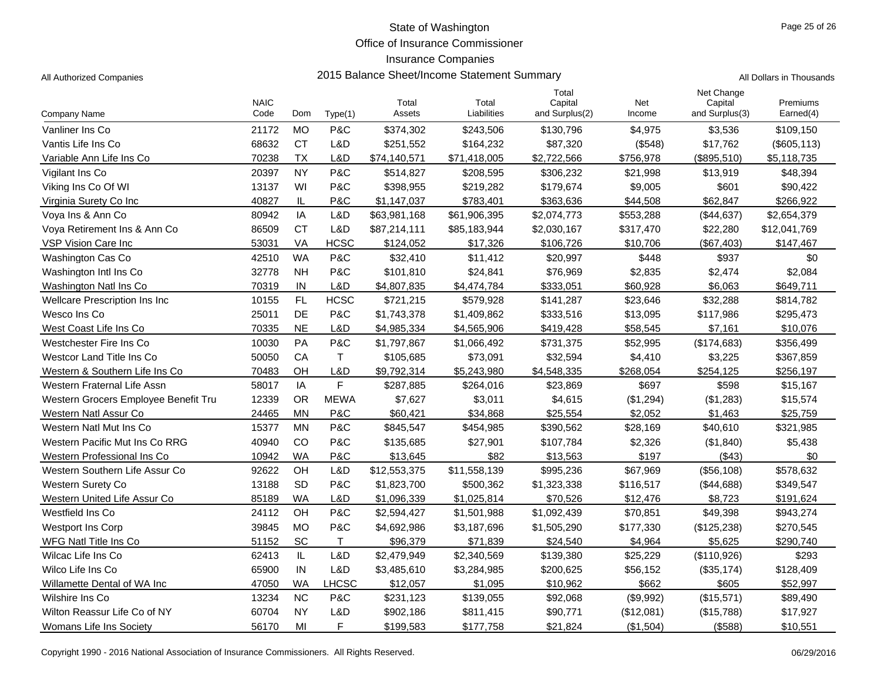State of Washington
Office of Insurance Commissioner
Insurance Companies
2015 Balance Sheet/Income Statement Summary

All Authorized Companies — All Dollars in Thousands

| Company Name | NAIC Code | Dom | Type(1) | Total Assets | Total Liabilities | Total Capital and Surplus(2) | Net Income | Net Change Capital and Surplus(3) | Premiums Earned(4) |
|---|---|---|---|---|---|---|---|---|---|
| Vanliner Ins Co | 21172 | MO | P&C | $374,302 | $243,506 | $130,796 | $4,975 | $3,536 | $109,150 |
| Vantis Life Ins Co | 68632 | CT | L&D | $251,552 | $164,232 | $87,320 | ($548) | $17,762 | ($605,113) |
| Variable Ann Life Ins Co | 70238 | TX | L&D | $74,140,571 | $71,418,005 | $2,722,566 | $756,978 | ($895,510) | $5,118,735 |
| Vigilant Ins Co | 20397 | NY | P&C | $514,827 | $208,595 | $306,232 | $21,998 | $13,919 | $48,394 |
| Viking Ins Co Of WI | 13137 | WI | P&C | $398,955 | $219,282 | $179,674 | $9,005 | $601 | $90,422 |
| Virginia Surety Co Inc | 40827 | IL | P&C | $1,147,037 | $783,401 | $363,636 | $44,508 | $62,847 | $266,922 |
| Voya Ins & Ann Co | 80942 | IA | L&D | $63,981,168 | $61,906,395 | $2,074,773 | $553,288 | ($44,637) | $2,654,379 |
| Voya Retirement Ins & Ann Co | 86509 | CT | L&D | $87,214,111 | $85,183,944 | $2,030,167 | $317,470 | $22,280 | $12,041,769 |
| VSP Vision Care Inc | 53031 | VA | HCSC | $124,052 | $17,326 | $106,726 | $10,706 | ($67,403) | $147,467 |
| Washington Cas Co | 42510 | WA | P&C | $32,410 | $11,412 | $20,997 | $448 | $937 | $0 |
| Washington Intl Ins Co | 32778 | NH | P&C | $101,810 | $24,841 | $76,969 | $2,835 | $2,474 | $2,084 |
| Washington Natl Ins Co | 70319 | IN | L&D | $4,807,835 | $4,474,784 | $333,051 | $60,928 | $6,063 | $649,711 |
| Wellcare Prescription Ins Inc | 10155 | FL | HCSC | $721,215 | $579,928 | $141,287 | $23,646 | $32,288 | $814,782 |
| Wesco Ins Co | 25011 | DE | P&C | $1,743,378 | $1,409,862 | $333,516 | $13,095 | $117,986 | $295,473 |
| West Coast Life Ins Co | 70335 | NE | L&D | $4,985,334 | $4,565,906 | $419,428 | $58,545 | $7,161 | $10,076 |
| Westchester Fire Ins Co | 10030 | PA | P&C | $1,797,867 | $1,066,492 | $731,375 | $52,995 | ($174,683) | $356,499 |
| Westcor Land Title Ins Co | 50050 | CA | T | $105,685 | $73,091 | $32,594 | $4,410 | $3,225 | $367,859 |
| Western & Southern Life Ins Co | 70483 | OH | L&D | $9,792,314 | $5,243,980 | $4,548,335 | $268,054 | $254,125 | $256,197 |
| Western Fraternal Life Assn | 58017 | IA | F | $287,885 | $264,016 | $23,869 | $697 | $598 | $15,167 |
| Western Grocers Employee Benefit Tru | 12339 | OR | MEWA | $7,627 | $3,011 | $4,615 | ($1,294) | ($1,283) | $15,574 |
| Western Natl Assur Co | 24465 | MN | P&C | $60,421 | $34,868 | $25,554 | $2,052 | $1,463 | $25,759 |
| Western Natl Mut Ins Co | 15377 | MN | P&C | $845,547 | $454,985 | $390,562 | $28,169 | $40,610 | $321,985 |
| Western Pacific Mut Ins Co RRG | 40940 | CO | P&C | $135,685 | $27,901 | $107,784 | $2,326 | ($1,840) | $5,438 |
| Western Professional Ins Co | 10942 | WA | P&C | $13,645 | $82 | $13,563 | $197 | ($43) | $0 |
| Western Southern Life Assur Co | 92622 | OH | L&D | $12,553,375 | $11,558,139 | $995,236 | $67,969 | ($56,108) | $578,632 |
| Western Surety Co | 13188 | SD | P&C | $1,823,700 | $500,362 | $1,323,338 | $116,517 | ($44,688) | $349,547 |
| Western United Life Assur Co | 85189 | WA | L&D | $1,096,339 | $1,025,814 | $70,526 | $12,476 | $8,723 | $191,624 |
| Westfield Ins Co | 24112 | OH | P&C | $2,594,427 | $1,501,988 | $1,092,439 | $70,851 | $49,398 | $943,274 |
| Westport Ins Corp | 39845 | MO | P&C | $4,692,986 | $3,187,696 | $1,505,290 | $177,330 | ($125,238) | $270,545 |
| WFG Natl Title Ins Co | 51152 | SC | T | $96,379 | $71,839 | $24,540 | $4,964 | $5,625 | $290,740 |
| Wilcac Life Ins Co | 62413 | IL | L&D | $2,479,949 | $2,340,569 | $139,380 | $25,229 | ($110,926) | $293 |
| Wilco Life Ins Co | 65900 | IN | L&D | $3,485,610 | $3,284,985 | $200,625 | $56,152 | ($35,174) | $128,409 |
| Willamette Dental of WA Inc | 47050 | WA | LHCSC | $12,057 | $1,095 | $10,962 | $662 | $605 | $52,997 |
| Wilshire Ins Co | 13234 | NC | P&C | $231,123 | $139,055 | $92,068 | ($9,992) | ($15,571) | $89,490 |
| Wilton Reassur Life Co of NY | 60704 | NY | L&D | $902,186 | $811,415 | $90,771 | ($12,081) | ($15,788) | $17,927 |
| Womans Life Ins Society | 56170 | MI | F | $199,583 | $177,758 | $21,824 | ($1,504) | ($588) | $10,551 |

Copyright 1990 - 2016 National Association of Insurance Commissioners. All Rights Reserved. 06/29/2016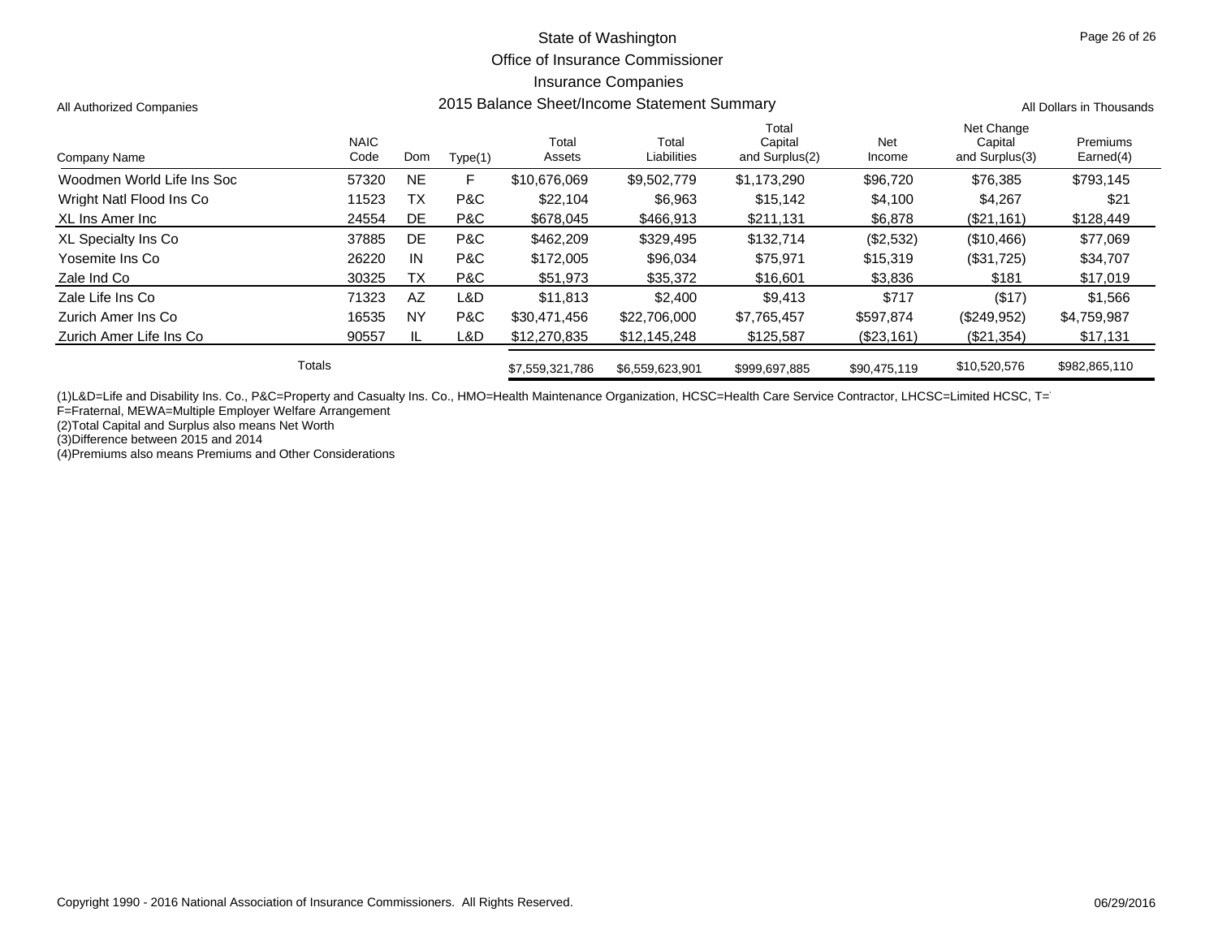State of Washington
Office of Insurance Commissioner
Insurance Companies

All Authorized Companies

## 2015 Balance Sheet/Income Statement Summary

All Dollars in Thousands

| Company Name | NAIC Code | Dom | Type(1) | Total Assets | Total Liabilities | Total Capital and Surplus(2) | Net Income | Net Change Capital and Surplus(3) | Premiums Earned(4) |
|---|---|---|---|---|---|---|---|---|---|
| Woodmen World Life Ins Soc | 57320 | NE | F | $10,676,069 | $9,502,779 | $1,173,290 | $96,720 | $76,385 | $793,145 |
| Wright Natl Flood Ins Co | 11523 | TX | P&C | $22,104 | $6,963 | $15,142 | $4,100 | $4,267 | $21 |
| XL Ins Amer Inc | 24554 | DE | P&C | $678,045 | $466,913 | $211,131 | $6,878 | ($21,161) | $128,449 |
| XL Specialty Ins Co | 37885 | DE | P&C | $462,209 | $329,495 | $132,714 | ($2,532) | ($10,466) | $77,069 |
| Yosemite Ins Co | 26220 | IN | P&C | $172,005 | $96,034 | $75,971 | $15,319 | ($31,725) | $34,707 |
| Zale Ind Co | 30325 | TX | P&C | $51,973 | $35,372 | $16,601 | $3,836 | $181 | $17,019 |
| Zale Life Ins Co | 71323 | AZ | L&D | $11,813 | $2,400 | $9,413 | $717 | ($17) | $1,566 |
| Zurich Amer Ins Co | 16535 | NY | P&C | $30,471,456 | $22,706,000 | $7,765,457 | $597,874 | ($249,952) | $4,759,987 |
| Zurich Amer Life Ins Co | 90557 | IL | L&D | $12,270,835 | $12,145,248 | $125,587 | ($23,161) | ($21,354) | $17,131 |
| Totals | | | | $7,559,321,786 | $6,559,623,901 | $999,697,885 | $90,475,119 | $10,520,576 | $982,865,110 |

(1)L&D=Life and Disability Ins. Co., P&C=Property and Casualty Ins. Co., HMO=Health Maintenance Organization, HCSC=Health Care Service Contractor, LHCSC=Limited HCSC, T=
F=Fraternal, MEWA=Multiple Employer Welfare Arrangement
(2)Total Capital and Surplus also means Net Worth
(3)Difference between 2015 and 2014
(4)Premiums also means Premiums and Other Considerations

Copyright 1990 - 2016 National Association of Insurance Commissioners. All Rights Reserved. 06/29/2016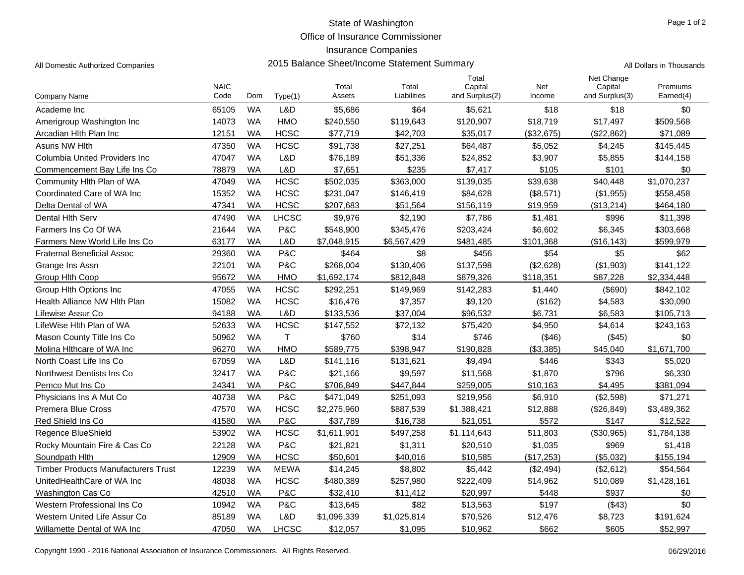# State of Washington
## Office of Insurance Commissioner
## Insurance Companies
## 2015 Balance Sheet/Income Statement Summary

All Domestic Authorized Companies

All Dollars in Thousands

| Company Name | NAIC Code | Dom | Type(1) | Total Assets | Total Liabilities | Total Capital and Surplus(2) | Net Income | Net Change Capital and Surplus(3) | Premiums Earned(4) |
|---|---|---|---|---|---|---|---|---|---|
| Academe Inc | 65105 | WA | L&D | $5,686 | $64 | $5,621 | $18 | $18 | $0 |
| Amerigroup Washington Inc | 14073 | WA | HMO | $240,550 | $119,643 | $120,907 | $18,719 | $17,497 | $509,568 |
| Arcadian Hlth Plan Inc | 12151 | WA | HCSC | $77,719 | $42,703 | $35,017 | ($32,675) | ($22,862) | $71,089 |
| Asuris NW Hlth | 47350 | WA | HCSC | $91,738 | $27,251 | $64,487 | $5,052 | $4,245 | $145,445 |
| Columbia United Providers Inc | 47047 | WA | L&D | $76,189 | $51,336 | $24,852 | $3,907 | $5,855 | $144,158 |
| Commencement Bay Life Ins Co | 78879 | WA | L&D | $7,651 | $235 | $7,417 | $105 | $101 | $0 |
| Community Hlth Plan of WA | 47049 | WA | HCSC | $502,035 | $363,000 | $139,035 | $39,638 | $40,448 | $1,070,237 |
| Coordinated Care of WA Inc | 15352 | WA | HCSC | $231,047 | $146,419 | $84,628 | ($8,571) | ($1,955) | $558,458 |
| Delta Dental of WA | 47341 | WA | HCSC | $207,683 | $51,564 | $156,119 | $19,959 | ($13,214) | $464,180 |
| Dental Hlth Serv | 47490 | WA | LHCSC | $9,976 | $2,190 | $7,786 | $1,481 | $996 | $11,398 |
| Farmers Ins Co Of WA | 21644 | WA | P&C | $548,900 | $345,476 | $203,424 | $6,602 | $6,345 | $303,668 |
| Farmers New World Life Ins Co | 63177 | WA | L&D | $7,048,915 | $6,567,429 | $481,485 | $101,368 | ($16,143) | $599,979 |
| Fraternal Beneficial Assoc | 29360 | WA | P&C | $464 | $8 | $456 | $54 | $5 | $62 |
| Grange Ins Assn | 22101 | WA | P&C | $268,004 | $130,406 | $137,598 | ($2,628) | ($1,903) | $141,122 |
| Group Hlth Coop | 95672 | WA | HMO | $1,692,174 | $812,848 | $879,326 | $118,351 | $87,228 | $2,334,448 |
| Group Hlth Options Inc | 47055 | WA | HCSC | $292,251 | $149,969 | $142,283 | $1,440 | ($690) | $842,102 |
| Health Alliance NW Hlth Plan | 15082 | WA | HCSC | $16,476 | $7,357 | $9,120 | ($162) | $4,583 | $30,090 |
| Lifewise Assur Co | 94188 | WA | L&D | $133,536 | $37,004 | $96,532 | $6,731 | $6,583 | $105,713 |
| LifeWise Hlth Plan of WA | 52633 | WA | HCSC | $147,552 | $72,132 | $75,420 | $4,950 | $4,614 | $243,163 |
| Mason County Title Ins Co | 50962 | WA | T | $760 | $14 | $746 | ($46) | ($45) | $0 |
| Molina Hlthcare of WA Inc | 96270 | WA | HMO | $589,775 | $398,947 | $190,828 | ($3,385) | $45,040 | $1,671,700 |
| North Coast Life Ins Co | 67059 | WA | L&D | $141,116 | $131,621 | $9,494 | $446 | $343 | $5,020 |
| Northwest Dentists Ins Co | 32417 | WA | P&C | $21,166 | $9,597 | $11,568 | $1,870 | $796 | $6,330 |
| Pemco Mut Ins Co | 24341 | WA | P&C | $706,849 | $447,844 | $259,005 | $10,163 | $4,495 | $381,094 |
| Physicians Ins A Mut Co | 40738 | WA | P&C | $471,049 | $251,093 | $219,956 | $6,910 | ($2,598) | $71,271 |
| Premera Blue Cross | 47570 | WA | HCSC | $2,275,960 | $887,539 | $1,388,421 | $12,888 | ($26,849) | $3,489,362 |
| Red Shield Ins Co | 41580 | WA | P&C | $37,789 | $16,738 | $21,051 | $572 | $147 | $12,522 |
| Regence BlueShield | 53902 | WA | HCSC | $1,611,901 | $497,258 | $1,114,643 | $11,803 | ($30,965) | $1,784,138 |
| Rocky Mountain Fire & Cas Co | 22128 | WA | P&C | $21,821 | $1,311 | $20,510 | $1,035 | $969 | $1,418 |
| Soundpath Hlth | 12909 | WA | HCSC | $50,601 | $40,016 | $10,585 | ($17,253) | ($5,032) | $155,194 |
| Timber Products Manufacturers Trust | 12239 | WA | MEWA | $14,245 | $8,802 | $5,442 | ($2,494) | ($2,612) | $54,564 |
| UnitedHealthCare of WA Inc | 48038 | WA | HCSC | $480,389 | $257,980 | $222,409 | $14,962 | $10,089 | $1,428,161 |
| Washington Cas Co | 42510 | WA | P&C | $32,410 | $11,412 | $20,997 | $448 | $937 | $0 |
| Western Professional Ins Co | 10942 | WA | P&C | $13,645 | $82 | $13,563 | $197 | ($43) | $0 |
| Western United Life Assur Co | 85189 | WA | L&D | $1,096,339 | $1,025,814 | $70,526 | $12,476 | $8,723 | $191,624 |
| Willamette Dental of WA Inc | 47050 | WA | LHCSC | $12,057 | $1,095 | $10,962 | $662 | $605 | $52,997 |

Copyright 1990 - 2016 National Association of Insurance Commissioners. All Rights Reserved.

06/29/2016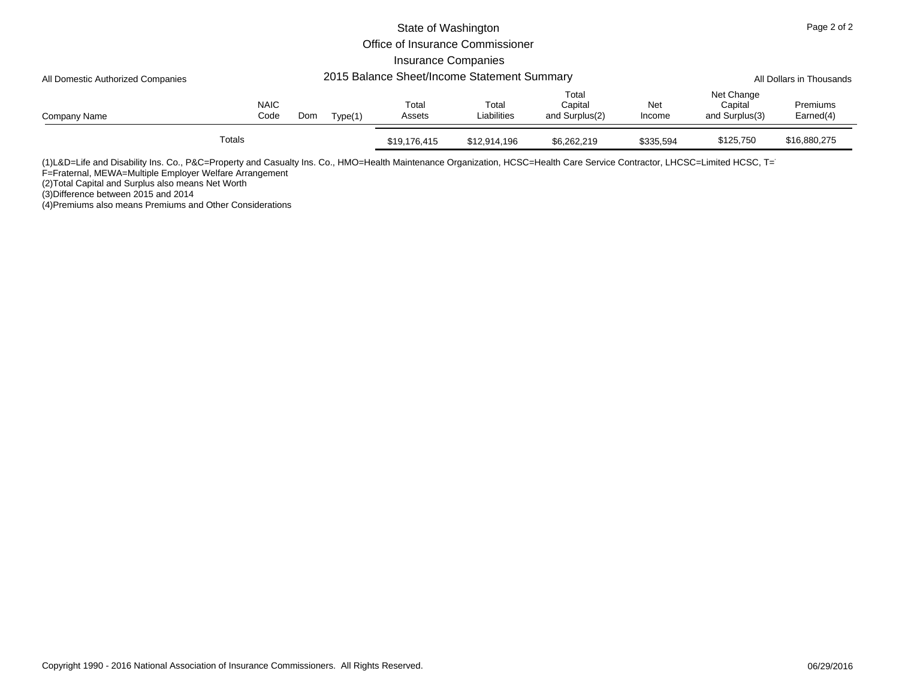# State of Washington
## Office of Insurance Commissioner
## Insurance Companies
## 2015 Balance Sheet/Income Statement Summary

All Domestic Authorized Companies

All Dollars in Thousands

| Company Name | NAIC Code | Dom | Type(1) | Total Assets | Total Liabilities | Total Capital and Surplus(2) | Net Income | Net Change Capital and Surplus(3) | Premiums Earned(4) |
|---|---|---|---|---|---|---|---|---|---|
| Totals | | | | $19,176,415 | $12,914,196 | $6,262,219 | $335,594 | $125,750 | $16,880,275 |

(1)L&D=Life and Disability Ins. Co., P&C=Property and Casualty Ins. Co., HMO=Health Maintenance Organization, HCSC=Health Care Service Contractor, LHCSC=Limited HCSC, T=
F=Fraternal, MEWA=Multiple Employer Welfare Arrangement
(2)Total Capital and Surplus also means Net Worth
(3)Difference between 2015 and 2014
(4)Premiums also means Premiums and Other Considerations

Copyright 1990 - 2016 National Association of Insurance Commissioners. All Rights Reserved.

06/29/2016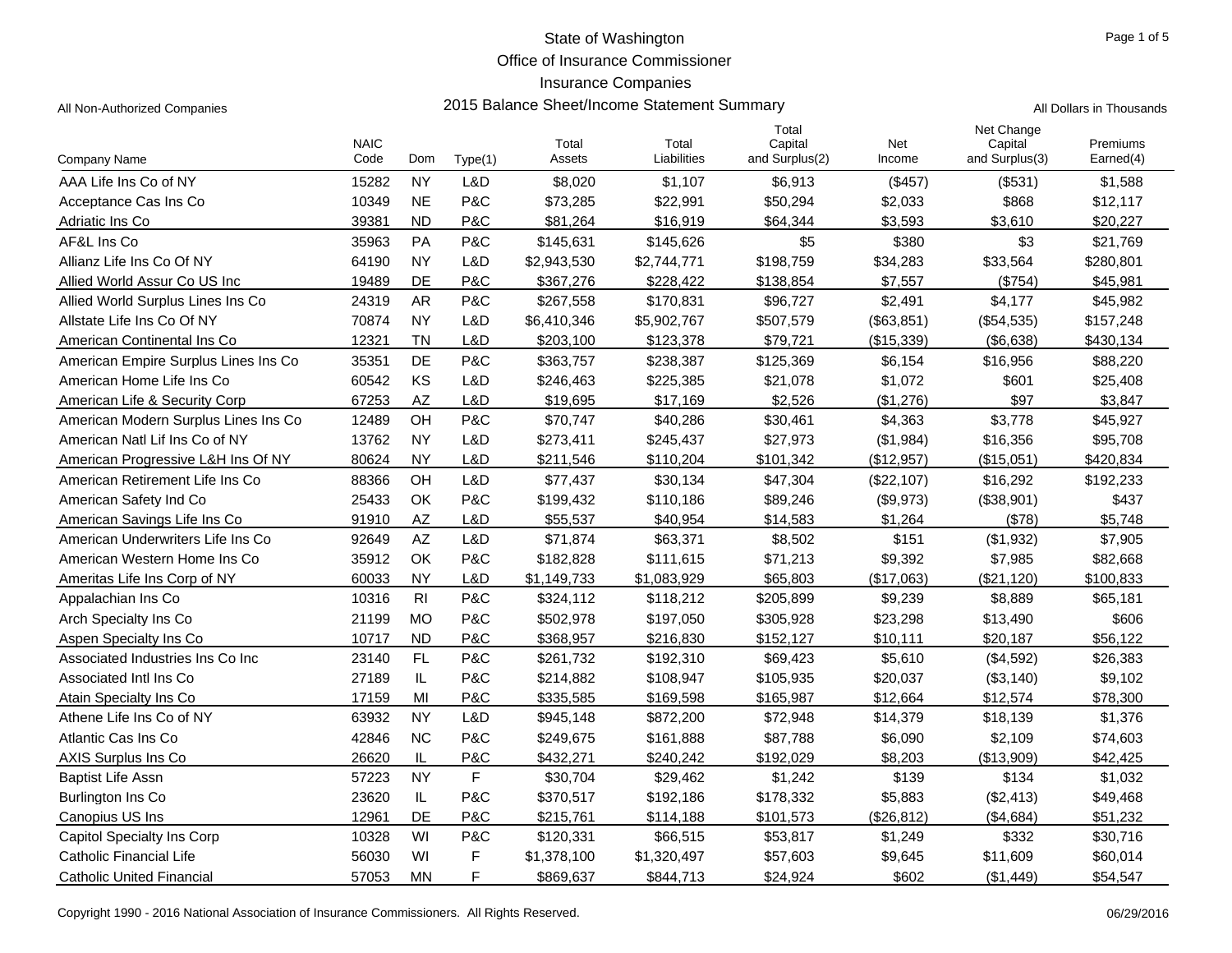State of Washington

Office of Insurance Commissioner

Insurance Companies

2015 Balance Sheet/Income Statement Summary

All Non-Authorized Companies

All Dollars in Thousands

| Company Name | NAIC Code | Dom | Type(1) | Total Assets | Total Liabilities | Total Capital and Surplus(2) | Net Income | Net Change Capital and Surplus(3) | Premiums Earned(4) |
|---|---|---|---|---|---|---|---|---|---|
| AAA Life Ins Co of NY | 15282 | NY | L&D | $8,020 | $1,107 | $6,913 | ($457) | ($531) | $1,588 |
| Acceptance Cas Ins Co | 10349 | NE | P&C | $73,285 | $22,991 | $50,294 | $2,033 | $868 | $12,117 |
| Adriatic Ins Co | 39381 | ND | P&C | $81,264 | $16,919 | $64,344 | $3,593 | $3,610 | $20,227 |
| AF&L Ins Co | 35963 | PA | P&C | $145,631 | $145,626 | $5 | $380 | $3 | $21,769 |
| Allianz Life Ins Co Of NY | 64190 | NY | L&D | $2,943,530 | $2,744,771 | $198,759 | $34,283 | $33,564 | $280,801 |
| Allied World Assur Co US Inc | 19489 | DE | P&C | $367,276 | $228,422 | $138,854 | $7,557 | ($754) | $45,981 |
| Allied World Surplus Lines Ins Co | 24319 | AR | P&C | $267,558 | $170,831 | $96,727 | $2,491 | $4,177 | $45,982 |
| Allstate Life Ins Co Of NY | 70874 | NY | L&D | $6,410,346 | $5,902,767 | $507,579 | ($63,851) | ($54,535) | $157,248 |
| American Continental Ins Co | 12321 | TN | L&D | $203,100 | $123,378 | $79,721 | ($15,339) | ($6,638) | $430,134 |
| American Empire Surplus Lines Ins Co | 35351 | DE | P&C | $363,757 | $238,387 | $125,369 | $6,154 | $16,956 | $88,220 |
| American Home Life Ins Co | 60542 | KS | L&D | $246,463 | $225,385 | $21,078 | $1,072 | $601 | $25,408 |
| American Life & Security Corp | 67253 | AZ | L&D | $19,695 | $17,169 | $2,526 | ($1,276) | $97 | $3,847 |
| American Modern Surplus Lines Ins Co | 12489 | OH | P&C | $70,747 | $40,286 | $30,461 | $4,363 | $3,778 | $45,927 |
| American Natl Lif Ins Co of NY | 13762 | NY | L&D | $273,411 | $245,437 | $27,973 | ($1,984) | $16,356 | $95,708 |
| American Progressive L&H Ins Of NY | 80624 | NY | L&D | $211,546 | $110,204 | $101,342 | ($12,957) | ($15,051) | $420,834 |
| American Retirement Life Ins Co | 88366 | OH | L&D | $77,437 | $30,134 | $47,304 | ($22,107) | $16,292 | $192,233 |
| American Safety Ind Co | 25433 | OK | P&C | $199,432 | $110,186 | $89,246 | ($9,973) | ($38,901) | $437 |
| American Savings Life Ins Co | 91910 | AZ | L&D | $55,537 | $40,954 | $14,583 | $1,264 | ($78) | $5,748 |
| American Underwriters Life Ins Co | 92649 | AZ | L&D | $71,874 | $63,371 | $8,502 | $151 | ($1,932) | $7,905 |
| American Western Home Ins Co | 35912 | OK | P&C | $182,828 | $111,615 | $71,213 | $9,392 | $7,985 | $82,668 |
| Ameritas Life Ins Corp of NY | 60033 | NY | L&D | $1,149,733 | $1,083,929 | $65,803 | ($17,063) | ($21,120) | $100,833 |
| Appalachian Ins Co | 10316 | RI | P&C | $324,112 | $118,212 | $205,899 | $9,239 | $8,889 | $65,181 |
| Arch Specialty Ins Co | 21199 | MO | P&C | $502,978 | $197,050 | $305,928 | $23,298 | $13,490 | $606 |
| Aspen Specialty Ins Co | 10717 | ND | P&C | $368,957 | $216,830 | $152,127 | $10,111 | $20,187 | $56,122 |
| Associated Industries Ins Co Inc | 23140 | FL | P&C | $261,732 | $192,310 | $69,423 | $5,610 | ($4,592) | $26,383 |
| Associated Intl Ins Co | 27189 | IL | P&C | $214,882 | $108,947 | $105,935 | $20,037 | ($3,140) | $9,102 |
| Atain Specialty Ins Co | 17159 | MI | P&C | $335,585 | $169,598 | $165,987 | $12,664 | $12,574 | $78,300 |
| Athene Life Ins Co of NY | 63932 | NY | L&D | $945,148 | $872,200 | $72,948 | $14,379 | $18,139 | $1,376 |
| Atlantic Cas Ins Co | 42846 | NC | P&C | $249,675 | $161,888 | $87,788 | $6,090 | $2,109 | $74,603 |
| AXIS Surplus Ins Co | 26620 | IL | P&C | $432,271 | $240,242 | $192,029 | $8,203 | ($13,909) | $42,425 |
| Baptist Life Assn | 57223 | NY | F | $30,704 | $29,462 | $1,242 | $139 | $134 | $1,032 |
| Burlington Ins Co | 23620 | IL | P&C | $370,517 | $192,186 | $178,332 | $5,883 | ($2,413) | $49,468 |
| Canopius US Ins | 12961 | DE | P&C | $215,761 | $114,188 | $101,573 | ($26,812) | ($4,684) | $51,232 |
| Capitol Specialty Ins Corp | 10328 | WI | P&C | $120,331 | $66,515 | $53,817 | $1,249 | $332 | $30,716 |
| Catholic Financial Life | 56030 | WI | F | $1,378,100 | $1,320,497 | $57,603 | $9,645 | $11,609 | $60,014 |
| Catholic United Financial | 57053 | MN | F | $869,637 | $844,713 | $24,924 | $602 | ($1,449) | $54,547 |

Copyright 1990 - 2016 National Association of Insurance Commissioners. All Rights Reserved.

06/29/2016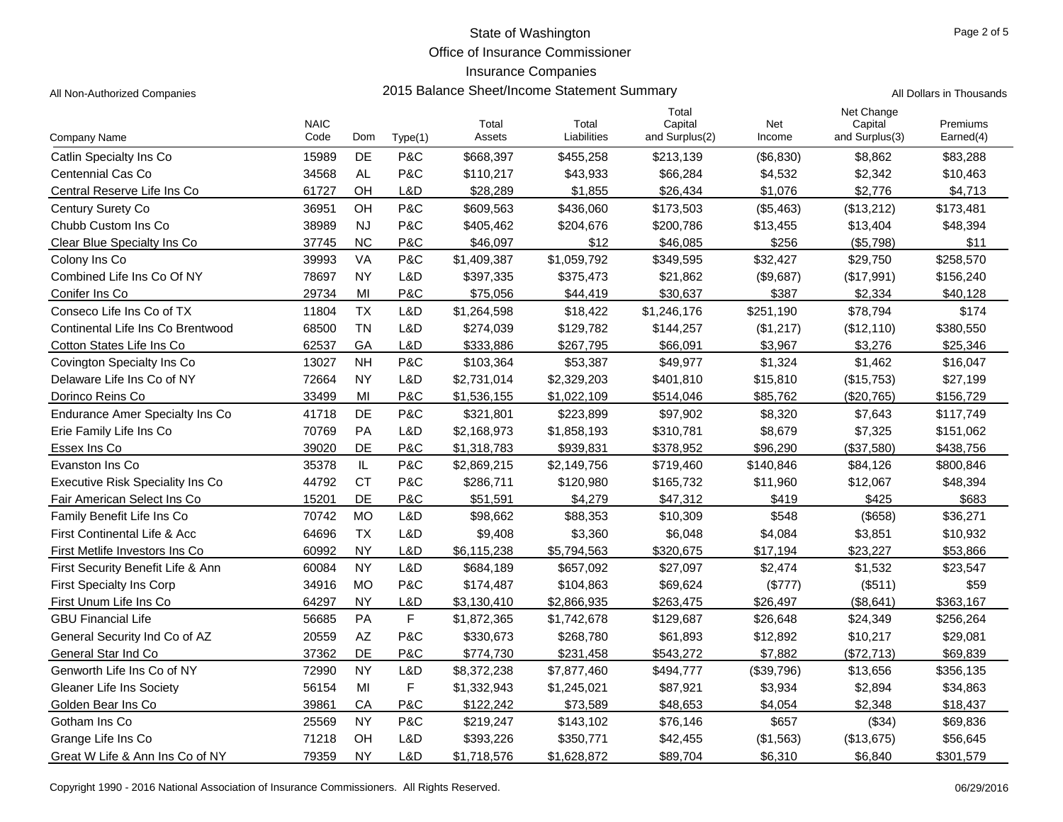# State of Washington
## Office of Insurance Commissioner
## Insurance Companies
## 2015 Balance Sheet/Income Statement Summary

All Non-Authorized Companies

All Dollars in Thousands

| Company Name | NAIC Code | Dom | Type(1) | Total Assets | Total Liabilities | Total Capital and Surplus(2) | Net Income | Net Change Capital and Surplus(3) | Premiums Earned(4) |
|---|---|---|---|---|---|---|---|---|---|
| Catlin Specialty Ins Co | 15989 | DE | P&C | $668,397 | $455,258 | $213,139 | ($6,830) | $8,862 | $83,288 |
| Centennial Cas Co | 34568 | AL | P&C | $110,217 | $43,933 | $66,284 | $4,532 | $2,342 | $10,463 |
| Central Reserve Life Ins Co | 61727 | OH | L&D | $28,289 | $1,855 | $26,434 | $1,076 | $2,776 | $4,713 |
| Century Surety Co | 36951 | OH | P&C | $609,563 | $436,060 | $173,503 | ($5,463) | ($13,212) | $173,481 |
| Chubb Custom Ins Co | 38989 | NJ | P&C | $405,462 | $204,676 | $200,786 | $13,455 | $13,404 | $48,394 |
| Clear Blue Specialty Ins Co | 37745 | NC | P&C | $46,097 | $12 | $46,085 | $256 | ($5,798) | $11 |
| Colony Ins Co | 39993 | VA | P&C | $1,409,387 | $1,059,792 | $349,595 | $32,427 | $29,750 | $258,570 |
| Combined Life Ins Co Of NY | 78697 | NY | L&D | $397,335 | $375,473 | $21,862 | ($9,687) | ($17,991) | $156,240 |
| Conifer Ins Co | 29734 | MI | P&C | $75,056 | $44,419 | $30,637 | $387 | $2,334 | $40,128 |
| Conseco Life Ins Co of TX | 11804 | TX | L&D | $1,264,598 | $18,422 | $1,246,176 | $251,190 | $78,794 | $174 |
| Continental Life Ins Co Brentwood | 68500 | TN | L&D | $274,039 | $129,782 | $144,257 | ($1,217) | ($12,110) | $380,550 |
| Cotton States Life Ins Co | 62537 | GA | L&D | $333,886 | $267,795 | $66,091 | $3,967 | $3,276 | $25,346 |
| Covington Specialty Ins Co | 13027 | NH | P&C | $103,364 | $53,387 | $49,977 | $1,324 | $1,462 | $16,047 |
| Delaware Life Ins Co of NY | 72664 | NY | L&D | $2,731,014 | $2,329,203 | $401,810 | $15,810 | ($15,753) | $27,199 |
| Dorinco Reins Co | 33499 | MI | P&C | $1,536,155 | $1,022,109 | $514,046 | $85,762 | ($20,765) | $156,729 |
| Endurance Amer Specialty Ins Co | 41718 | DE | P&C | $321,801 | $223,899 | $97,902 | $8,320 | $7,643 | $117,749 |
| Erie Family Life Ins Co | 70769 | PA | L&D | $2,168,973 | $1,858,193 | $310,781 | $8,679 | $7,325 | $151,062 |
| Essex Ins Co | 39020 | DE | P&C | $1,318,783 | $939,831 | $378,952 | $96,290 | ($37,580) | $438,756 |
| Evanston Ins Co | 35378 | IL | P&C | $2,869,215 | $2,149,756 | $719,460 | $140,846 | $84,126 | $800,846 |
| Executive Risk Speciality Ins Co | 44792 | CT | P&C | $286,711 | $120,980 | $165,732 | $11,960 | $12,067 | $48,394 |
| Fair American Select Ins Co | 15201 | DE | P&C | $51,591 | $4,279 | $47,312 | $419 | $425 | $683 |
| Family Benefit Life Ins Co | 70742 | MO | L&D | $98,662 | $88,353 | $10,309 | $548 | ($658) | $36,271 |
| First Continental Life & Acc | 64696 | TX | L&D | $9,408 | $3,360 | $6,048 | $4,084 | $3,851 | $10,932 |
| First Metlife Investors Ins Co | 60992 | NY | L&D | $6,115,238 | $5,794,563 | $320,675 | $17,194 | $23,227 | $53,866 |
| First Security Benefit Life & Ann | 60084 | NY | L&D | $684,189 | $657,092 | $27,097 | $2,474 | $1,532 | $23,547 |
| First Specialty Ins Corp | 34916 | MO | P&C | $174,487 | $104,863 | $69,624 | ($777) | ($511) | $59 |
| First Unum Life Ins Co | 64297 | NY | L&D | $3,130,410 | $2,866,935 | $263,475 | $26,497 | ($8,641) | $363,167 |
| GBU Financial Life | 56685 | PA | F | $1,872,365 | $1,742,678 | $129,687 | $26,648 | $24,349 | $256,264 |
| General Security Ind Co of AZ | 20559 | AZ | P&C | $330,673 | $268,780 | $61,893 | $12,892 | $10,217 | $29,081 |
| General Star Ind Co | 37362 | DE | P&C | $774,730 | $231,458 | $543,272 | $7,882 | ($72,713) | $69,839 |
| Genworth Life Ins Co of NY | 72990 | NY | L&D | $8,372,238 | $7,877,460 | $494,777 | ($39,796) | $13,656 | $356,135 |
| Gleaner Life Ins Society | 56154 | MI | F | $1,332,943 | $1,245,021 | $87,921 | $3,934 | $2,894 | $34,863 |
| Golden Bear Ins Co | 39861 | CA | P&C | $122,242 | $73,589 | $48,653 | $4,054 | $2,348 | $18,437 |
| Gotham Ins Co | 25569 | NY | P&C | $219,247 | $143,102 | $76,146 | $657 | ($34) | $69,836 |
| Grange Life Ins Co | 71218 | OH | L&D | $393,226 | $350,771 | $42,455 | ($1,563) | ($13,675) | $56,645 |
| Great W Life & Ann Ins Co of NY | 79359 | NY | L&D | $1,718,576 | $1,628,872 | $89,704 | $6,310 | $6,840 | $301,579 |

Copyright 1990 - 2016 National Association of Insurance Commissioners. All Rights Reserved.

06/29/2016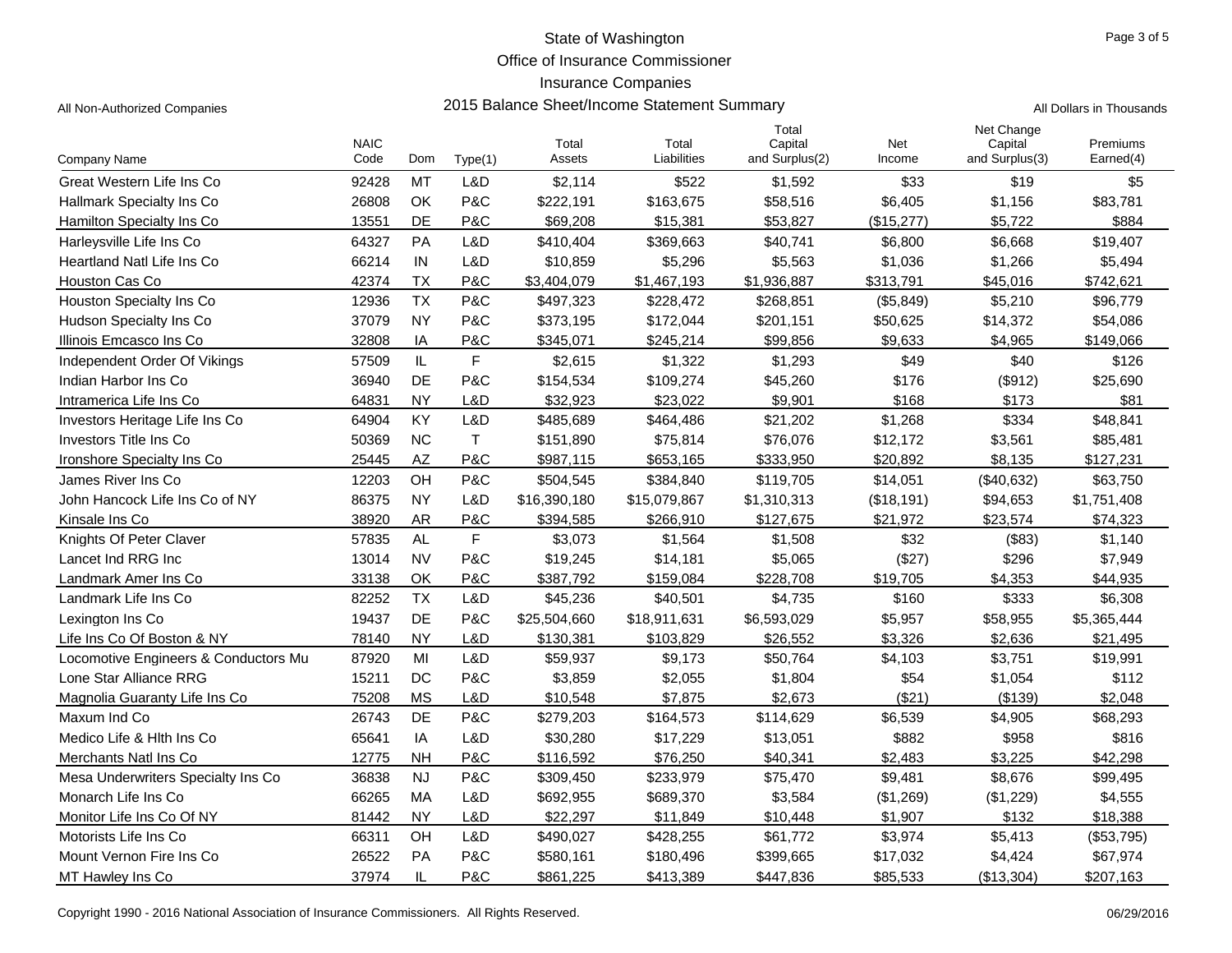# State of Washington
## Office of Insurance Commissioner
## Insurance Companies
## 2015 Balance Sheet/Income Statement Summary

All Non-Authorized Companies

All Dollars in Thousands

| Company Name | NAIC Code | Dom | Type(1) | Total Assets | Total Liabilities | Total Capital and Surplus(2) | Net Income | Net Change Capital and Surplus(3) | Premiums Earned(4) |
|---|---|---|---|---|---|---|---|---|---|
| Great Western Life Ins Co | 92428 | MT | L&D | $2,114 | $522 | $1,592 | $33 | $19 | $5 |
| Hallmark Specialty Ins Co | 26808 | OK | P&C | $222,191 | $163,675 | $58,516 | $6,405 | $1,156 | $83,781 |
| Hamilton Specialty Ins Co | 13551 | DE | P&C | $69,208 | $15,381 | $53,827 | ($15,277) | $5,722 | $884 |
| Harleysville Life Ins Co | 64327 | PA | L&D | $410,404 | $369,663 | $40,741 | $6,800 | $6,668 | $19,407 |
| Heartland Natl Life Ins Co | 66214 | IN | L&D | $10,859 | $5,296 | $5,563 | $1,036 | $1,266 | $5,494 |
| Houston Cas Co | 42374 | TX | P&C | $3,404,079 | $1,467,193 | $1,936,887 | $313,791 | $45,016 | $742,621 |
| Houston Specialty Ins Co | 12936 | TX | P&C | $497,323 | $228,472 | $268,851 | ($5,849) | $5,210 | $96,779 |
| Hudson Specialty Ins Co | 37079 | NY | P&C | $373,195 | $172,044 | $201,151 | $50,625 | $14,372 | $54,086 |
| Illinois Emcasco Ins Co | 32808 | IA | P&C | $345,071 | $245,214 | $99,856 | $9,633 | $4,965 | $149,066 |
| Independent Order Of Vikings | 57509 | IL | F | $2,615 | $1,322 | $1,293 | $49 | $40 | $126 |
| Indian Harbor Ins Co | 36940 | DE | P&C | $154,534 | $109,274 | $45,260 | $176 | ($912) | $25,690 |
| Intramerica Life Ins Co | 64831 | NY | L&D | $32,923 | $23,022 | $9,901 | $168 | $173 | $81 |
| Investors Heritage Life Ins Co | 64904 | KY | L&D | $485,689 | $464,486 | $21,202 | $1,268 | $334 | $48,841 |
| Investors Title Ins Co | 50369 | NC | T | $151,890 | $75,814 | $76,076 | $12,172 | $3,561 | $85,481 |
| Ironshore Specialty Ins Co | 25445 | AZ | P&C | $987,115 | $653,165 | $333,950 | $20,892 | $8,135 | $127,231 |
| James River Ins Co | 12203 | OH | P&C | $504,545 | $384,840 | $119,705 | $14,051 | ($40,632) | $63,750 |
| John Hancock Life Ins Co of NY | 86375 | NY | L&D | $16,390,180 | $15,079,867 | $1,310,313 | ($18,191) | $94,653 | $1,751,408 |
| Kinsale Ins Co | 38920 | AR | P&C | $394,585 | $266,910 | $127,675 | $21,972 | $23,574 | $74,323 |
| Knights Of Peter Claver | 57835 | AL | F | $3,073 | $1,564 | $1,508 | $32 | ($83) | $1,140 |
| Lancet Ind RRG Inc | 13014 | NV | P&C | $19,245 | $14,181 | $5,065 | ($27) | $296 | $7,949 |
| Landmark Amer Ins Co | 33138 | OK | P&C | $387,792 | $159,084 | $228,708 | $19,705 | $4,353 | $44,935 |
| Landmark Life Ins Co | 82252 | TX | L&D | $45,236 | $40,501 | $4,735 | $160 | $333 | $6,308 |
| Lexington Ins Co | 19437 | DE | P&C | $25,504,660 | $18,911,631 | $6,593,029 | $5,957 | $58,955 | $5,365,444 |
| Life Ins Co Of Boston & NY | 78140 | NY | L&D | $130,381 | $103,829 | $26,552 | $3,326 | $2,636 | $21,495 |
| Locomotive Engineers & Conductors Mu | 87920 | MI | L&D | $59,937 | $9,173 | $50,764 | $4,103 | $3,751 | $19,991 |
| Lone Star Alliance RRG | 15211 | DC | P&C | $3,859 | $2,055 | $1,804 | $54 | $1,054 | $112 |
| Magnolia Guaranty Life Ins Co | 75208 | MS | L&D | $10,548 | $7,875 | $2,673 | ($21) | ($139) | $2,048 |
| Maxum Ind Co | 26743 | DE | P&C | $279,203 | $164,573 | $114,629 | $6,539 | $4,905 | $68,293 |
| Medico Life & Hlth Ins Co | 65641 | IA | L&D | $30,280 | $17,229 | $13,051 | $882 | $958 | $816 |
| Merchants Natl Ins Co | 12775 | NH | P&C | $116,592 | $76,250 | $40,341 | $2,483 | $3,225 | $42,298 |
| Mesa Underwriters Specialty Ins Co | 36838 | NJ | P&C | $309,450 | $233,979 | $75,470 | $9,481 | $8,676 | $99,495 |
| Monarch Life Ins Co | 66265 | MA | L&D | $692,955 | $689,370 | $3,584 | ($1,269) | ($1,229) | $4,555 |
| Monitor Life Ins Co Of NY | 81442 | NY | L&D | $22,297 | $11,849 | $10,448 | $1,907 | $132 | $18,388 |
| Motorists Life Ins Co | 66311 | OH | L&D | $490,027 | $428,255 | $61,772 | $3,974 | $5,413 | ($53,795) |
| Mount Vernon Fire Ins Co | 26522 | PA | P&C | $580,161 | $180,496 | $399,665 | $17,032 | $4,424 | $67,974 |
| MT Hawley Ins Co | 37974 | IL | P&C | $861,225 | $413,389 | $447,836 | $85,533 | ($13,304) | $207,163 |

Copyright 1990 - 2016 National Association of Insurance Commissioners. All Rights Reserved.

06/29/2016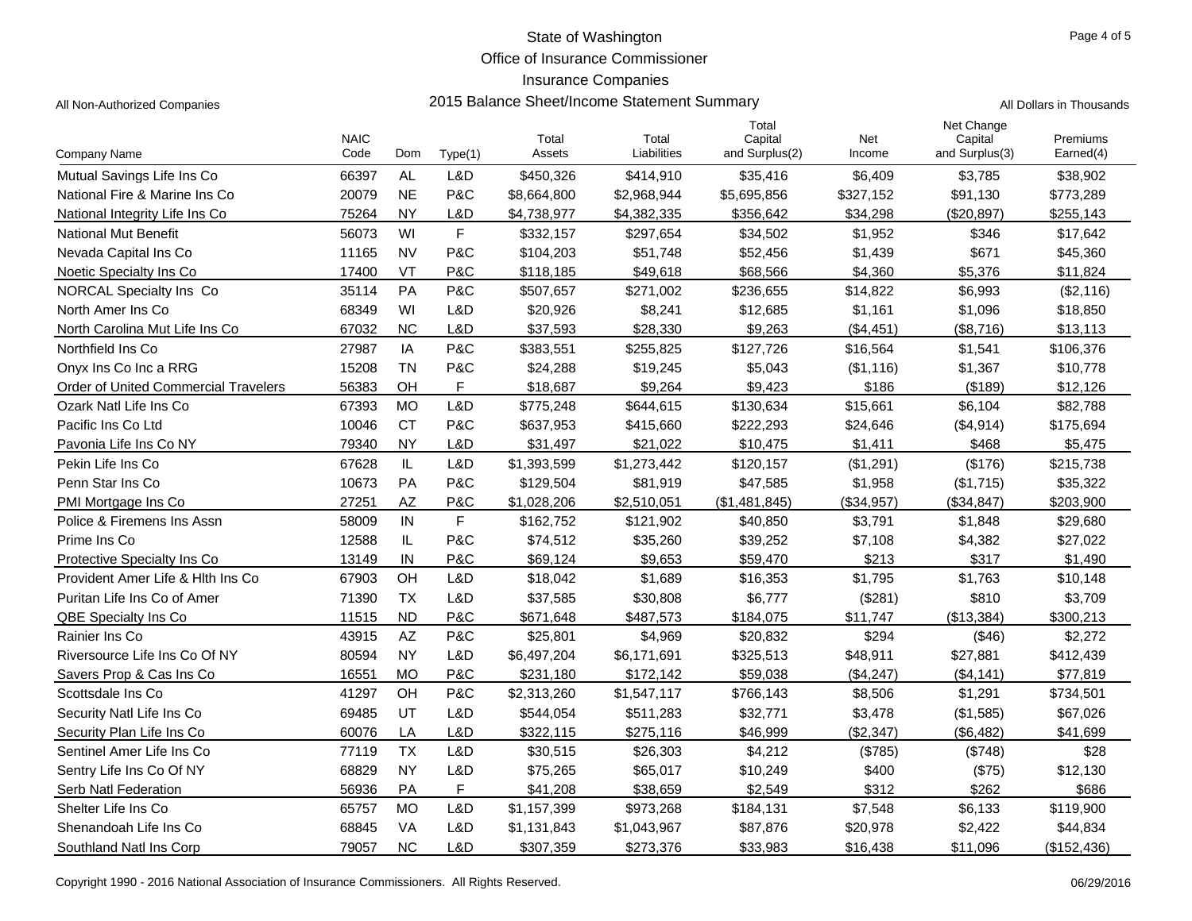State of Washington

Office of Insurance Commissioner

Insurance Companies

All Non-Authorized Companies

2015 Balance Sheet/Income Statement Summary

All Dollars in Thousands

| Company Name | NAIC Code | Dom | Type(1) | Total Assets | Total Liabilities | Total Capital and Surplus(2) | Net Income | Net Change Capital and Surplus(3) | Premiums Earned(4) |
|---|---|---|---|---|---|---|---|---|---|
| Mutual Savings Life Ins Co | 66397 | AL | L&D | $450,326 | $414,910 | $35,416 | $6,409 | $3,785 | $38,902 |
| National Fire & Marine Ins Co | 20079 | NE | P&C | $8,664,800 | $2,968,944 | $5,695,856 | $327,152 | $91,130 | $773,289 |
| National Integrity Life Ins Co | 75264 | NY | L&D | $4,738,977 | $4,382,335 | $356,642 | $34,298 | ($20,897) | $255,143 |
| National Mut Benefit | 56073 | WI | F | $332,157 | $297,654 | $34,502 | $1,952 | $346 | $17,642 |
| Nevada Capital Ins Co | 11165 | NV | P&C | $104,203 | $51,748 | $52,456 | $1,439 | $671 | $45,360 |
| Noetic Specialty Ins Co | 17400 | VT | P&C | $118,185 | $49,618 | $68,566 | $4,360 | $5,376 | $11,824 |
| NORCAL Specialty Ins  Co | 35114 | PA | P&C | $507,657 | $271,002 | $236,655 | $14,822 | $6,993 | ($2,116) |
| North Amer Ins Co | 68349 | WI | L&D | $20,926 | $8,241 | $12,685 | $1,161 | $1,096 | $18,850 |
| North Carolina Mut Life Ins Co | 67032 | NC | L&D | $37,593 | $28,330 | $9,263 | ($4,451) | ($8,716) | $13,113 |
| Northfield Ins Co | 27987 | IA | P&C | $383,551 | $255,825 | $127,726 | $16,564 | $1,541 | $106,376 |
| Onyx Ins Co Inc a RRG | 15208 | TN | P&C | $24,288 | $19,245 | $5,043 | ($1,116) | $1,367 | $10,778 |
| Order of United Commercial Travelers | 56383 | OH | F | $18,687 | $9,264 | $9,423 | $186 | ($189) | $12,126 |
| Ozark Natl Life Ins Co | 67393 | MO | L&D | $775,248 | $644,615 | $130,634 | $15,661 | $6,104 | $82,788 |
| Pacific Ins Co Ltd | 10046 | CT | P&C | $637,953 | $415,660 | $222,293 | $24,646 | ($4,914) | $175,694 |
| Pavonia Life Ins Co NY | 79340 | NY | L&D | $31,497 | $21,022 | $10,475 | $1,411 | $468 | $5,475 |
| Pekin Life Ins Co | 67628 | IL | L&D | $1,393,599 | $1,273,442 | $120,157 | ($1,291) | ($176) | $215,738 |
| Penn Star Ins Co | 10673 | PA | P&C | $129,504 | $81,919 | $47,585 | $1,958 | ($1,715) | $35,322 |
| PMI Mortgage Ins Co | 27251 | AZ | P&C | $1,028,206 | $2,510,051 | ($1,481,845) | ($34,957) | ($34,847) | $203,900 |
| Police & Firemens Ins Assn | 58009 | IN | F | $162,752 | $121,902 | $40,850 | $3,791 | $1,848 | $29,680 |
| Prime Ins Co | 12588 | IL | P&C | $74,512 | $35,260 | $39,252 | $7,108 | $4,382 | $27,022 |
| Protective Specialty Ins Co | 13149 | IN | P&C | $69,124 | $9,653 | $59,470 | $213 | $317 | $1,490 |
| Provident Amer Life & Hlth Ins Co | 67903 | OH | L&D | $18,042 | $1,689 | $16,353 | $1,795 | $1,763 | $10,148 |
| Puritan Life Ins Co of Amer | 71390 | TX | L&D | $37,585 | $30,808 | $6,777 | ($281) | $810 | $3,709 |
| QBE Specialty Ins Co | 11515 | ND | P&C | $671,648 | $487,573 | $184,075 | $11,747 | ($13,384) | $300,213 |
| Rainier Ins Co | 43915 | AZ | P&C | $25,801 | $4,969 | $20,832 | $294 | ($46) | $2,272 |
| Riversource Life Ins Co Of NY | 80594 | NY | L&D | $6,497,204 | $6,171,691 | $325,513 | $48,911 | $27,881 | $412,439 |
| Savers Prop & Cas Ins Co | 16551 | MO | P&C | $231,180 | $172,142 | $59,038 | ($4,247) | ($4,141) | $77,819 |
| Scottsdale Ins Co | 41297 | OH | P&C | $2,313,260 | $1,547,117 | $766,143 | $8,506 | $1,291 | $734,501 |
| Security Natl Life Ins Co | 69485 | UT | L&D | $544,054 | $511,283 | $32,771 | $3,478 | ($1,585) | $67,026 |
| Security Plan Life Ins Co | 60076 | LA | L&D | $322,115 | $275,116 | $46,999 | ($2,347) | ($6,482) | $41,699 |
| Sentinel Amer Life Ins Co | 77119 | TX | L&D | $30,515 | $26,303 | $4,212 | ($785) | ($748) | $28 |
| Sentry Life Ins Co Of NY | 68829 | NY | L&D | $75,265 | $65,017 | $10,249 | $400 | ($75) | $12,130 |
| Serb Natl Federation | 56936 | PA | F | $41,208 | $38,659 | $2,549 | $312 | $262 | $686 |
| Shelter Life Ins Co | 65757 | MO | L&D | $1,157,399 | $973,268 | $184,131 | $7,548 | $6,133 | $119,900 |
| Shenandoah Life Ins Co | 68845 | VA | L&D | $1,131,843 | $1,043,967 | $87,876 | $20,978 | $2,422 | $44,834 |
| Southland Natl Ins Corp | 79057 | NC | L&D | $307,359 | $273,376 | $33,983 | $16,438 | $11,096 | ($152,436) |

Copyright 1990 - 2016 National Association of Insurance Commissioners. All Rights Reserved.

06/29/2016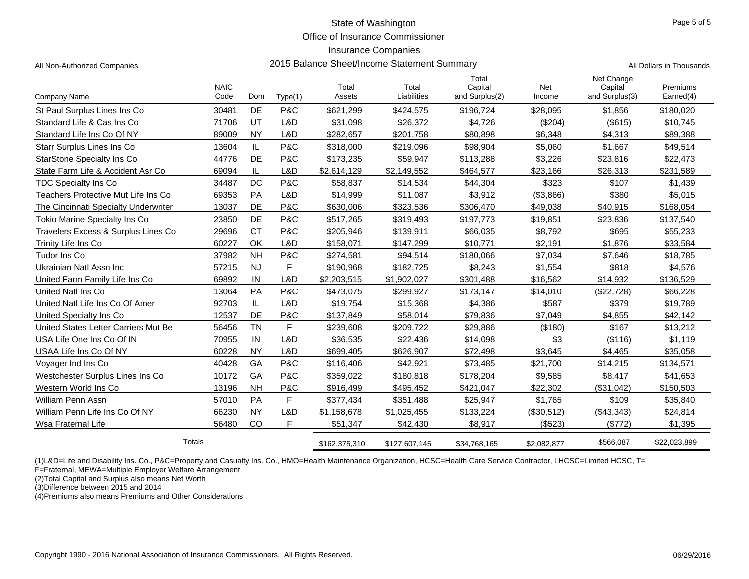State of Washington
Office of Insurance Commissioner
Insurance Companies

All Non-Authorized Companies

## 2015 Balance Sheet/Income Statement Summary

All Dollars in Thousands

| Company Name | NAIC Code | Dom | Type(1) | Total Assets | Total Liabilities | Total Capital and Surplus(2) | Net Income | Net Change Capital and Surplus(3) | Premiums Earned(4) |
|---|---|---|---|---|---|---|---|---|---|
| St Paul Surplus Lines Ins Co | 30481 | DE | P&C | $621,299 | $424,575 | $196,724 | $28,095 | $1,856 | $180,020 |
| Standard Life & Cas Ins Co | 71706 | UT | L&D | $31,098 | $26,372 | $4,726 | ($204) | ($615) | $10,745 |
| Standard Life Ins Co Of NY | 89009 | NY | L&D | $282,657 | $201,758 | $80,898 | $6,348 | $4,313 | $89,388 |
| Starr Surplus Lines Ins Co | 13604 | IL | P&C | $318,000 | $219,096 | $98,904 | $5,060 | $1,667 | $49,514 |
| StarStone Specialty Ins Co | 44776 | DE | P&C | $173,235 | $59,947 | $113,288 | $3,226 | $23,816 | $22,473 |
| State Farm Life & Accident Asr Co | 69094 | IL | L&D | $2,614,129 | $2,149,552 | $464,577 | $23,166 | $26,313 | $231,589 |
| TDC Specialty Ins Co | 34487 | DC | P&C | $58,837 | $14,534 | $44,304 | $323 | $107 | $1,439 |
| Teachers Protective Mut Life Ins Co | 69353 | PA | L&D | $14,999 | $11,087 | $3,912 | ($3,866) | $380 | $5,015 |
| The Cincinnati Specialty Underwriter | 13037 | DE | P&C | $630,006 | $323,536 | $306,470 | $49,038 | $40,915 | $168,054 |
| Tokio Marine Specialty Ins Co | 23850 | DE | P&C | $517,265 | $319,493 | $197,773 | $19,851 | $23,836 | $137,540 |
| Travelers Excess & Surplus Lines Co | 29696 | CT | P&C | $205,946 | $139,911 | $66,035 | $8,792 | $695 | $55,233 |
| Trinity Life Ins Co | 60227 | OK | L&D | $158,071 | $147,299 | $10,771 | $2,191 | $1,876 | $33,584 |
| Tudor Ins Co | 37982 | NH | P&C | $274,581 | $94,514 | $180,066 | $7,034 | $7,646 | $18,785 |
| Ukrainian Natl Assn Inc | 57215 | NJ | F | $190,968 | $182,725 | $8,243 | $1,554 | $818 | $4,576 |
| United Farm Family Life Ins Co | 69892 | IN | L&D | $2,203,515 | $1,902,027 | $301,488 | $16,562 | $14,932 | $136,529 |
| United Natl Ins Co | 13064 | PA | P&C | $473,075 | $299,927 | $173,147 | $14,010 | ($22,728) | $66,228 |
| United Natl Life Ins Co Of Amer | 92703 | IL | L&D | $19,754 | $15,368 | $4,386 | $587 | $379 | $19,789 |
| United Specialty Ins Co | 12537 | DE | P&C | $137,849 | $58,014 | $79,836 | $7,049 | $4,855 | $42,142 |
| United States Letter Carriers Mut Be | 56456 | TN | F | $239,608 | $209,722 | $29,886 | ($180) | $167 | $13,212 |
| USA Life One Ins Co Of IN | 70955 | IN | L&D | $36,535 | $22,436 | $14,098 | $3 | ($116) | $1,119 |
| USAA Life Ins Co Of NY | 60228 | NY | L&D | $699,405 | $626,907 | $72,498 | $3,645 | $4,465 | $35,058 |
| Voyager Ind Ins Co | 40428 | GA | P&C | $116,406 | $42,921 | $73,485 | $21,700 | $14,215 | $134,571 |
| Westchester Surplus Lines Ins Co | 10172 | GA | P&C | $359,022 | $180,818 | $178,204 | $9,585 | $8,417 | $41,653 |
| Western World Ins Co | 13196 | NH | P&C | $916,499 | $495,452 | $421,047 | $22,302 | ($31,042) | $150,503 |
| William Penn Assn | 57010 | PA | F | $377,434 | $351,488 | $25,947 | $1,765 | $109 | $35,840 |
| William Penn Life Ins Co Of NY | 66230 | NY | L&D | $1,158,678 | $1,025,455 | $133,224 | ($30,512) | ($43,343) | $24,814 |
| Wsa Fraternal Life | 56480 | CO | F | $51,347 | $42,430 | $8,917 | ($523) | ($772) | $1,395 |
| Totals | | | | $162,375,310 | $127,607,145 | $34,768,165 | $2,082,877 | $566,087 | $22,023,899 |

(1)L&D=Life and Disability Ins. Co., P&C=Property and Casualty Ins. Co., HMO=Health Maintenance Organization, HCSC=Health Care Service Contractor, LHCSC=Limited HCSC, T=
F=Fraternal, MEWA=Multiple Employer Welfare Arrangement
(2)Total Capital and Surplus also means Net Worth
(3)Difference between 2015 and 2014
(4)Premiums also means Premiums and Other Considerations

Copyright 1990 - 2016 National Association of Insurance Commissioners. All Rights Reserved. 06/29/2016